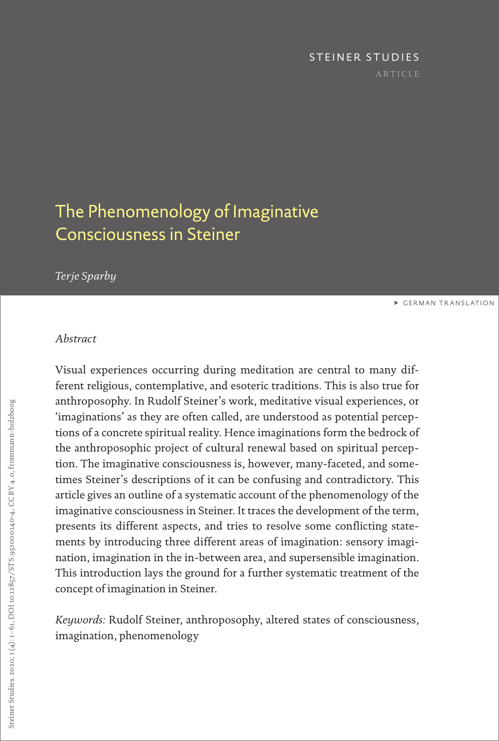STEINER STUDIES

ARTICLE

# The Phenomenology of Imaginative Consciousness in Steiner

*Terje Sparby*

▸ GERMAN TRANSLATION

*Abstract*

Visual experiences occurring during meditation are central to many different religious, contemplative, and esoteric traditions. This is also true for anthroposophy. In Rudolf Steiner's work, meditative visual experiences, or 'imaginations' as they are often called, are understood as potential perceptions of a concrete spiritual reality. Hence imaginations form the bedrock of the anthroposophic project of cultural renewal based on spiritual perception. The imaginative consciousness is, however, many-faceted, and sometimes Steiner's descriptions of it can be confusing and contradictory. This article gives an outline of a systematic account of the phenomenology of the imaginative consciousness in Steiner. It traces the development of the term, presents its different aspects, and tries to resolve some conflicting statements by introducing three different areas of imagination: sensory imagination, imagination in the in-between area, and supersensible imagination. This introduction lays the ground for a further systematic treatment of the concept of imagination in Steiner.

*Keywords:* Rudolf Steiner, anthroposophy, altered states of consciousness, imagination, phenomenology

Steiner Studies. 2020; 1(4):1–61, DOI 10.12857/STS.951000140-4, CC BY 4.0, frommann-holzboog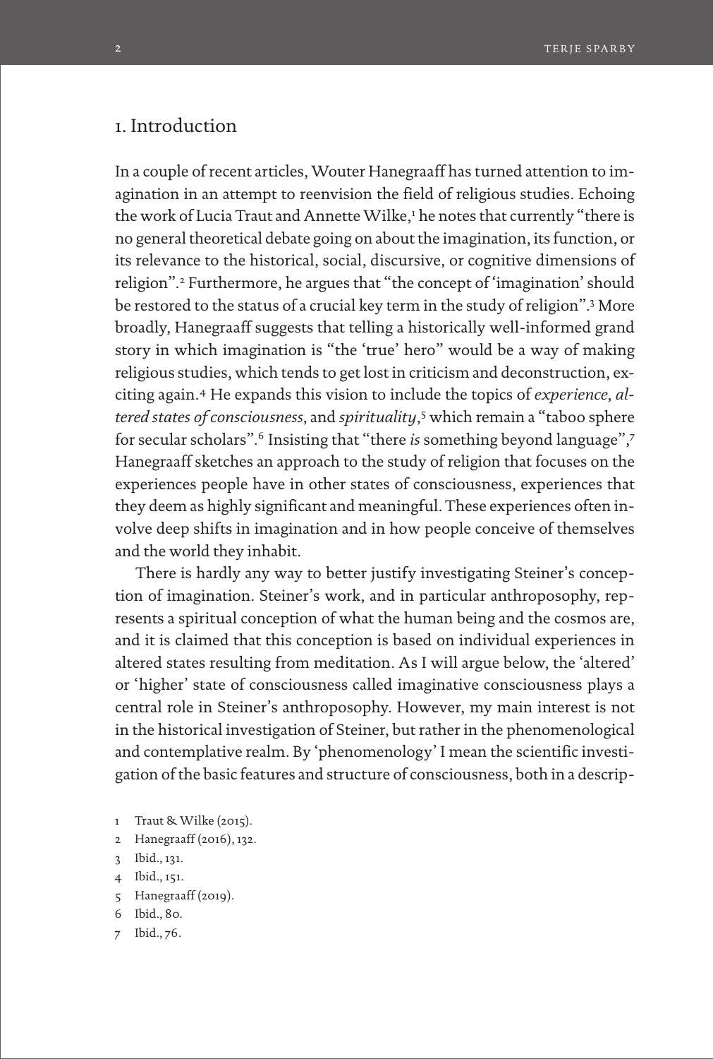## 1. Introduction

In a couple of recent articles, Wouter Hanegraaff has turned attention to imagination in an attempt to reenvision the field of religious studies. Echoing the work of Lucia Traut and Annette Wilke,[1] he notes that currently "there is no general theoretical debate going on about the imagination, its function, or its relevance to the historical, social, discursive, or cognitive dimensions of religion".[2] Furthermore, he argues that "the concept of 'imagination' should be restored to the status of a crucial key term in the study of religion".[3] More broadly, Hanegraaff suggests that telling a historically well-informed grand story in which imagination is "the 'true' hero" would be a way of making religious studies, which tends to get lost in criticism and deconstruction, exciting again.[4] He expands this vision to include the topics of *experience*, *altered states of consciousness*, and *spirituality*,[5] which remain a "taboo sphere for secular scholars".[6] Insisting that "there *is* something beyond language",[7] Hanegraaff sketches an approach to the study of religion that focuses on the experiences people have in other states of consciousness, experiences that they deem as highly significant and meaningful. These experiences often involve deep shifts in imagination and in how people conceive of themselves and the world they inhabit.

There is hardly any way to better justify investigating Steiner's conception of imagination. Steiner's work, and in particular anthroposophy, represents a spiritual conception of what the human being and the cosmos are, and it is claimed that this conception is based on individual experiences in altered states resulting from meditation. As I will argue below, the 'altered' or 'higher' state of consciousness called imaginative consciousness plays a central role in Steiner's anthroposophy. However, my main interest is not in the historical investigation of Steiner, but rather in the phenomenological and contemplative realm. By 'phenomenology' I mean the scientific investigation of the basic features and structure of consciousness, both in a descrip-

1 Traut & Wilke (2015).

2 Hanegraaff (2016), 132.

3 Ibid., 131.

4 Ibid., 151.

5 Hanegraaff (2019).

6 Ibid., 80.

7 Ibid., 76.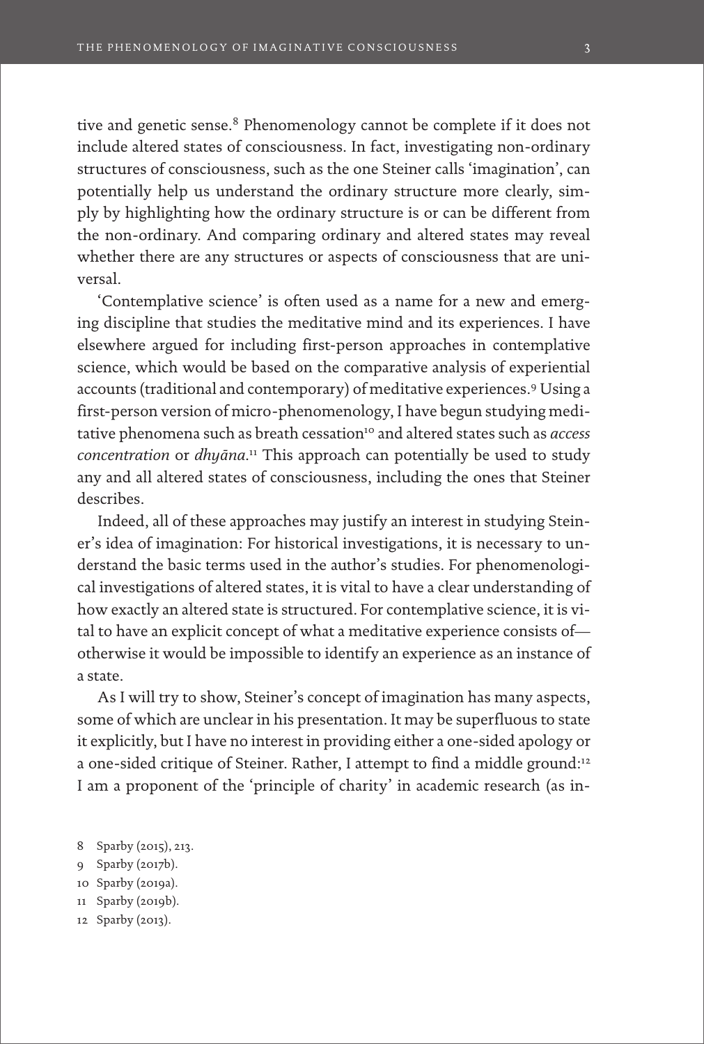tive and genetic sense.[8] Phenomenology cannot be complete if it does not include altered states of consciousness. In fact, investigating non-ordinary structures of consciousness, such as the one Steiner calls 'imagination', can potentially help us understand the ordinary structure more clearly, simply by highlighting how the ordinary structure is or can be different from the non-ordinary. And comparing ordinary and altered states may reveal whether there are any structures or aspects of consciousness that are universal.

'Contemplative science' is often used as a name for a new and emerging discipline that studies the meditative mind and its experiences. I have elsewhere argued for including first-person approaches in contemplative science, which would be based on the comparative analysis of experiential accounts (traditional and contemporary) of meditative experiences.[9] Using a first-person version of micro-phenomenology, I have begun studying meditative phenomena such as breath cessation[10] and altered states such as *access concentration* or *dhyāna*.[11] This approach can potentially be used to study any and all altered states of consciousness, including the ones that Steiner describes.

Indeed, all of these approaches may justify an interest in studying Steiner's idea of imagination: For historical investigations, it is necessary to understand the basic terms used in the author's studies. For phenomenological investigations of altered states, it is vital to have a clear understanding of how exactly an altered state is structured. For contemplative science, it is vital to have an explicit concept of what a meditative experience consists of—otherwise it would be impossible to identify an experience as an instance of a state.

As I will try to show, Steiner's concept of imagination has many aspects, some of which are unclear in his presentation. It may be superfluous to state it explicitly, but I have no interest in providing either a one-sided apology or a one-sided critique of Steiner. Rather, I attempt to find a middle ground:[12] I am a proponent of the 'principle of charity' in academic research (as in-

8 Sparby (2015), 213.

9 Sparby (2017b).

10 Sparby (2019a).

11 Sparby (2019b).

12 Sparby (2013).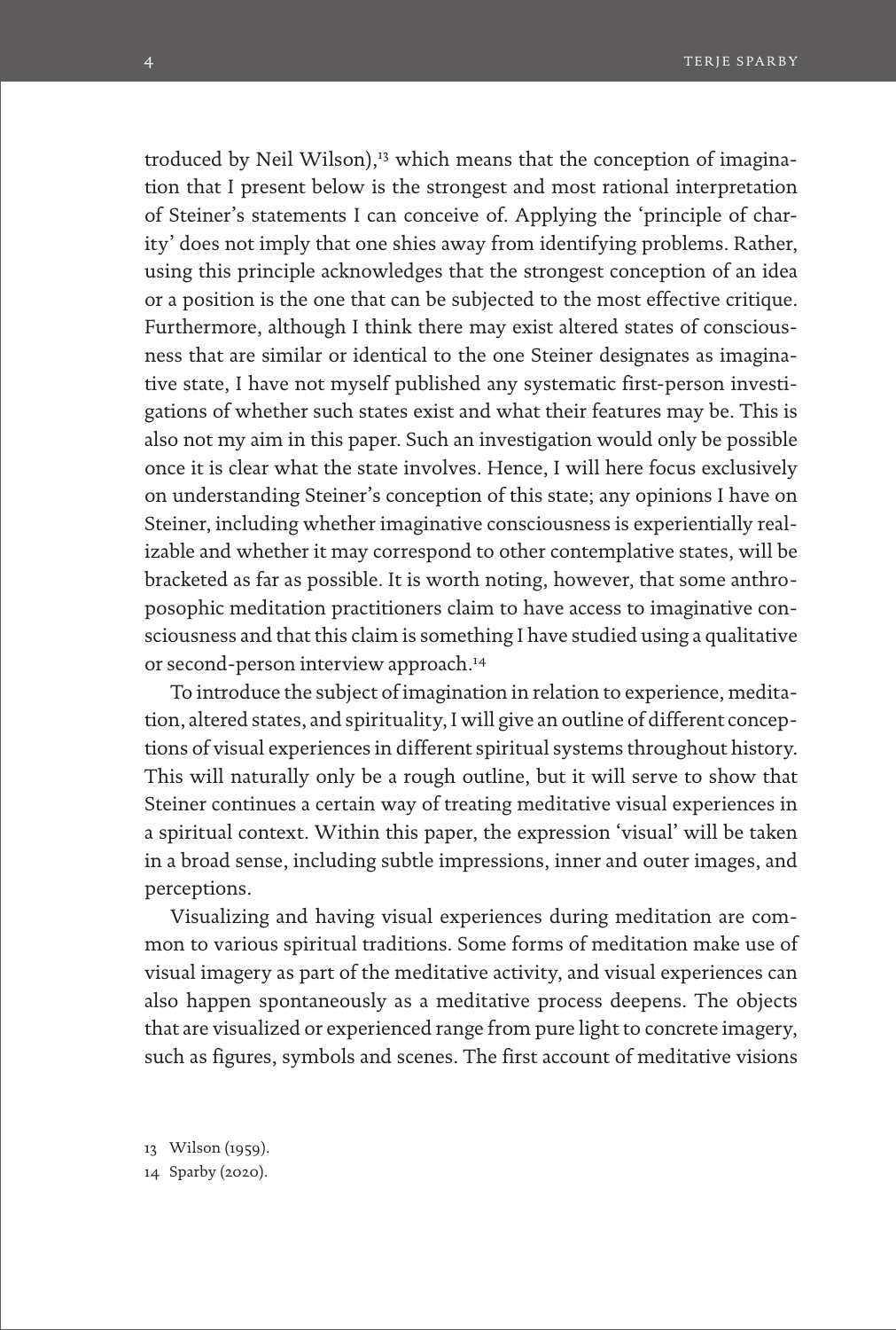troduced by Neil Wilson),[13] which means that the conception of imagination that I present below is the strongest and most rational interpretation of Steiner's statements I can conceive of. Applying the 'principle of charity' does not imply that one shies away from identifying problems. Rather, using this principle acknowledges that the strongest conception of an idea or a position is the one that can be subjected to the most effective critique. Furthermore, although I think there may exist altered states of consciousness that are similar or identical to the one Steiner designates as imaginative state, I have not myself published any systematic first-person investigations of whether such states exist and what their features may be. This is also not my aim in this paper. Such an investigation would only be possible once it is clear what the state involves. Hence, I will here focus exclusively on understanding Steiner's conception of this state; any opinions I have on Steiner, including whether imaginative consciousness is experientially realizable and whether it may correspond to other contemplative states, will be bracketed as far as possible. It is worth noting, however, that some anthroposophic meditation practitioners claim to have access to imaginative consciousness and that this claim is something I have studied using a qualitative or second-person interview approach.[14]

To introduce the subject of imagination in relation to experience, meditation, altered states, and spirituality, I will give an outline of different conceptions of visual experiences in different spiritual systems throughout history. This will naturally only be a rough outline, but it will serve to show that Steiner continues a certain way of treating meditative visual experiences in a spiritual context. Within this paper, the expression 'visual' will be taken in a broad sense, including subtle impressions, inner and outer images, and perceptions.

Visualizing and having visual experiences during meditation are common to various spiritual traditions. Some forms of meditation make use of visual imagery as part of the meditative activity, and visual experiences can also happen spontaneously as a meditative process deepens. The objects that are visualized or experienced range from pure light to concrete imagery, such as figures, symbols and scenes. The first account of meditative visions

13 Wilson (1959).

14 Sparby (2020).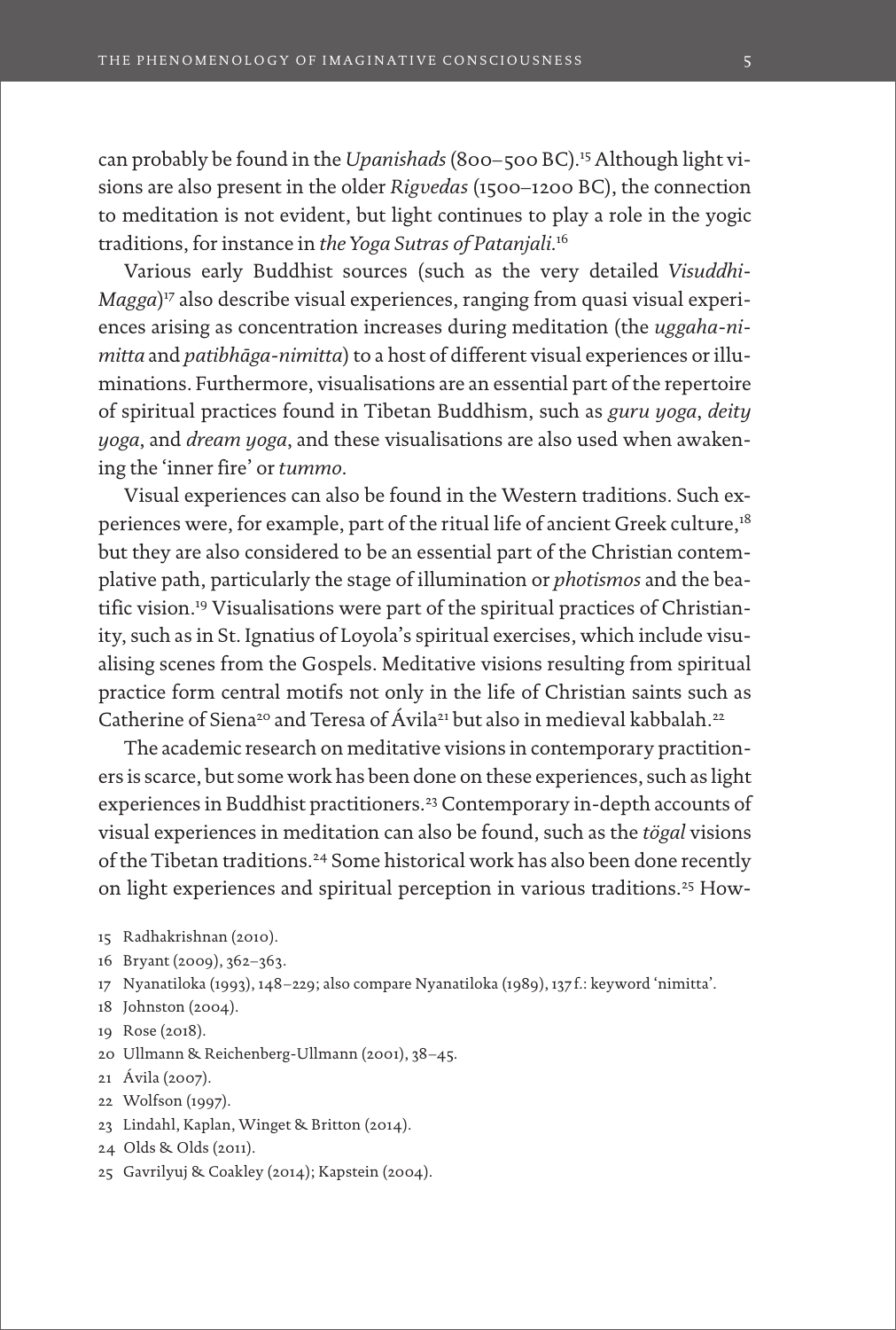can probably be found in the *Upanishads* (800–500 BC).[15] Although light visions are also present in the older *Rigvedas* (1500–1200 BC), the connection to meditation is not evident, but light continues to play a role in the yogic traditions, for instance in *the Yoga Sutras of Patanjali*.[16]

Various early Buddhist sources (such as the very detailed *Visuddhi-Magga*)[17] also describe visual experiences, ranging from quasi visual experiences arising as concentration increases during meditation (the *uggaha-nimitta* and *patibhāga-nimitta*) to a host of different visual experiences or illuminations. Furthermore, visualisations are an essential part of the repertoire of spiritual practices found in Tibetan Buddhism, such as *guru yoga*, *deity yoga*, and *dream yoga*, and these visualisations are also used when awakening the 'inner fire' or *tummo*.

Visual experiences can also be found in the Western traditions. Such experiences were, for example, part of the ritual life of ancient Greek culture,[18] but they are also considered to be an essential part of the Christian contemplative path, particularly the stage of illumination or *photismos* and the beatific vision.[19] Visualisations were part of the spiritual practices of Christianity, such as in St. Ignatius of Loyola's spiritual exercises, which include visualising scenes from the Gospels. Meditative visions resulting from spiritual practice form central motifs not only in the life of Christian saints such as Catherine of Siena[20] and Teresa of Ávila[21] but also in medieval kabbalah.[22]

The academic research on meditative visions in contemporary practitioners is scarce, but some work has been done on these experiences, such as light experiences in Buddhist practitioners.[23] Contemporary in-depth accounts of visual experiences in meditation can also be found, such as the *tögal* visions of the Tibetan traditions.[24] Some historical work has also been done recently on light experiences and spiritual perception in various traditions.[25] How-

15 Radhakrishnan (2010).

16 Bryant (2009), 362–363.

17 Nyanatiloka (1993), 148–229; also compare Nyanatiloka (1989), 137 f.: keyword 'nimitta'.

18 Johnston (2004).

19 Rose (2018).

20 Ullmann & Reichenberg-Ullmann (2001), 38–45.

21 Ávila (2007).

22 Wolfson (1997).

23 Lindahl, Kaplan, Winget & Britton (2014).

24 Olds & Olds (2011).

25 Gavrilyuj & Coakley (2014); Kapstein (2004).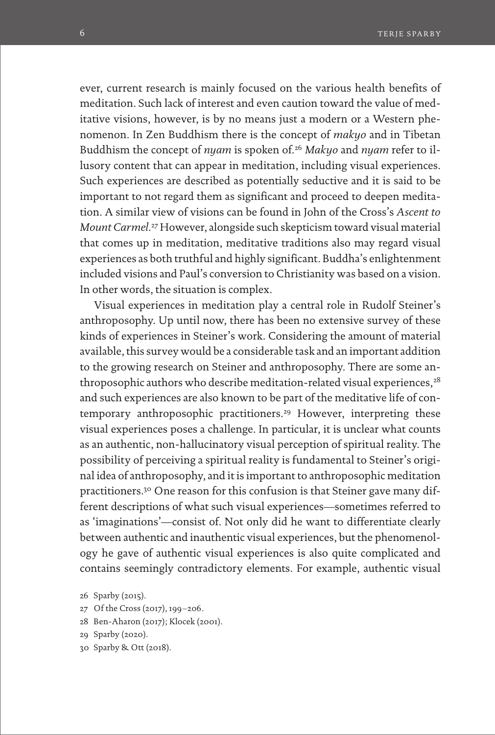ever, current research is mainly focused on the various health benefits of meditation. Such lack of interest and even caution toward the value of meditative visions, however, is by no means just a modern or a Western phenomenon. In Zen Buddhism there is the concept of *makyo* and in Tibetan Buddhism the concept of *nyam* is spoken of.[26] *Makyo* and *nyam* refer to illusory content that can appear in meditation, including visual experiences. Such experiences are described as potentially seductive and it is said to be important to not regard them as significant and proceed to deepen meditation. A similar view of visions can be found in John of the Cross's *Ascent to Mount Carmel*.[27] However, alongside such skepticism toward visual material that comes up in meditation, meditative traditions also may regard visual experiences as both truthful and highly significant. Buddha's enlightenment included visions and Paul's conversion to Christianity was based on a vision. In other words, the situation is complex.

Visual experiences in meditation play a central role in Rudolf Steiner's anthroposophy. Up until now, there has been no extensive survey of these kinds of experiences in Steiner's work. Considering the amount of material available, this survey would be a considerable task and an important addition to the growing research on Steiner and anthroposophy. There are some anthroposophic authors who describe meditation-related visual experiences,[28] and such experiences are also known to be part of the meditative life of contemporary anthroposophic practitioners.[29] However, interpreting these visual experiences poses a challenge. In particular, it is unclear what counts as an authentic, non-hallucinatory visual perception of spiritual reality. The possibility of perceiving a spiritual reality is fundamental to Steiner's original idea of anthroposophy, and it is important to anthroposophic meditation practitioners.[30] One reason for this confusion is that Steiner gave many different descriptions of what such visual experiences—sometimes referred to as 'imaginations'—consist of. Not only did he want to differentiate clearly between authentic and inauthentic visual experiences, but the phenomenology he gave of authentic visual experiences is also quite complicated and contains seemingly contradictory elements. For example, authentic visual

26 Sparby (2015).

27 Of the Cross (2017), 199–206.

28 Ben-Aharon (2017); Klocek (2001).

29 Sparby (2020).

30 Sparby & Ott (2018).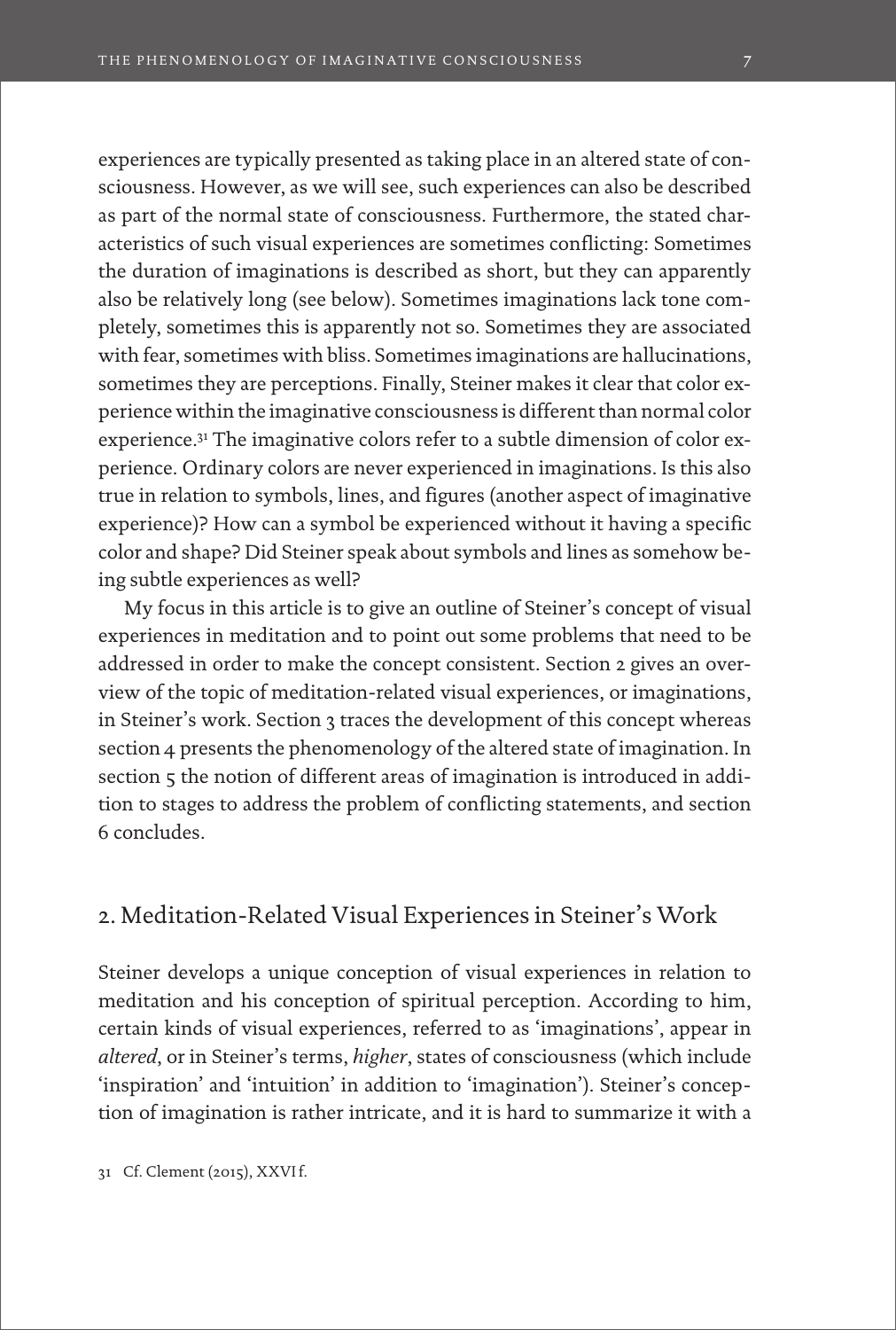experiences are typically presented as taking place in an altered state of consciousness. However, as we will see, such experiences can also be described as part of the normal state of consciousness. Furthermore, the stated characteristics of such visual experiences are sometimes conflicting: Sometimes the duration of imaginations is described as short, but they can apparently also be relatively long (see below). Sometimes imaginations lack tone completely, sometimes this is apparently not so. Sometimes they are associated with fear, sometimes with bliss. Sometimes imaginations are hallucinations, sometimes they are perceptions. Finally, Steiner makes it clear that color experience within the imaginative consciousness is different than normal color experience.[31] The imaginative colors refer to a subtle dimension of color experience. Ordinary colors are never experienced in imaginations. Is this also true in relation to symbols, lines, and figures (another aspect of imaginative experience)? How can a symbol be experienced without it having a specific color and shape? Did Steiner speak about symbols and lines as somehow being subtle experiences as well?

My focus in this article is to give an outline of Steiner's concept of visual experiences in meditation and to point out some problems that need to be addressed in order to make the concept consistent. Section 2 gives an overview of the topic of meditation-related visual experiences, or imaginations, in Steiner's work. Section 3 traces the development of this concept whereas section 4 presents the phenomenology of the altered state of imagination. In section 5 the notion of different areas of imagination is introduced in addition to stages to address the problem of conflicting statements, and section 6 concludes.

## 2. Meditation-Related Visual Experiences in Steiner's Work

Steiner develops a unique conception of visual experiences in relation to meditation and his conception of spiritual perception. According to him, certain kinds of visual experiences, referred to as 'imaginations', appear in *altered*, or in Steiner's terms, *higher*, states of consciousness (which include 'inspiration' and 'intuition' in addition to 'imagination'). Steiner's conception of imagination is rather intricate, and it is hard to summarize it with a

[31] Cf. Clement (2015), XXVI f.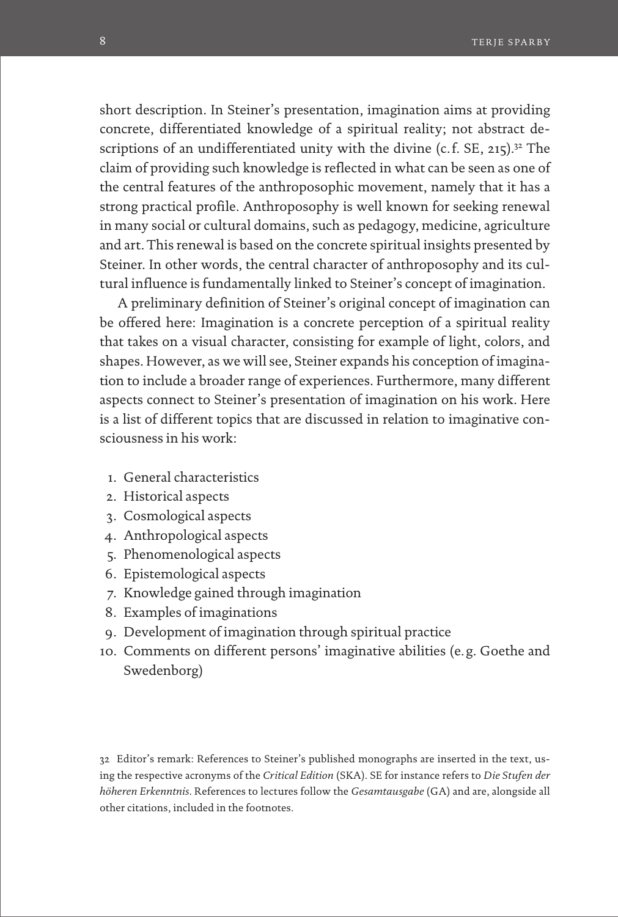short description. In Steiner's presentation, imagination aims at providing concrete, differentiated knowledge of a spiritual reality; not abstract descriptions of an undifferentiated unity with the divine (c.f. SE, 215).[32] The claim of providing such knowledge is reflected in what can be seen as one of the central features of the anthroposophic movement, namely that it has a strong practical profile. Anthroposophy is well known for seeking renewal in many social or cultural domains, such as pedagogy, medicine, agriculture and art. This renewal is based on the concrete spiritual insights presented by Steiner. In other words, the central character of anthroposophy and its cultural influence is fundamentally linked to Steiner's concept of imagination.

A preliminary definition of Steiner's original concept of imagination can be offered here: Imagination is a concrete perception of a spiritual reality that takes on a visual character, consisting for example of light, colors, and shapes. However, as we will see, Steiner expands his conception of imagination to include a broader range of experiences. Furthermore, many different aspects connect to Steiner's presentation of imagination on his work. Here is a list of different topics that are discussed in relation to imaginative consciousness in his work:

1. General characteristics
2. Historical aspects
3. Cosmological aspects
4. Anthropological aspects
5. Phenomenological aspects
6. Epistemological aspects
7. Knowledge gained through imagination
8. Examples of imaginations
9. Development of imagination through spiritual practice
10. Comments on different persons' imaginative abilities (e.g. Goethe and Swedenborg)

32 Editor's remark: References to Steiner's published monographs are inserted in the text, using the respective acronyms of the *Critical Edition* (SKA). SE for instance refers to *Die Stufen der höheren Erkenntnis*. References to lectures follow the *Gesamtausgabe* (GA) and are, alongside all other citations, included in the footnotes.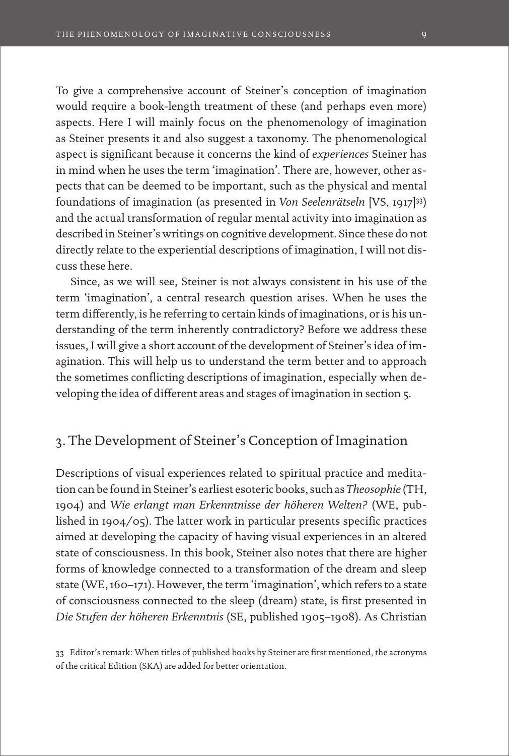To give a comprehensive account of Steiner's conception of imagination would require a book-length treatment of these (and perhaps even more) aspects. Here I will mainly focus on the phenomenology of imagination as Steiner presents it and also suggest a taxonomy. The phenomenological aspect is significant because it concerns the kind of *experiences* Steiner has in mind when he uses the term 'imagination'. There are, however, other aspects that can be deemed to be important, such as the physical and mental foundations of imagination (as presented in *Von Seelenrätseln* [VS, 1917][33]) and the actual transformation of regular mental activity into imagination as described in Steiner's writings on cognitive development. Since these do not directly relate to the experiential descriptions of imagination, I will not discuss these here.

Since, as we will see, Steiner is not always consistent in his use of the term 'imagination', a central research question arises. When he uses the term differently, is he referring to certain kinds of imaginations, or is his understanding of the term inherently contradictory? Before we address these issues, I will give a short account of the development of Steiner's idea of imagination. This will help us to understand the term better and to approach the sometimes conflicting descriptions of imagination, especially when developing the idea of different areas and stages of imagination in section 5.

## 3. The Development of Steiner's Conception of Imagination

Descriptions of visual experiences related to spiritual practice and meditation can be found in Steiner's earliest esoteric books, such as *Theosophie* (TH, 1904) and *Wie erlangt man Erkenntnisse der höheren Welten?* (WE, published in 1904/05). The latter work in particular presents specific practices aimed at developing the capacity of having visual experiences in an altered state of consciousness. In this book, Steiner also notes that there are higher forms of knowledge connected to a transformation of the dream and sleep state (WE, 160–171). However, the term 'imagination', which refers to a state of consciousness connected to the sleep (dream) state, is first presented in *Die Stufen der höheren Erkenntnis* (SE, published 1905–1908). As Christian

[33] Editor's remark: When titles of published books by Steiner are first mentioned, the acronyms of the critical Edition (SKA) are added for better orientation.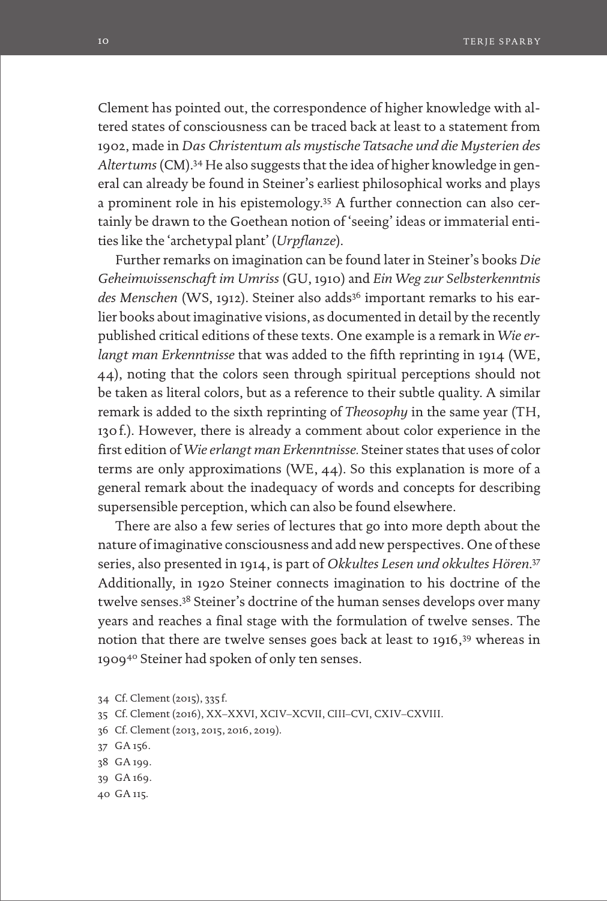Clement has pointed out, the correspondence of higher knowledge with altered states of consciousness can be traced back at least to a statement from 1902, made in *Das Christentum als mystische Tatsache und die Mysterien des Altertums* (CM).[34] He also suggests that the idea of higher knowledge in general can already be found in Steiner's earliest philosophical works and plays a prominent role in his epistemology.[35] A further connection can also certainly be drawn to the Goethean notion of 'seeing' ideas or immaterial entities like the 'archetypal plant' (*Urpflanze*).

Further remarks on imagination can be found later in Steiner's books *Die Geheimwissenschaft im Umriss* (GU, 1910) and *Ein Weg zur Selbsterkenntnis des Menschen* (WS, 1912). Steiner also adds[36] important remarks to his earlier books about imaginative visions, as documented in detail by the recently published critical editions of these texts. One example is a remark in *Wie erlangt man Erkenntnisse* that was added to the fifth reprinting in 1914 (WE, 44), noting that the colors seen through spiritual perceptions should not be taken as literal colors, but as a reference to their subtle quality. A similar remark is added to the sixth reprinting of *Theosophy* in the same year (TH, 130 f.). However, there is already a comment about color experience in the first edition of *Wie erlangt man Erkenntnisse.* Steiner states that uses of color terms are only approximations (WE, 44). So this explanation is more of a general remark about the inadequacy of words and concepts for describing supersensible perception, which can also be found elsewhere.

There are also a few series of lectures that go into more depth about the nature of imaginative consciousness and add new perspectives. One of these series, also presented in 1914, is part of *Okkultes Lesen und okkultes Hören*.[37] Additionally, in 1920 Steiner connects imagination to his doctrine of the twelve senses.[38] Steiner's doctrine of the human senses develops over many years and reaches a final stage with the formulation of twelve senses. The notion that there are twelve senses goes back at least to 1916,[39] whereas in 1909[40] Steiner had spoken of only ten senses.

34 Cf. Clement (2015), 335 f.

35 Cf. Clement (2016), XX–XXVI, XCIV–XCVII, CIII–CVI, CXIV–CXVIII.

36 Cf. Clement (2013, 2015, 2016, 2019).

37 GA 156.

38 GA 199.

39 GA 169.

40 GA 115.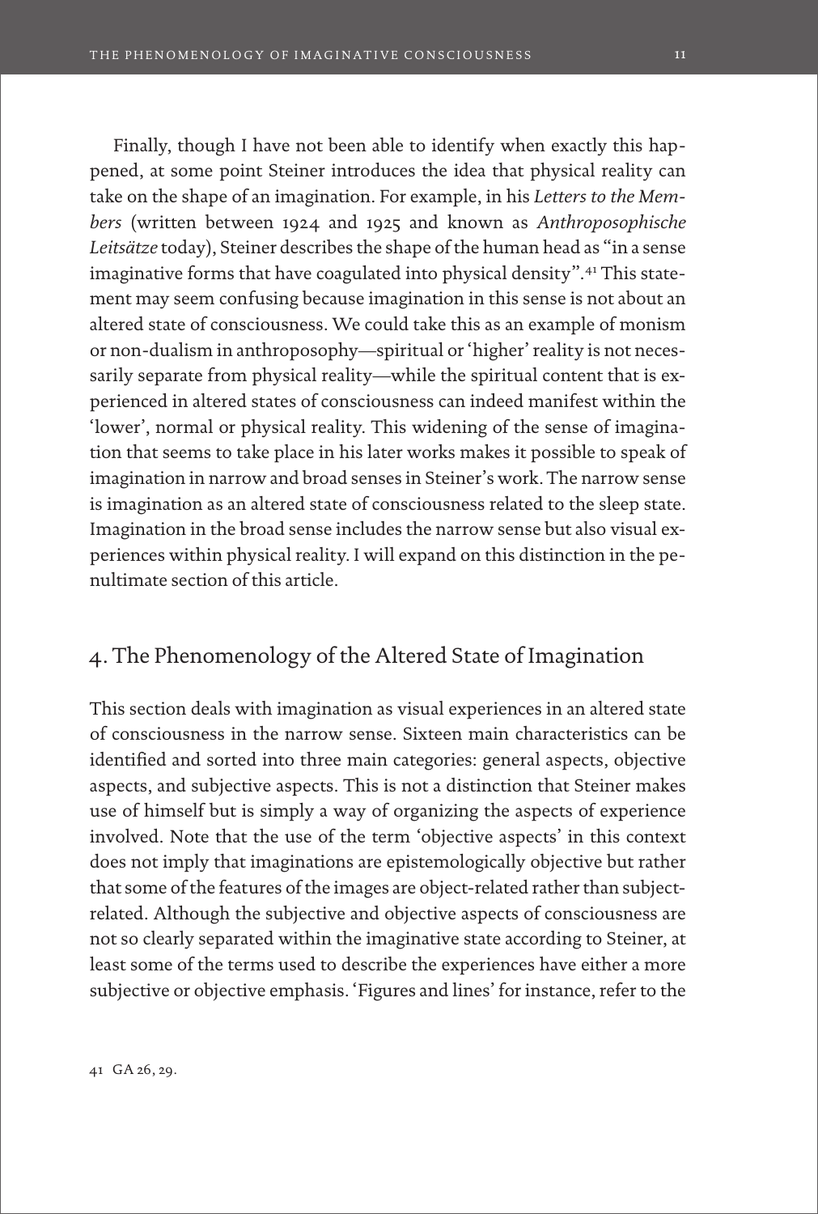Finally, though I have not been able to identify when exactly this happened, at some point Steiner introduces the idea that physical reality can take on the shape of an imagination. For example, in his *Letters to the Members* (written between 1924 and 1925 and known as *Anthroposophische Leitsätze* today), Steiner describes the shape of the human head as "in a sense imaginative forms that have coagulated into physical density".[41] This statement may seem confusing because imagination in this sense is not about an altered state of consciousness. We could take this as an example of monism or non-dualism in anthroposophy—spiritual or 'higher' reality is not necessarily separate from physical reality—while the spiritual content that is experienced in altered states of consciousness can indeed manifest within the 'lower', normal or physical reality. This widening of the sense of imagination that seems to take place in his later works makes it possible to speak of imagination in narrow and broad senses in Steiner's work. The narrow sense is imagination as an altered state of consciousness related to the sleep state. Imagination in the broad sense includes the narrow sense but also visual experiences within physical reality. I will expand on this distinction in the penultimate section of this article.

## 4. The Phenomenology of the Altered State of Imagination

This section deals with imagination as visual experiences in an altered state of consciousness in the narrow sense. Sixteen main characteristics can be identified and sorted into three main categories: general aspects, objective aspects, and subjective aspects. This is not a distinction that Steiner makes use of himself but is simply a way of organizing the aspects of experience involved. Note that the use of the term 'objective aspects' in this context does not imply that imaginations are epistemologically objective but rather that some of the features of the images are object-related rather than subject-related. Although the subjective and objective aspects of consciousness are not so clearly separated within the imaginative state according to Steiner, at least some of the terms used to describe the experiences have either a more subjective or objective emphasis. 'Figures and lines' for instance, refer to the

41 GA 26, 29.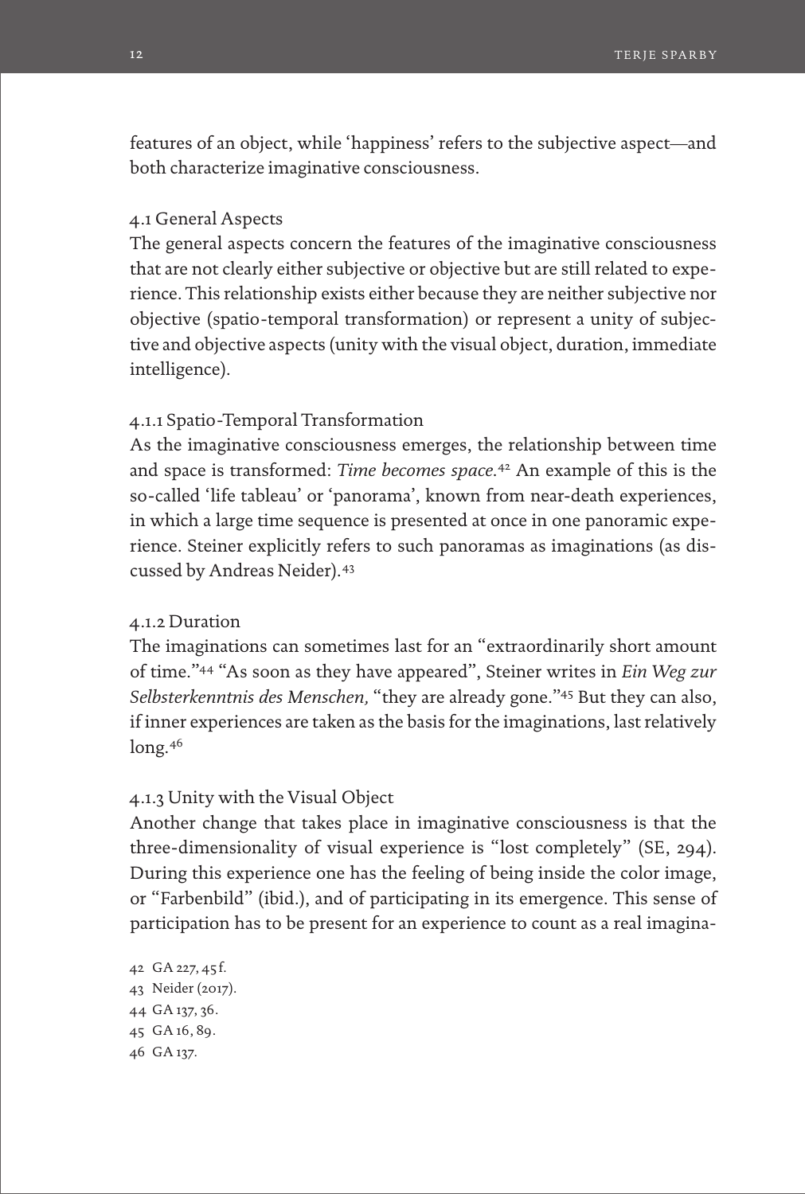features of an object, while 'happiness' refers to the subjective aspect—and both characterize imaginative consciousness.

### 4.1 General Aspects

The general aspects concern the features of the imaginative consciousness that are not clearly either subjective or objective but are still related to experience. This relationship exists either because they are neither subjective nor objective (spatio-temporal transformation) or represent a unity of subjective and objective aspects (unity with the visual object, duration, immediate intelligence).

#### 4.1.1 Spatio-Temporal Transformation

As the imaginative consciousness emerges, the relationship between time and space is transformed: *Time becomes space.*[42] An example of this is the so-called 'life tableau' or 'panorama', known from near-death experiences, in which a large time sequence is presented at once in one panoramic experience. Steiner explicitly refers to such panoramas as imaginations (as discussed by Andreas Neider).[43]

#### 4.1.2 Duration

The imaginations can sometimes last for an "extraordinarily short amount of time."[44] "As soon as they have appeared", Steiner writes in *Ein Weg zur Selbsterkenntnis des Menschen,* "they are already gone."[45] But they can also, if inner experiences are taken as the basis for the imaginations, last relatively long.[46]

#### 4.1.3 Unity with the Visual Object

Another change that takes place in imaginative consciousness is that the three-dimensionality of visual experience is "lost completely" (SE, 294). During this experience one has the feeling of being inside the color image, or "Farbenbild" (ibid.), and of participating in its emergence. This sense of participation has to be present for an experience to count as a real imagina-

42 GA 227, 45 f.
43 Neider (2017).
44 GA 137, 36.
45 GA 16, 89.
46 GA 137.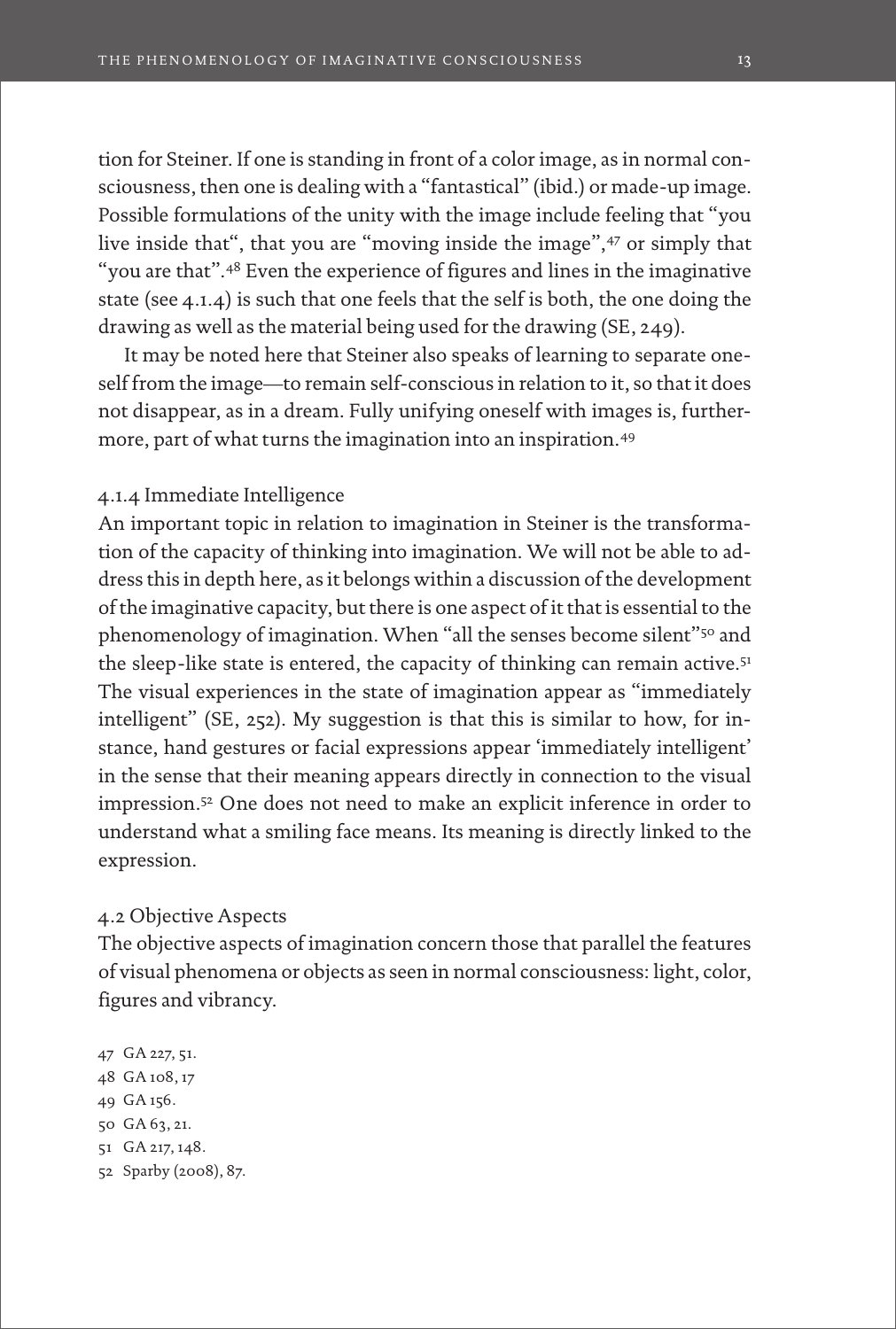tion for Steiner. If one is standing in front of a color image, as in normal consciousness, then one is dealing with a "fantastical" (ibid.) or made-up image. Possible formulations of the unity with the image include feeling that "you live inside that", that you are "moving inside the image",[47] or simply that "you are that".[48] Even the experience of figures and lines in the imaginative state (see 4.1.4) is such that one feels that the self is both, the one doing the drawing as well as the material being used for the drawing (SE, 249).

It may be noted here that Steiner also speaks of learning to separate oneself from the image—to remain self-conscious in relation to it, so that it does not disappear, as in a dream. Fully unifying oneself with images is, furthermore, part of what turns the imagination into an inspiration.[49]

### 4.1.4 Immediate Intelligence

An important topic in relation to imagination in Steiner is the transformation of the capacity of thinking into imagination. We will not be able to address this in depth here, as it belongs within a discussion of the development of the imaginative capacity, but there is one aspect of it that is essential to the phenomenology of imagination. When "all the senses become silent"[50] and the sleep-like state is entered, the capacity of thinking can remain active.[51] The visual experiences in the state of imagination appear as "immediately intelligent" (SE, 252). My suggestion is that this is similar to how, for instance, hand gestures or facial expressions appear 'immediately intelligent' in the sense that their meaning appears directly in connection to the visual impression.[52] One does not need to make an explicit inference in order to understand what a smiling face means. Its meaning is directly linked to the expression.

### 4.2 Objective Aspects

The objective aspects of imagination concern those that parallel the features of visual phenomena or objects as seen in normal consciousness: light, color, figures and vibrancy.

47 GA 227, 51.
48 GA 108, 17
49 GA 156.
50 GA 63, 21.
51 GA 217, 148.
52 Sparby (2008), 87.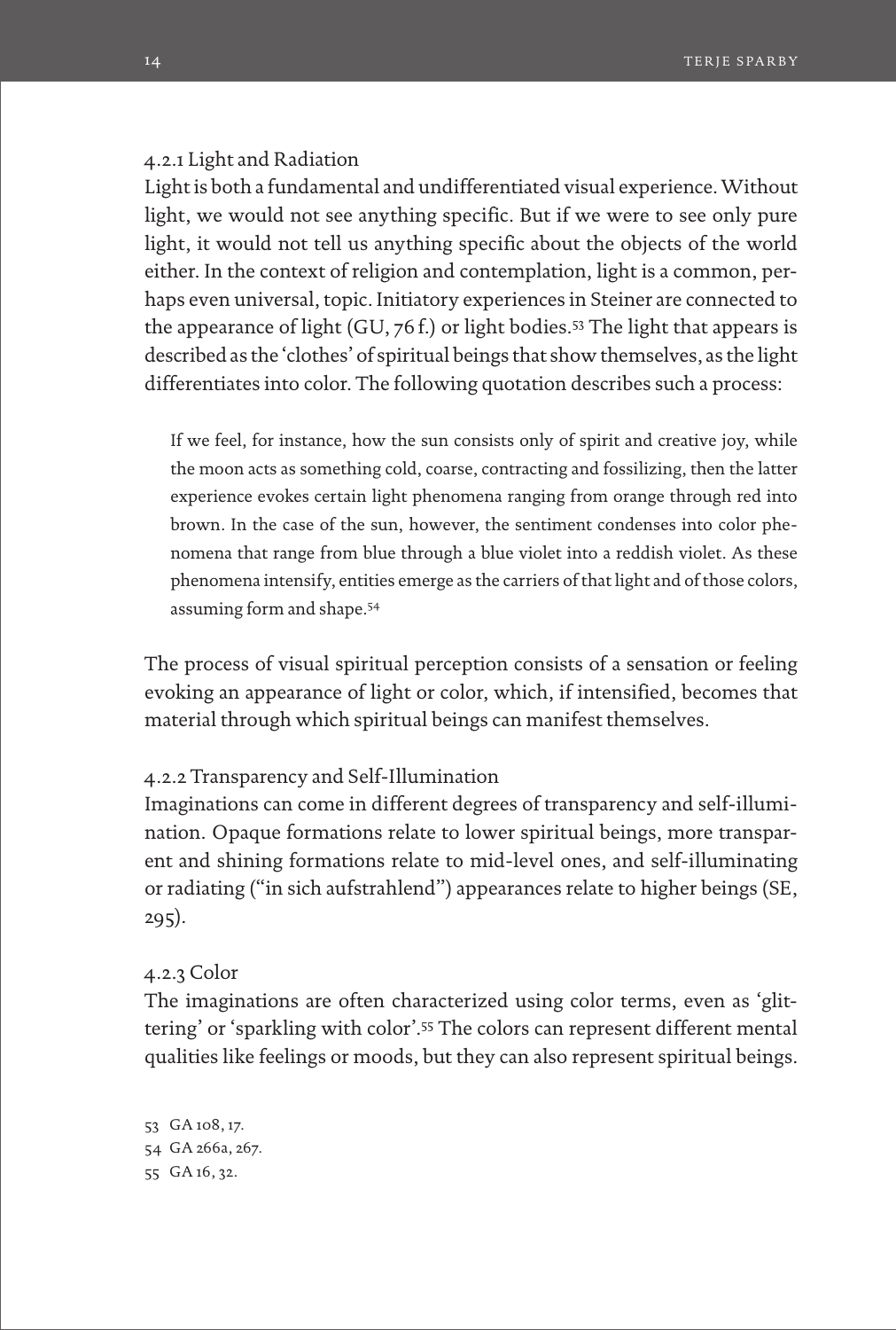### 4.2.1 Light and Radiation

Light is both a fundamental and undifferentiated visual experience. Without light, we would not see anything specific. But if we were to see only pure light, it would not tell us anything specific about the objects of the world either. In the context of religion and contemplation, light is a common, perhaps even universal, topic. Initiatory experiences in Steiner are connected to the appearance of light (GU, 76 f.) or light bodies.[53] The light that appears is described as the 'clothes' of spiritual beings that show themselves, as the light differentiates into color. The following quotation describes such a process:

> If we feel, for instance, how the sun consists only of spirit and creative joy, while the moon acts as something cold, coarse, contracting and fossilizing, then the latter experience evokes certain light phenomena ranging from orange through red into brown. In the case of the sun, however, the sentiment condenses into color phenomena that range from blue through a blue violet into a reddish violet. As these phenomena intensify, entities emerge as the carriers of that light and of those colors, assuming form and shape.[54]

The process of visual spiritual perception consists of a sensation or feeling evoking an appearance of light or color, which, if intensified, becomes that material through which spiritual beings can manifest themselves.

### 4.2.2 Transparency and Self-Illumination

Imaginations can come in different degrees of transparency and self-illumination. Opaque formations relate to lower spiritual beings, more transparent and shining formations relate to mid-level ones, and self-illuminating or radiating ("in sich aufstrahlend") appearances relate to higher beings (SE, 295).

### 4.2.3 Color

The imaginations are often characterized using color terms, even as 'glittering' or 'sparkling with color'.[55] The colors can represent different mental qualities like feelings or moods, but they can also represent spiritual beings.

---

53 GA 108, 17.

54 GA 266a, 267.

55 GA 16, 32.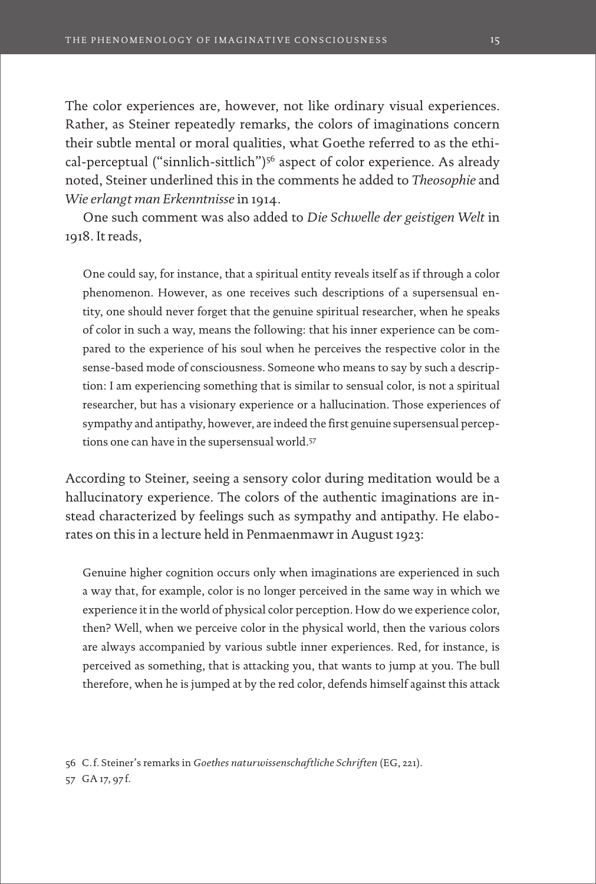The color experiences are, however, not like ordinary visual experiences. Rather, as Steiner repeatedly remarks, the colors of imaginations concern their subtle mental or moral qualities, what Goethe referred to as the ethical-perceptual ("sinnlich-sittlich")[56] aspect of color experience. As already noted, Steiner underlined this in the comments he added to *Theosophie* and *Wie erlangt man Erkenntnisse* in 1914.

One such comment was also added to *Die Schwelle der geistigen Welt* in 1918. It reads,

> One could say, for instance, that a spiritual entity reveals itself as if through a color phenomenon. However, as one receives such descriptions of a supersensual entity, one should never forget that the genuine spiritual researcher, when he speaks of color in such a way, means the following: that his inner experience can be compared to the experience of his soul when he perceives the respective color in the sense-based mode of consciousness. Someone who means to say by such a description: I am experiencing something that is similar to sensual color, is not a spiritual researcher, but has a visionary experience or a hallucination. Those experiences of sympathy and antipathy, however, are indeed the first genuine supersensual perceptions one can have in the supersensual world.[57]

According to Steiner, seeing a sensory color during meditation would be a hallucinatory experience. The colors of the authentic imaginations are instead characterized by feelings such as sympathy and antipathy. He elaborates on this in a lecture held in Penmaenmawr in August 1923:

> Genuine higher cognition occurs only when imaginations are experienced in such a way that, for example, color is no longer perceived in the same way in which we experience it in the world of physical color perception. How do we experience color, then? Well, when we perceive color in the physical world, then the various colors are always accompanied by various subtle inner experiences. Red, for instance, is perceived as something, that is attacking you, that wants to jump at you. The bull therefore, when he is jumped at by the red color, defends himself against this attack

56 C. f. Steiner's remarks in *Goethes naturwissenschaftliche Schriften* (EG, 221).

57 GA 17, 97 f.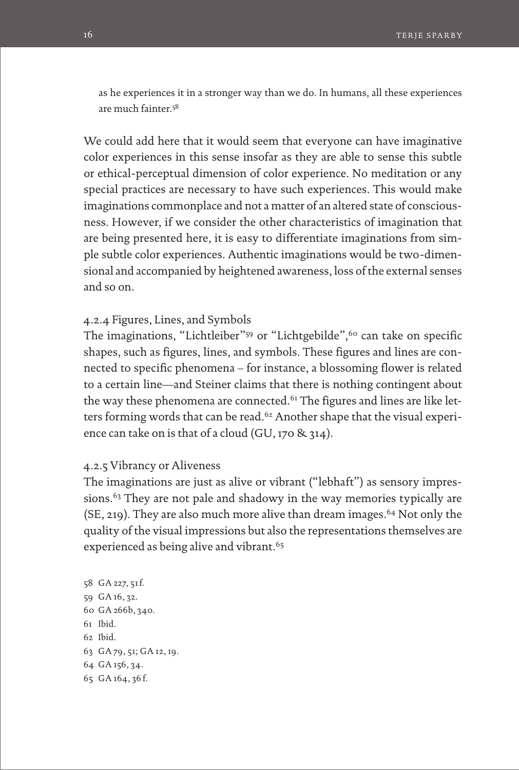> as he experiences it in a stronger way than we do. In humans, all these experiences are much fainter.[58]

We could add here that it would seem that everyone can have imaginative color experiences in this sense insofar as they are able to sense this subtle or ethical-perceptual dimension of color experience. No meditation or any special practices are necessary to have such experiences. This would make imaginations commonplace and not a matter of an altered state of consciousness. However, if we consider the other characteristics of imagination that are being presented here, it is easy to differentiate imaginations from simple subtle color experiences. Authentic imaginations would be two-dimensional and accompanied by heightened awareness, loss of the external senses and so on.

### 4.2.4 Figures, Lines, and Symbols

The imaginations, "Lichtleiber"[59] or "Lichtgebilde",[60] can take on specific shapes, such as figures, lines, and symbols. These figures and lines are connected to specific phenomena – for instance, a blossoming flower is related to a certain line—and Steiner claims that there is nothing contingent about the way these phenomena are connected.[61] The figures and lines are like letters forming words that can be read.[62] Another shape that the visual experience can take on is that of a cloud (GU, 170 & 314).

### 4.2.5 Vibrancy or Aliveness

The imaginations are just as alive or vibrant ("lebhaft") as sensory impressions.[63] They are not pale and shadowy in the way memories typically are (SE, 219). They are also much more alive than dream images.[64] Not only the quality of the visual impressions but also the representations themselves are experienced as being alive and vibrant.[65]

58 GA 227, 51 f.
59 GA 16, 32.
60 GA 266b, 340.
61 Ibid.
62 Ibid.
63 GA 79, 51; GA 12, 19.
64 GA 156, 34.
65 GA 164, 36 f.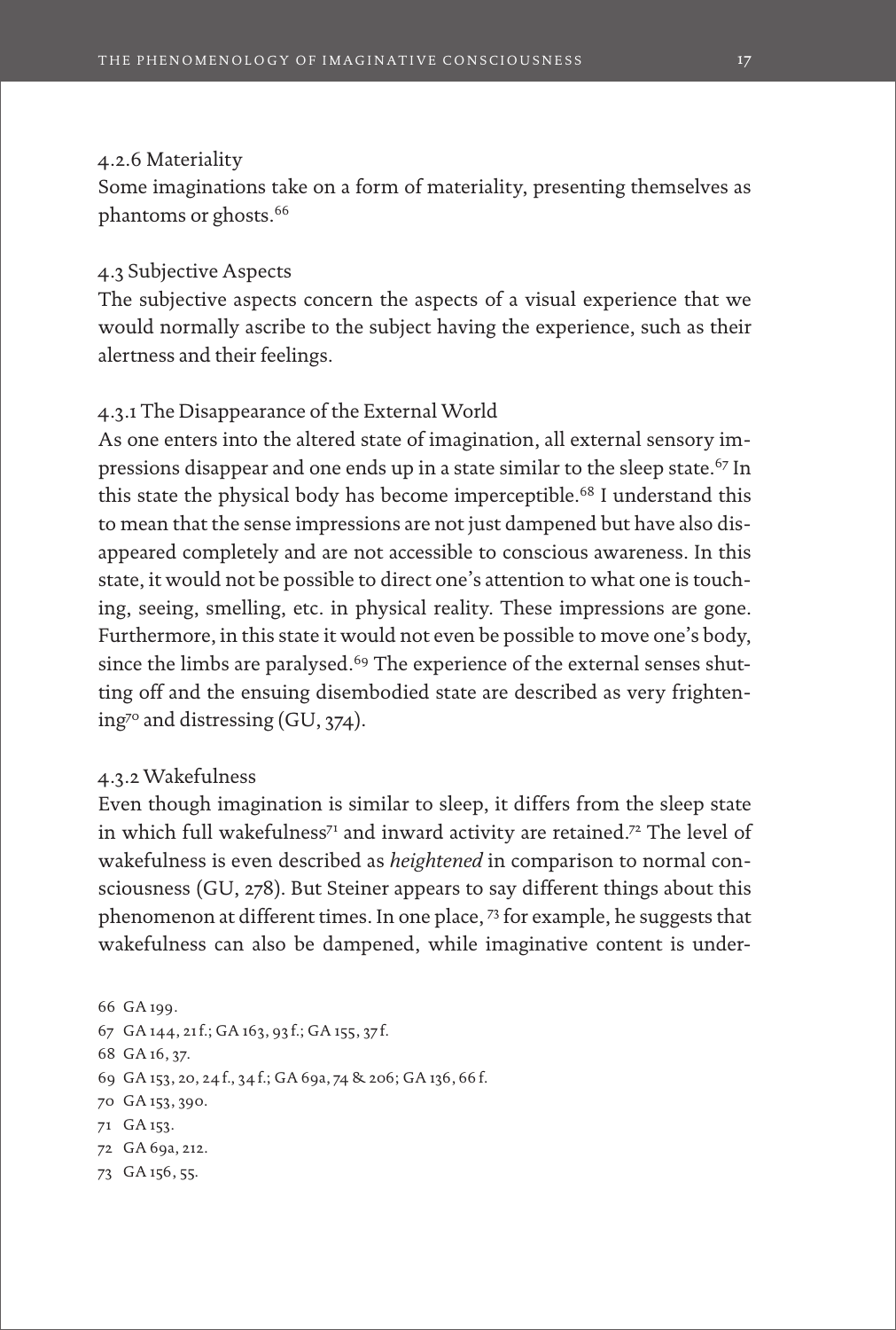#### 4.2.6 Materiality

Some imaginations take on a form of materiality, presenting themselves as phantoms or ghosts.[66]

### 4.3 Subjective Aspects

The subjective aspects concern the aspects of a visual experience that we would normally ascribe to the subject having the experience, such as their alertness and their feelings.

#### 4.3.1 The Disappearance of the External World

As one enters into the altered state of imagination, all external sensory impressions disappear and one ends up in a state similar to the sleep state.[67] In this state the physical body has become imperceptible.[68] I understand this to mean that the sense impressions are not just dampened but have also disappeared completely and are not accessible to conscious awareness. In this state, it would not be possible to direct one's attention to what one is touching, seeing, smelling, etc. in physical reality. These impressions are gone. Furthermore, in this state it would not even be possible to move one's body, since the limbs are paralysed.[69] The experience of the external senses shutting off and the ensuing disembodied state are described as very frightening[70] and distressing (GU, 374).

#### 4.3.2 Wakefulness

Even though imagination is similar to sleep, it differs from the sleep state in which full wakefulness[71] and inward activity are retained.[72] The level of wakefulness is even described as *heightened* in comparison to normal consciousness (GU, 278). But Steiner appears to say different things about this phenomenon at different times. In one place,[73] for example, he suggests that wakefulness can also be dampened, while imaginative content is under-

66 GA 199.

67 GA 144, 21 f.; GA 163, 93 f.; GA 155, 37 f.

68 GA 16, 37.

69 GA 153, 20, 24 f., 34 f.; GA 69a, 74 & 206; GA 136, 66 f.

70 GA 153, 390.

71 GA 153.

72 GA 69a, 212.

73 GA 156, 55.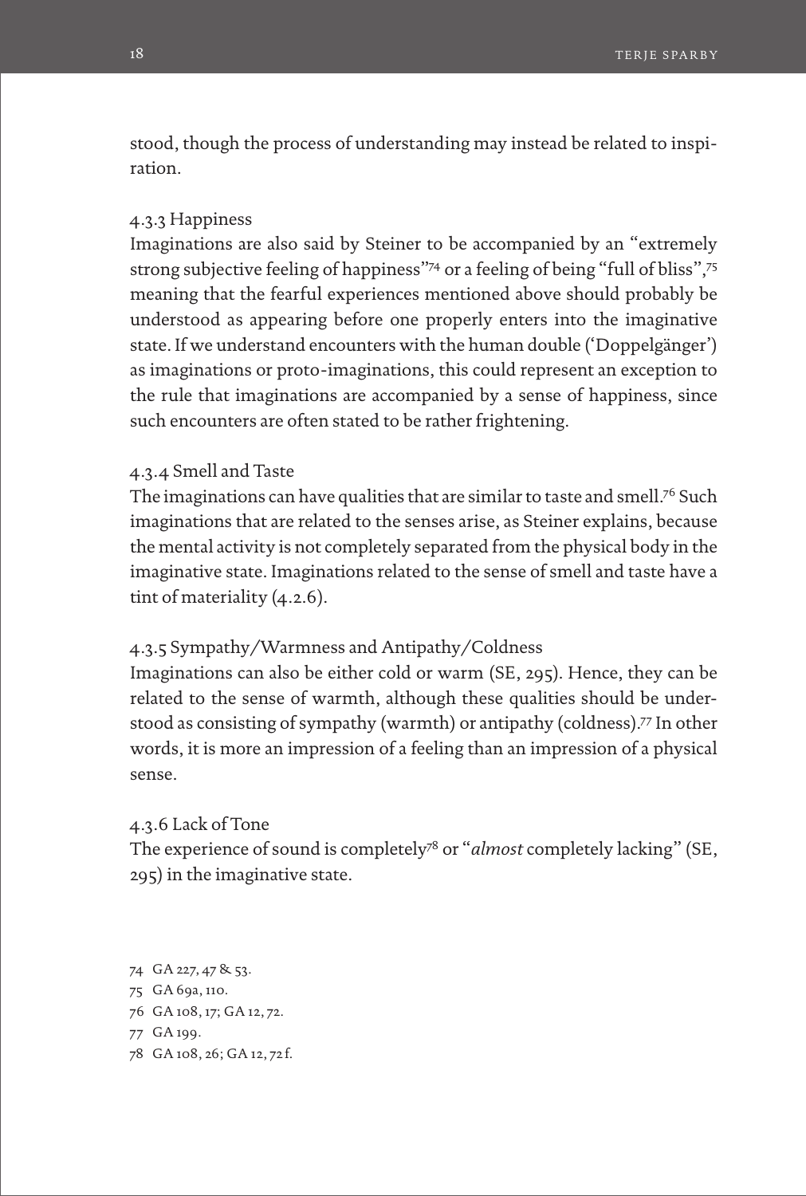stood, though the process of understanding may instead be related to inspiration.

#### 4.3.3 Happiness

Imaginations are also said by Steiner to be accompanied by an "extremely strong subjective feeling of happiness"[74] or a feeling of being "full of bliss",[75] meaning that the fearful experiences mentioned above should probably be understood as appearing before one properly enters into the imaginative state. If we understand encounters with the human double ('Doppelgänger') as imaginations or proto-imaginations, this could represent an exception to the rule that imaginations are accompanied by a sense of happiness, since such encounters are often stated to be rather frightening.

#### 4.3.4 Smell and Taste

The imaginations can have qualities that are similar to taste and smell.[76] Such imaginations that are related to the senses arise, as Steiner explains, because the mental activity is not completely separated from the physical body in the imaginative state. Imaginations related to the sense of smell and taste have a tint of materiality (4.2.6).

#### 4.3.5 Sympathy/Warmness and Antipathy/Coldness

Imaginations can also be either cold or warm (SE, 295). Hence, they can be related to the sense of warmth, although these qualities should be understood as consisting of sympathy (warmth) or antipathy (coldness).[77] In other words, it is more an impression of a feeling than an impression of a physical sense.

#### 4.3.6 Lack of Tone

The experience of sound is completely[78] or "*almost* completely lacking" (SE, 295) in the imaginative state.

74 GA 227, 47 & 53.

75 GA 69a, 110.

76 GA 108, 17; GA 12, 72.

77 GA 199.

78 GA 108, 26; GA 12, 72 f.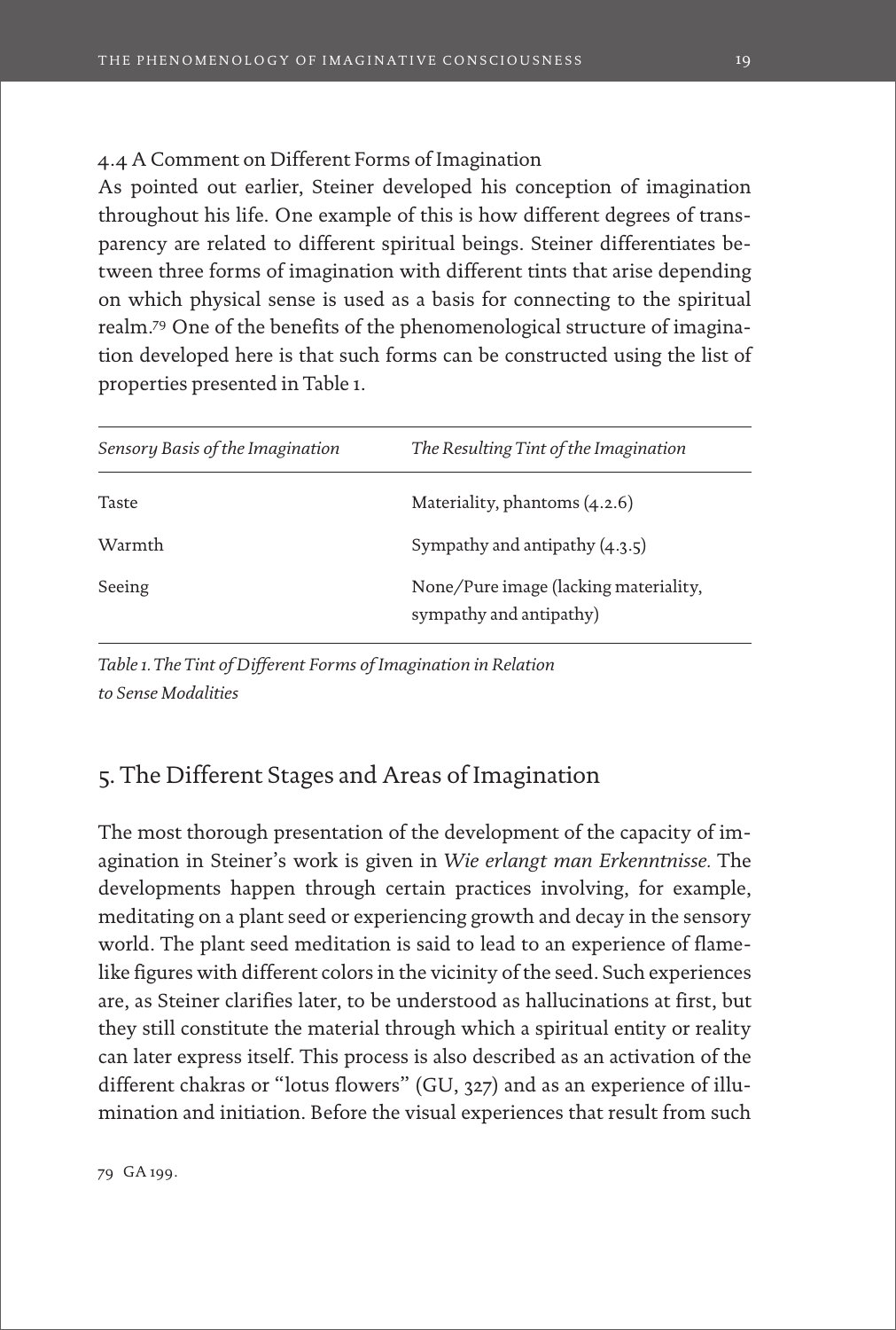### 4.4 A Comment on Different Forms of Imagination

As pointed out earlier, Steiner developed his conception of imagination throughout his life. One example of this is how different degrees of transparency are related to different spiritual beings. Steiner differentiates between three forms of imagination with different tints that arise depending on which physical sense is used as a basis for connecting to the spiritual realm.[79] One of the benefits of the phenomenological structure of imagination developed here is that such forms can be constructed using the list of properties presented in Table 1.

| *Sensory Basis of the Imagination* | *The Resulting Tint of the Imagination* |
|---|---|
| Taste | Materiality, phantoms (4.2.6) |
| Warmth | Sympathy and antipathy (4.3.5) |
| Seeing | None/Pure image (lacking materiality, sympathy and antipathy) |

*Table 1. The Tint of Different Forms of Imagination in Relation to Sense Modalities*

## 5. The Different Stages and Areas of Imagination

The most thorough presentation of the development of the capacity of imagination in Steiner's work is given in *Wie erlangt man Erkenntnisse.* The developments happen through certain practices involving, for example, meditating on a plant seed or experiencing growth and decay in the sensory world. The plant seed meditation is said to lead to an experience of flame-like figures with different colors in the vicinity of the seed. Such experiences are, as Steiner clarifies later, to be understood as hallucinations at first, but they still constitute the material through which a spiritual entity or reality can later express itself. This process is also described as an activation of the different chakras or "lotus flowers" (GU, 327) and as an experience of illumination and initiation. Before the visual experiences that result from such

79 GA 199.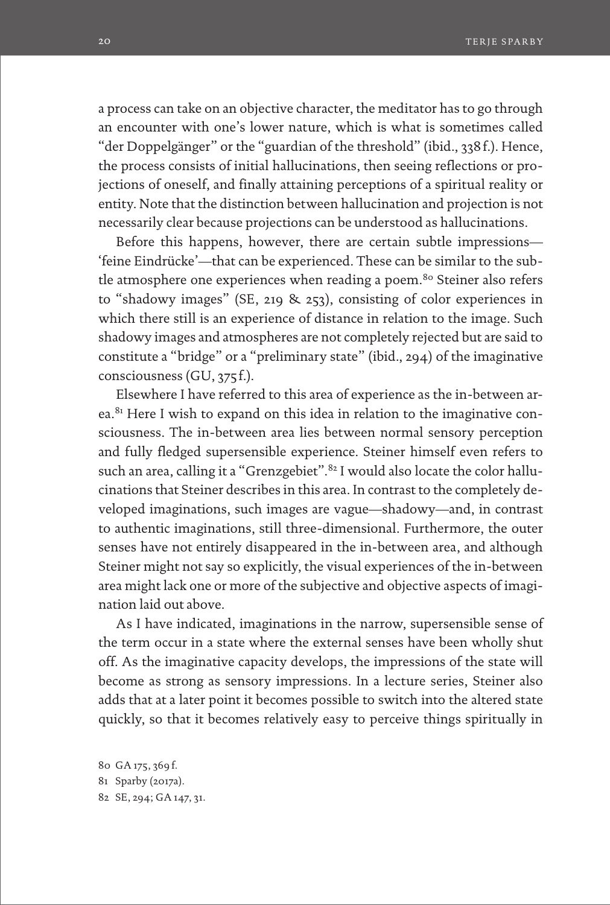a process can take on an objective character, the meditator has to go through an encounter with one's lower nature, which is what is sometimes called "der Doppelgänger" or the "guardian of the threshold" (ibid., 338 f.). Hence, the process consists of initial hallucinations, then seeing reflections or projections of oneself, and finally attaining perceptions of a spiritual reality or entity. Note that the distinction between hallucination and projection is not necessarily clear because projections can be understood as hallucinations.

Before this happens, however, there are certain subtle impressions—'feine Eindrücke'—that can be experienced. These can be similar to the subtle atmosphere one experiences when reading a poem.[80] Steiner also refers to "shadowy images" (SE, 219 & 253), consisting of color experiences in which there still is an experience of distance in relation to the image. Such shadowy images and atmospheres are not completely rejected but are said to constitute a "bridge" or a "preliminary state" (ibid., 294) of the imaginative consciousness (GU, 375 f.).

Elsewhere I have referred to this area of experience as the in-between area.[81] Here I wish to expand on this idea in relation to the imaginative consciousness. The in-between area lies between normal sensory perception and fully fledged supersensible experience. Steiner himself even refers to such an area, calling it a "Grenzgebiet".[82] I would also locate the color hallucinations that Steiner describes in this area. In contrast to the completely developed imaginations, such images are vague—shadowy—and, in contrast to authentic imaginations, still three-dimensional. Furthermore, the outer senses have not entirely disappeared in the in-between area, and although Steiner might not say so explicitly, the visual experiences of the in-between area might lack one or more of the subjective and objective aspects of imagination laid out above.

As I have indicated, imaginations in the narrow, supersensible sense of the term occur in a state where the external senses have been wholly shut off. As the imaginative capacity develops, the impressions of the state will become as strong as sensory impressions. In a lecture series, Steiner also adds that at a later point it becomes possible to switch into the altered state quickly, so that it becomes relatively easy to perceive things spiritually in

80 GA 175, 369 f.
81 Sparby (2017a).
82 SE, 294; GA 147, 31.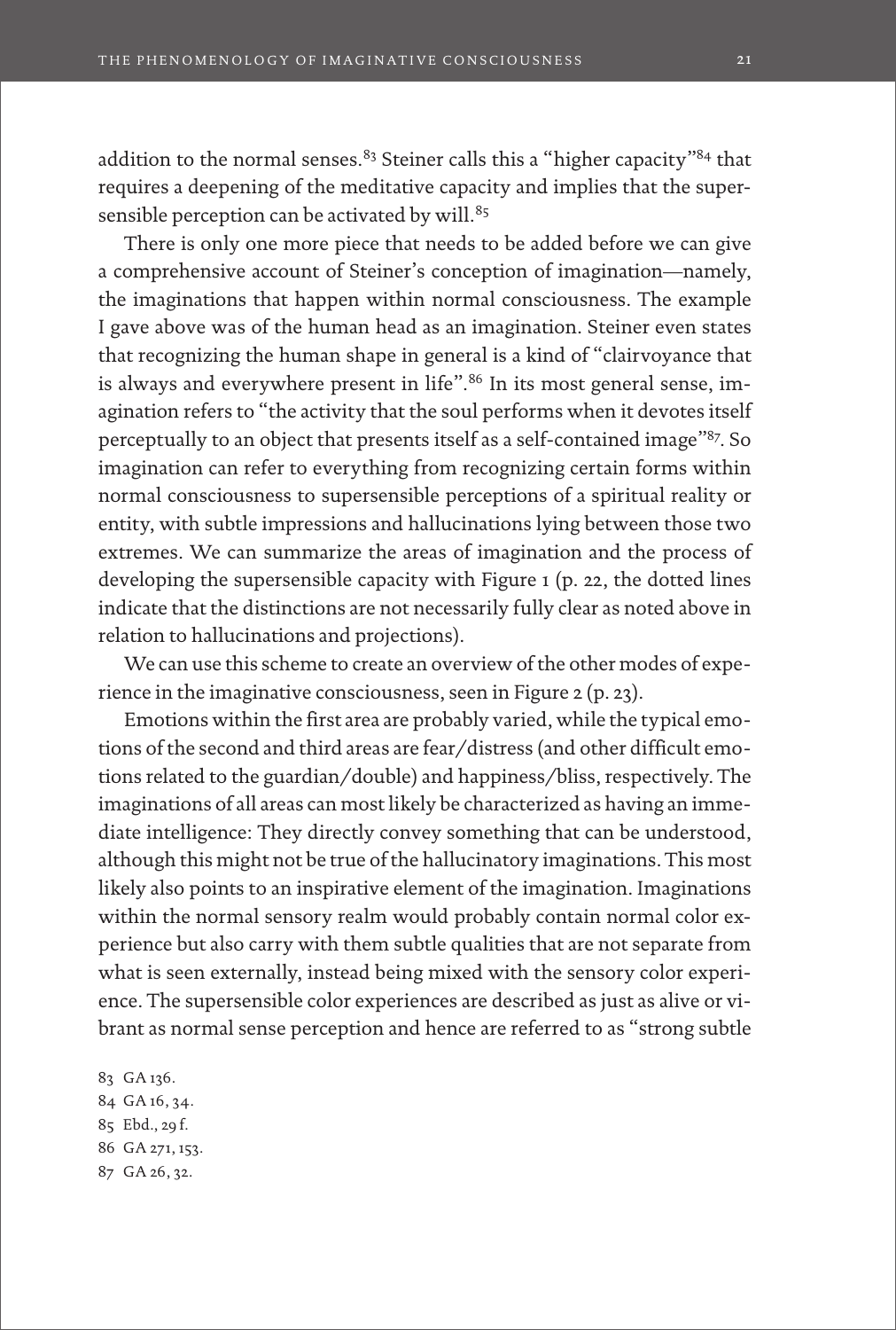addition to the normal senses.[83] Steiner calls this a "higher capacity"[84] that requires a deepening of the meditative capacity and implies that the supersensible perception can be activated by will.[85]

There is only one more piece that needs to be added before we can give a comprehensive account of Steiner's conception of imagination—namely, the imaginations that happen within normal consciousness. The example I gave above was of the human head as an imagination. Steiner even states that recognizing the human shape in general is a kind of "clairvoyance that is always and everywhere present in life".[86] In its most general sense, imagination refers to "the activity that the soul performs when it devotes itself perceptually to an object that presents itself as a self-contained image"[87]. So imagination can refer to everything from recognizing certain forms within normal consciousness to supersensible perceptions of a spiritual reality or entity, with subtle impressions and hallucinations lying between those two extremes. We can summarize the areas of imagination and the process of developing the supersensible capacity with Figure 1 (p. 22, the dotted lines indicate that the distinctions are not necessarily fully clear as noted above in relation to hallucinations and projections).

We can use this scheme to create an overview of the other modes of experience in the imaginative consciousness, seen in Figure 2 (p. 23).

Emotions within the first area are probably varied, while the typical emotions of the second and third areas are fear/distress (and other difficult emotions related to the guardian/double) and happiness/bliss, respectively. The imaginations of all areas can most likely be characterized as having an immediate intelligence: They directly convey something that can be understood, although this might not be true of the hallucinatory imaginations. This most likely also points to an inspirative element of the imagination. Imaginations within the normal sensory realm would probably contain normal color experience but also carry with them subtle qualities that are not separate from what is seen externally, instead being mixed with the sensory color experience. The supersensible color experiences are described as just as alive or vibrant as normal sense perception and hence are referred to as "strong subtle

83 GA 136.
84 GA 16, 34.
85 Ebd., 29 f.
86 GA 271, 153.
87 GA 26, 32.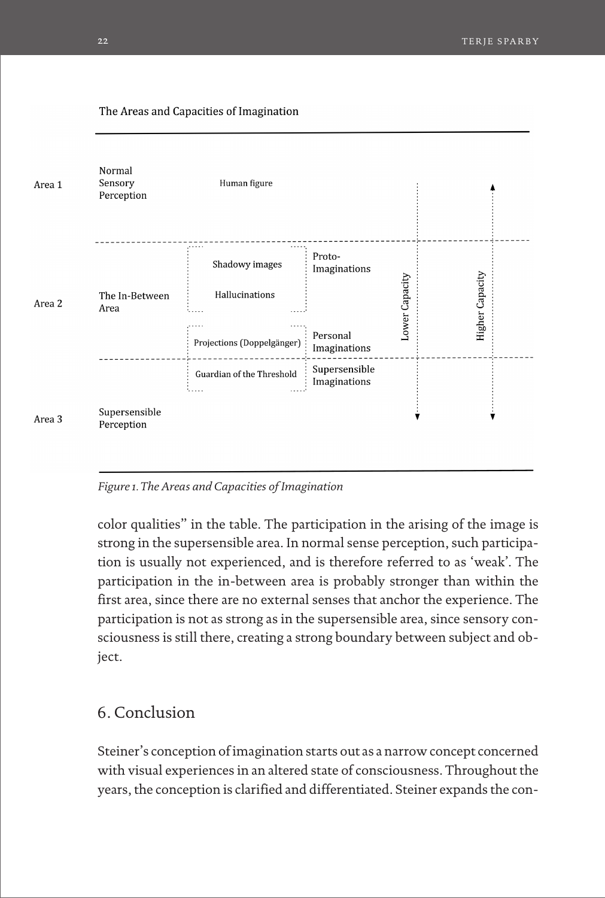The Areas and Capacities of Imagination

| | | | | | |
|---|---|---|---|---|---|
| Area 1 | Normal Sensory Perception | Human figure | | Lower Capacity | Higher Capacity |
| Area 2 | The In-Between Area | Shadowy images | Proto-Imaginations | | |
| | | Hallucinations | | | |
| | | Projections (Doppelgänger) | Personal Imaginations | | |
| | | Guardian of the Threshold | Supersensible Imaginations | | |
| Area 3 | Supersensible Perception | | | | |

*Figure 1. The Areas and Capacities of Imagination*

color qualities" in the table. The participation in the arising of the image is strong in the supersensible area. In normal sense perception, such participation is usually not experienced, and is therefore referred to as 'weak'. The participation in the in-between area is probably stronger than within the first area, since there are no external senses that anchor the experience. The participation is not as strong as in the supersensible area, since sensory consciousness is still there, creating a strong boundary between subject and object.

## 6. Conclusion

Steiner's conception of imagination starts out as a narrow concept concerned with visual experiences in an altered state of consciousness. Throughout the years, the conception is clarified and differentiated. Steiner expands the con-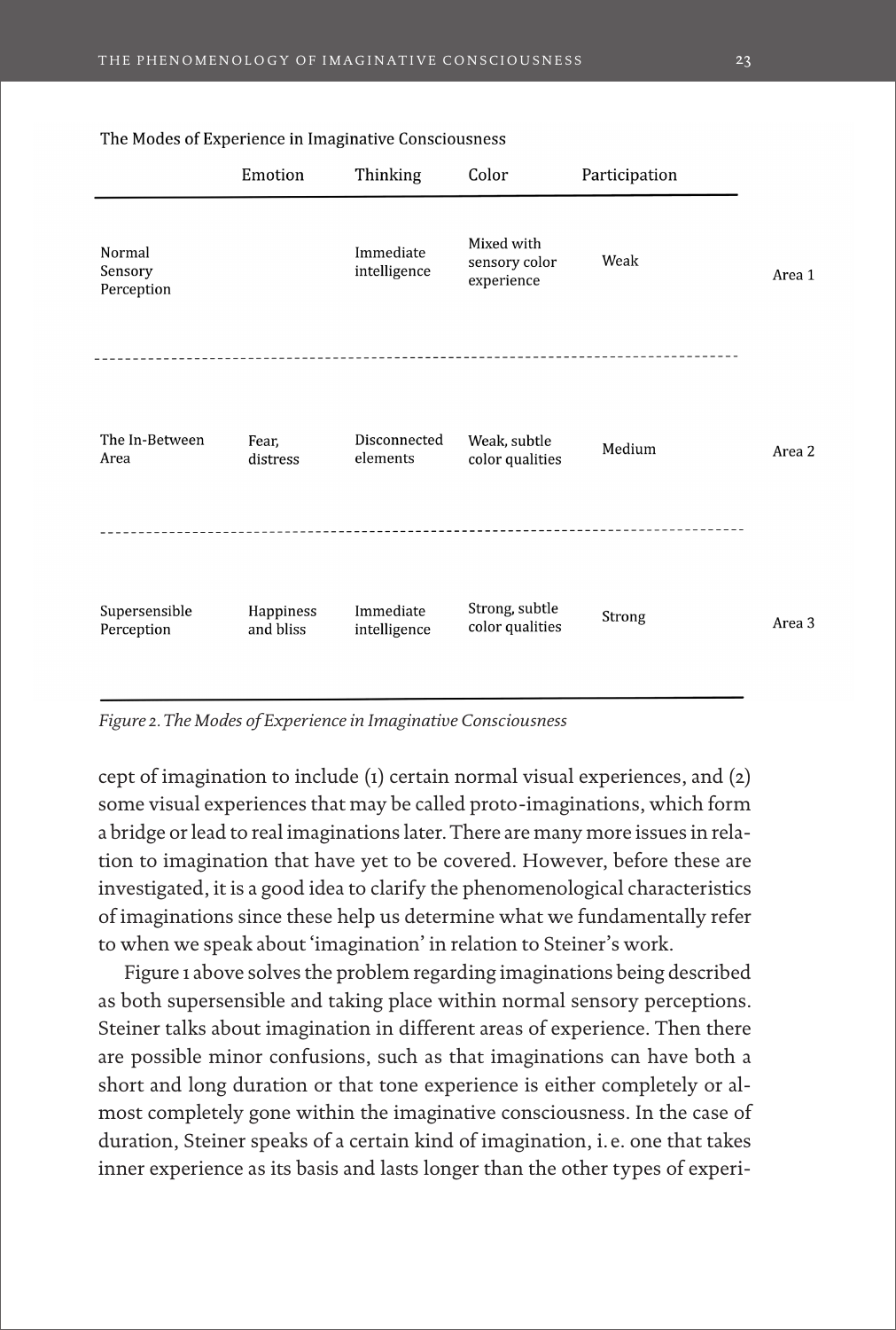The Modes of Experience in Imaginative Consciousness

| | Emotion | Thinking | Color | Participation | |
|---|---|---|---|---|---|
| Normal Sensory Perception | | Immediate intelligence | Mixed with sensory color experience | Weak | Area 1 |
| The In-Between Area | Fear, distress | Disconnected elements | Weak, subtle color qualities | Medium | Area 2 |
| Supersensible Perception | Happiness and bliss | Immediate intelligence | Strong, subtle color qualities | Strong | Area 3 |

*Figure 2. The Modes of Experience in Imaginative Consciousness*

cept of imagination to include (1) certain normal visual experiences, and (2) some visual experiences that may be called proto-imaginations, which form a bridge or lead to real imaginations later. There are many more issues in relation to imagination that have yet to be covered. However, before these are investigated, it is a good idea to clarify the phenomenological characteristics of imaginations since these help us determine what we fundamentally refer to when we speak about 'imagination' in relation to Steiner's work.

Figure 1 above solves the problem regarding imaginations being described as both supersensible and taking place within normal sensory perceptions. Steiner talks about imagination in different areas of experience. Then there are possible minor confusions, such as that imaginations can have both a short and long duration or that tone experience is either completely or almost completely gone within the imaginative consciousness. In the case of duration, Steiner speaks of a certain kind of imagination, i. e. one that takes inner experience as its basis and lasts longer than the other types of experi-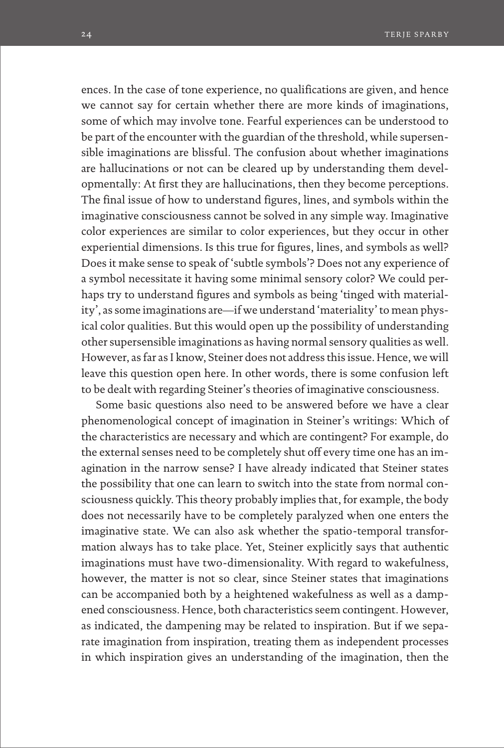ences. In the case of tone experience, no qualifications are given, and hence we cannot say for certain whether there are more kinds of imaginations, some of which may involve tone. Fearful experiences can be understood to be part of the encounter with the guardian of the threshold, while supersensible imaginations are blissful. The confusion about whether imaginations are hallucinations or not can be cleared up by understanding them developmentally: At first they are hallucinations, then they become perceptions. The final issue of how to understand figures, lines, and symbols within the imaginative consciousness cannot be solved in any simple way. Imaginative color experiences are similar to color experiences, but they occur in other experiential dimensions. Is this true for figures, lines, and symbols as well? Does it make sense to speak of 'subtle symbols'? Does not any experience of a symbol necessitate it having some minimal sensory color? We could perhaps try to understand figures and symbols as being 'tinged with materiality', as some imaginations are—if we understand 'materiality' to mean physical color qualities. But this would open up the possibility of understanding other supersensible imaginations as having normal sensory qualities as well. However, as far as I know, Steiner does not address this issue. Hence, we will leave this question open here. In other words, there is some confusion left to be dealt with regarding Steiner's theories of imaginative consciousness.

Some basic questions also need to be answered before we have a clear phenomenological concept of imagination in Steiner's writings: Which of the characteristics are necessary and which are contingent? For example, do the external senses need to be completely shut off every time one has an imagination in the narrow sense? I have already indicated that Steiner states the possibility that one can learn to switch into the state from normal consciousness quickly. This theory probably implies that, for example, the body does not necessarily have to be completely paralyzed when one enters the imaginative state. We can also ask whether the spatio-temporal transformation always has to take place. Yet, Steiner explicitly says that authentic imaginations must have two-dimensionality. With regard to wakefulness, however, the matter is not so clear, since Steiner states that imaginations can be accompanied both by a heightened wakefulness as well as a dampened consciousness. Hence, both characteristics seem contingent. However, as indicated, the dampening may be related to inspiration. But if we separate imagination from inspiration, treating them as independent processes in which inspiration gives an understanding of the imagination, then the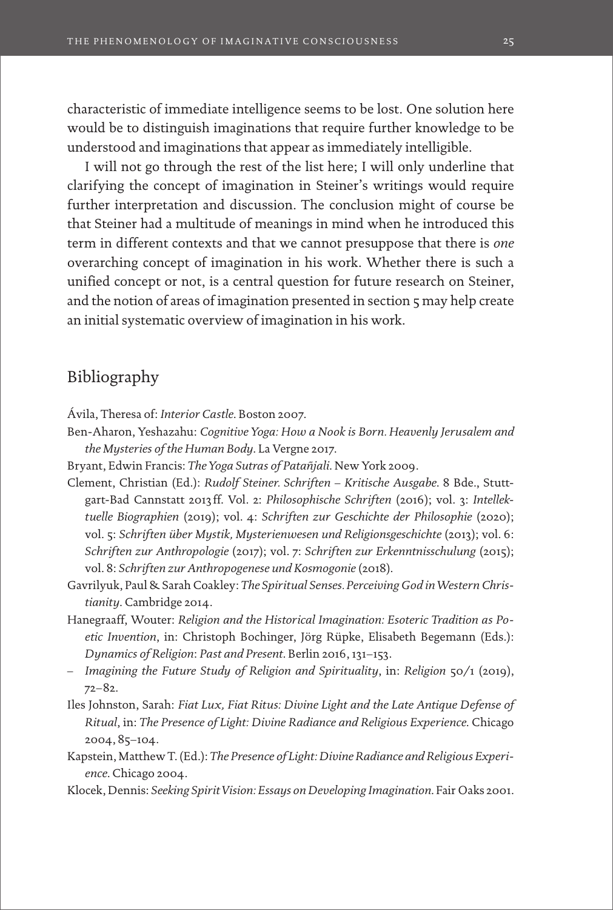characteristic of immediate intelligence seems to be lost. One solution here would be to distinguish imaginations that require further knowledge to be understood and imaginations that appear as immediately intelligible.

I will not go through the rest of the list here; I will only underline that clarifying the concept of imagination in Steiner's writings would require further interpretation and discussion. The conclusion might of course be that Steiner had a multitude of meanings in mind when he introduced this term in different contexts and that we cannot presuppose that there is *one* overarching concept of imagination in his work. Whether there is such a unified concept or not, is a central question for future research on Steiner, and the notion of areas of imagination presented in section 5 may help create an initial systematic overview of imagination in his work.

## Bibliography

Ávila, Theresa of: *Interior Castle*. Boston 2007.

Ben-Aharon, Yeshazahu: *Cognitive Yoga: How a Nook is Born. Heavenly Jerusalem and the Mysteries of the Human Body*. La Vergne 2017.

Bryant, Edwin Francis: *The Yoga Sutras of Patañjali*. New York 2009.

Clement, Christian (Ed.): *Rudolf Steiner. Schriften – Kritische Ausgabe*. 8 Bde., Stuttgart-Bad Cannstatt 2013 ff. Vol. 2: *Philosophische Schriften* (2016); vol. 3: *Intellektuelle Biographien* (2019); vol. 4: *Schriften zur Geschichte der Philosophie* (2020); vol. 5: *Schriften über Mystik, Mysterienwesen und Religionsgeschichte* (2013); vol. 6: *Schriften zur Anthropologie* (2017); vol. 7: *Schriften zur Erkenntnisschulung* (2015); vol. 8: *Schriften zur Anthropogenese und Kosmogonie* (2018).

Gavrilyuk, Paul & Sarah Coakley: *The Spiritual Senses. Perceiving God in Western Christianity*. Cambridge 2014.

Hanegraaff, Wouter: *Religion and the Historical Imagination: Esoteric Tradition as Poetic Invention*, in: Christoph Bochinger, Jörg Rüpke, Elisabeth Begemann (Eds.): *Dynamics of Religion*: *Past and Present*. Berlin 2016, 131–153.

– *Imagining the Future Study of Religion and Spirituality*, in: *Religion* 50/1 (2019), 72–82.

Iles Johnston, Sarah: *Fiat Lux, Fiat Ritus: Divine Light and the Late Antique Defense of Ritual*, in: *The Presence of Light: Divine Radiance and Religious Experience*. Chicago 2004, 85–104.

Kapstein, Matthew T. (Ed.): *The Presence of Light: Divine Radiance and Religious Experience*. Chicago 2004.

Klocek, Dennis: *Seeking Spirit Vision: Essays on Developing Imagination*. Fair Oaks 2001.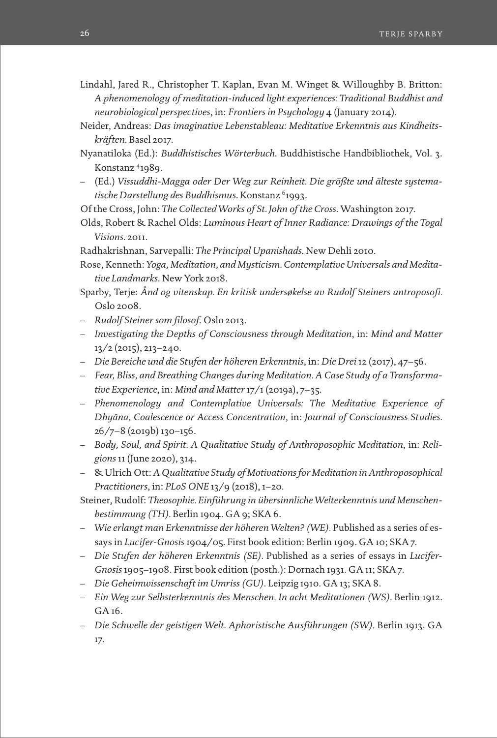Lindahl, Jared R., Christopher T. Kaplan, Evan M. Winget & Willoughby B. Britton: *A phenomenology of meditation-induced light experiences: Traditional Buddhist and neurobiological perspectives*, in: *Frontiers in Psychology* 4 (January 2014).

Neider, Andreas: *Das imaginative Lebenstableau: Meditative Erkenntnis aus Kindheitskräften*. Basel 2017.

Nyanatiloka (Ed.): *Buddhistisches Wörterbuch*. Buddhistische Handbibliothek, Vol. 3. Konstanz [4]1989.

– (Ed.) *Vissuddhi-Magga oder Der Weg zur Reinheit. Die größte und älteste systematische Darstellung des Buddhismus*. Konstanz [6]1993.

Of the Cross, John: *The Collected Works of St. John of the Cross*. Washington 2017.

Olds, Robert & Rachel Olds: *Luminous Heart of Inner Radiance: Drawings of the Togal Visions*. 2011.

Radhakrishnan, Sarvepalli: *The Principal Upanishads*. New Dehli 2010.

Rose, Kenneth: *Yoga, Meditation, and Mysticism. Contemplative Universals and Meditative Landmarks*. New York 2018.

Sparby, Terje: *Ånd og vitenskap. En kritisk undersøkelse av Rudolf Steiners antroposofi.* Oslo 2008.

– *Rudolf Steiner som filosof.* Oslo 2013.

– *Investigating the Depths of Consciousness through Meditation*, in: *Mind and Matter* 13/2 (2015), 213–240.

– *Die Bereiche und die Stufen der höheren Erkenntnis*, in: *Die Drei* 12 (2017), 47–56.

– *Fear, Bliss, and Breathing Changes during Meditation. A Case Study of a Transformative Experience*, in: *Mind and Matter* 17/1 (2019a), 7–35.

– *Phenomenology and Contemplative Universals: The Meditative Experience of Dhyāna, Coalescence or Access Concentration*, in: *Journal of Consciousness Studies*. 26/7–8 (2019b) 130–156.

– *Body, Soul, and Spirit. A Qualitative Study of Anthroposophic Meditation*, in: *Religions* 11 (June 2020), 314.

– & Ulrich Ott: *A Qualitative Study of Motivations for Meditation in Anthroposophical Practitioners*, in: *PLoS ONE* 13/9 (2018), 1–20.

Steiner, Rudolf: *Theosophie. Einführung in übersinnliche Welterkenntnis und Menschenbestimmung (TH).* Berlin 1904. GA 9; SKA 6.

– *Wie erlangt man Erkenntnisse der höheren Welten? (WE).* Published as a series of essays in *Lucifer-Gnosis* 1904/05. First book edition: Berlin 1909. GA 10; SKA 7.

– *Die Stufen der höheren Erkenntnis (SE).* Published as a series of essays in *Lucifer-Gnosis* 1905–1908. First book edition (posth.): Dornach 1931. GA 11; SKA 7.

– *Die Geheimwissenschaft im Umriss (GU)*. Leipzig 1910. GA 13; SKA 8.

– *Ein Weg zur Selbsterkenntnis des Menschen. In acht Meditationen (WS).* Berlin 1912. GA 16.

– *Die Schwelle der geistigen Welt. Aphoristische Ausführungen (SW).* Berlin 1913. GA 17.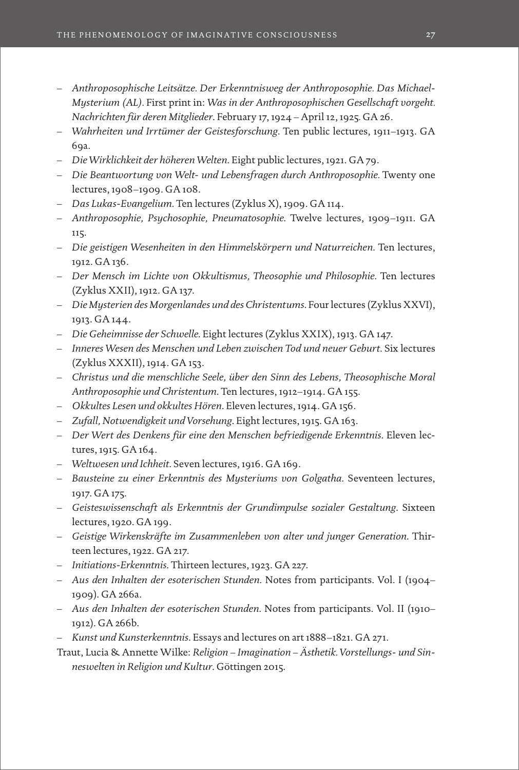- *Anthroposophische Leitsätze. Der Erkenntnisweg der Anthroposophie. Das Michael-Mysterium (AL)*. First print in: *Was in der Anthroposophischen Gesellschaft vorgeht. Nachrichten für deren Mitglieder*. February 17, 1924 – April 12, 1925. GA 26.
- *Wahrheiten und Irrtümer der Geistesforschung*. Ten public lectures, 1911–1913. GA 69a.
- *Die Wirklichkeit der höheren Welten*. Eight public lectures, 1921. GA 79.
- *Die Beantwortung von Welt- und Lebensfragen durch Anthroposophie*. Twenty one lectures, 1908–1909. GA 108.
- *Das Lukas-Evangelium*. Ten lectures (Zyklus X), 1909. GA 114.
- *Anthroposophie, Psychosophie, Pneumatosophie*. Twelve lectures, 1909–1911. GA 115.
- *Die geistigen Wesenheiten in den Himmelskörpern und Naturreichen*. Ten lectures, 1912. GA 136.
- *Der Mensch im Lichte von Okkultismus, Theosophie und Philosophie*. Ten lectures (Zyklus XXII), 1912. GA 137.
- *Die Mysterien des Morgenlandes und des Christentums*. Four lectures (Zyklus XXVI), 1913. GA 144.
- *Die Geheimnisse der Schwelle*. Eight lectures (Zyklus XXIX), 1913. GA 147.
- *Inneres Wesen des Menschen und Leben zwischen Tod und neuer Geburt*. Six lectures (Zyklus XXXII), 1914. GA 153.
- *Christus und die menschliche Seele, über den Sinn des Lebens, Theosophische Moral Anthroposophie und Christentum*. Ten lectures, 1912–1914. GA 155.
- *Okkultes Lesen und okkultes Hören*. Eleven lectures, 1914. GA 156.
- *Zufall, Notwendigkeit und Vorsehung*. Eight lectures, 1915. GA 163.
- *Der Wert des Denkens für eine den Menschen befriedigende Erkenntnis*. Eleven lectures, 1915. GA 164.
- *Weltwesen und Ichheit*. Seven lectures, 1916. GA 169.
- *Bausteine zu einer Erkenntnis des Mysteriums von Golgatha*. Seventeen lectures, 1917. GA 175.
- *Geisteswissenschaft als Erkenntnis der Grundimpulse sozialer Gestaltung*. Sixteen lectures, 1920. GA 199.
- *Geistige Wirkenskräfte im Zusammenleben von alter und junger Generation*. Thirteen lectures, 1922. GA 217.
- *Initiations-Erkenntnis*. Thirteen lectures, 1923. GA 227.
- *Aus den Inhalten der esoterischen Stunden*. Notes from participants. Vol. I (1904–1909). GA 266a.
- *Aus den Inhalten der esoterischen Stunden*. Notes from participants. Vol. II (1910–1912). GA 266b.
- *Kunst und Kunsterkenntnis*. Essays and lectures on art 1888–1821. GA 271.

Traut, Lucia & Annette Wilke: *Religion – Imagination – Ästhetik. Vorstellungs- und Sinneswelten in Religion und Kultur*. Göttingen 2015.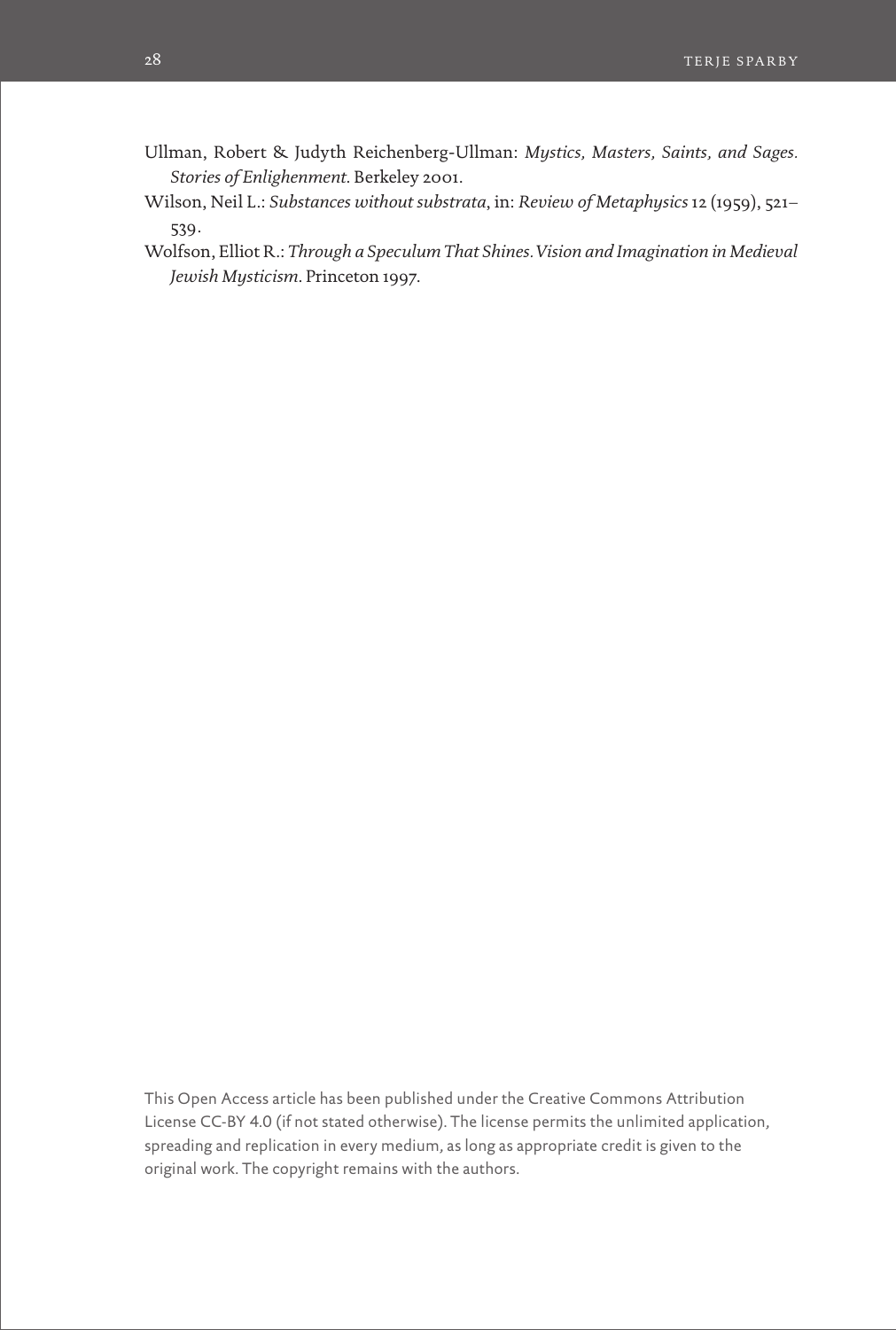Ullman, Robert & Judyth Reichenberg-Ullman: *Mystics, Masters, Saints, and Sages. Stories of Enlighenment*. Berkeley 2001.

Wilson, Neil L.: *Substances without substrata*, in: *Review of Metaphysics* 12 (1959), 521–539.

Wolfson, Elliot R.: *Through a Speculum That Shines. Vision and Imagination in Medieval Jewish Mysticism*. Princeton 1997.

This Open Access article has been published under the Creative Commons Attribution License CC-BY 4.0 (if not stated otherwise). The license permits the unlimited application, spreading and replication in every medium, as long as appropriate credit is given to the original work. The copyright remains with the authors.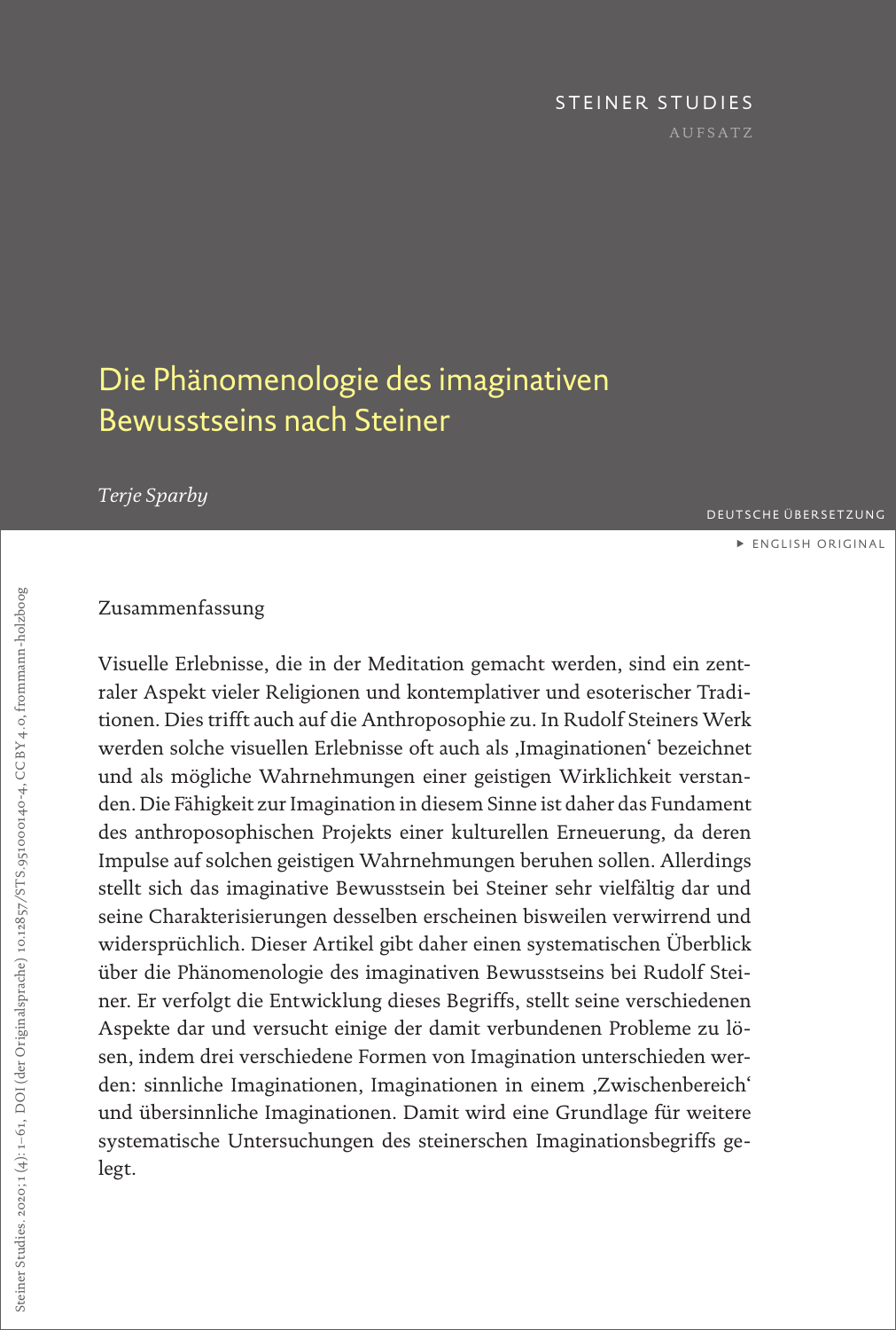STEINER STUDIES

AUFSATZ

# Die Phänomenologie des imaginativen Bewusstseins nach Steiner

*Terje Sparby*

DEUTSCHE ÜBERSETZUNG

▸ ENGLISH ORIGINAL

## Zusammenfassung

Visuelle Erlebnisse, die in der Meditation gemacht werden, sind ein zentraler Aspekt vieler Religionen und kontemplativer und esoterischer Traditionen. Dies trifft auch auf die Anthroposophie zu. In Rudolf Steiners Werk werden solche visuellen Erlebnisse oft auch als ‚Imaginationen' bezeichnet und als mögliche Wahrnehmungen einer geistigen Wirklichkeit verstanden. Die Fähigkeit zur Imagination in diesem Sinne ist daher das Fundament des anthroposophischen Projekts einer kulturellen Erneuerung, da deren Impulse auf solchen geistigen Wahrnehmungen beruhen sollen. Allerdings stellt sich das imaginative Bewusstsein bei Steiner sehr vielfältig dar und seine Charakterisierungen desselben erscheinen bisweilen verwirrend und widersprüchlich. Dieser Artikel gibt daher einen systematischen Überblick über die Phänomenologie des imaginativen Bewusstseins bei Rudolf Steiner. Er verfolgt die Entwicklung dieses Begriffs, stellt seine verschiedenen Aspekte dar und versucht einige der damit verbundenen Probleme zu lösen, indem drei verschiedene Formen von Imagination unterschieden werden: sinnliche Imaginationen, Imaginationen in einem ‚Zwischenbereich' und übersinnliche Imaginationen. Damit wird eine Grundlage für weitere systematische Untersuchungen des steinerschen Imaginationsbegriffs gelegt.

Steiner Studies. 2020; 1 (4): 1–61, DOI (der Originalsprache) 10.12857/STS.951000140-4, CC BY 4.0, frommann-holzboog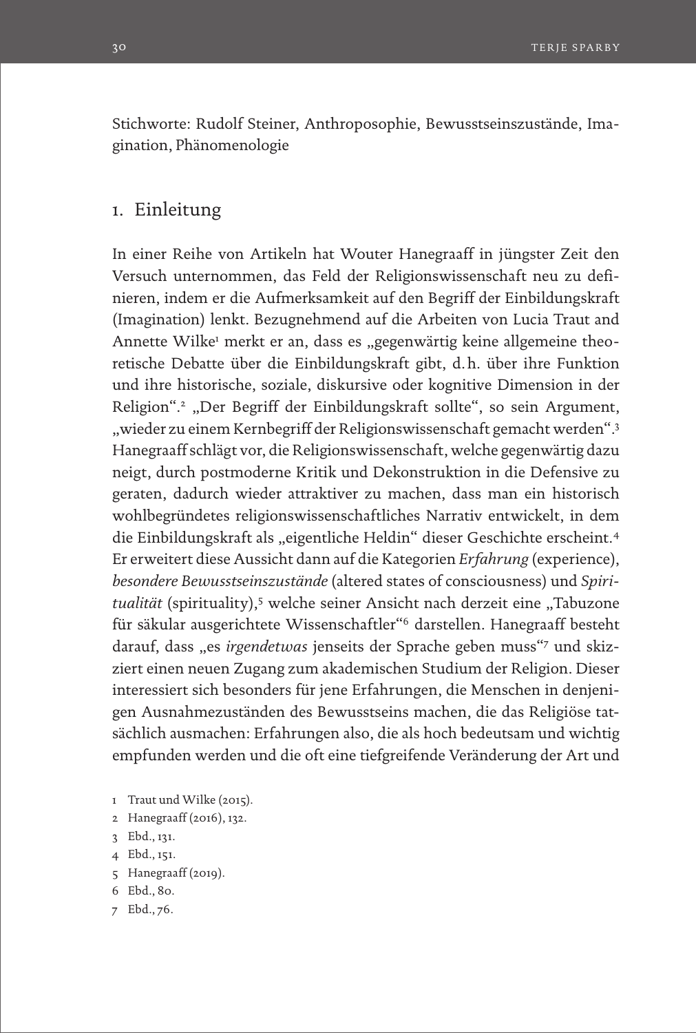Stichworte: Rudolf Steiner, Anthroposophie, Bewusstseinszustände, Imagination, Phänomenologie

## 1. Einleitung

In einer Reihe von Artikeln hat Wouter Hanegraaff in jüngster Zeit den Versuch unternommen, das Feld der Religionswissenschaft neu zu definieren, indem er die Aufmerksamkeit auf den Begriff der Einbildungskraft (Imagination) lenkt. Bezugnehmend auf die Arbeiten von Lucia Traut and Annette Wilke[1] merkt er an, dass es „gegenwärtig keine allgemeine theoretische Debatte über die Einbildungskraft gibt, d. h. über ihre Funktion und ihre historische, soziale, diskursive oder kognitive Dimension in der Religion".[2] „Der Begriff der Einbildungskraft sollte", so sein Argument, „wieder zu einem Kernbegriff der Religionswissenschaft gemacht werden".[3] Hanegraaff schlägt vor, die Religionswissenschaft, welche gegenwärtig dazu neigt, durch postmoderne Kritik und Dekonstruktion in die Defensive zu geraten, dadurch wieder attraktiver zu machen, dass man ein historisch wohlbegründetes religionswissenschaftliches Narrativ entwickelt, in dem die Einbildungskraft als „eigentliche Heldin" dieser Geschichte erscheint.[4] Er erweitert diese Aussicht dann auf die Kategorien *Erfahrung* (experience), *besondere Bewusstseinszustände* (altered states of consciousness) und *Spiritualität* (spirituality),[5] welche seiner Ansicht nach derzeit eine „Tabuzone für säkular ausgerichtete Wissenschaftler"[6] darstellen. Hanegraaff besteht darauf, dass „es *irgendetwas* jenseits der Sprache geben muss"[7] und skizziert einen neuen Zugang zum akademischen Studium der Religion. Dieser interessiert sich besonders für jene Erfahrungen, die Menschen in denjenigen Ausnahmezuständen des Bewusstseins machen, die das Religiöse tatsächlich ausmachen: Erfahrungen also, die als hoch bedeutsam und wichtig empfunden werden und die oft eine tiefgreifende Veränderung der Art und

1 Traut und Wilke (2015).
2 Hanegraaff (2016), 132.
3 Ebd., 131.
4 Ebd., 151.
5 Hanegraaff (2019).
6 Ebd., 80.
7 Ebd., 76.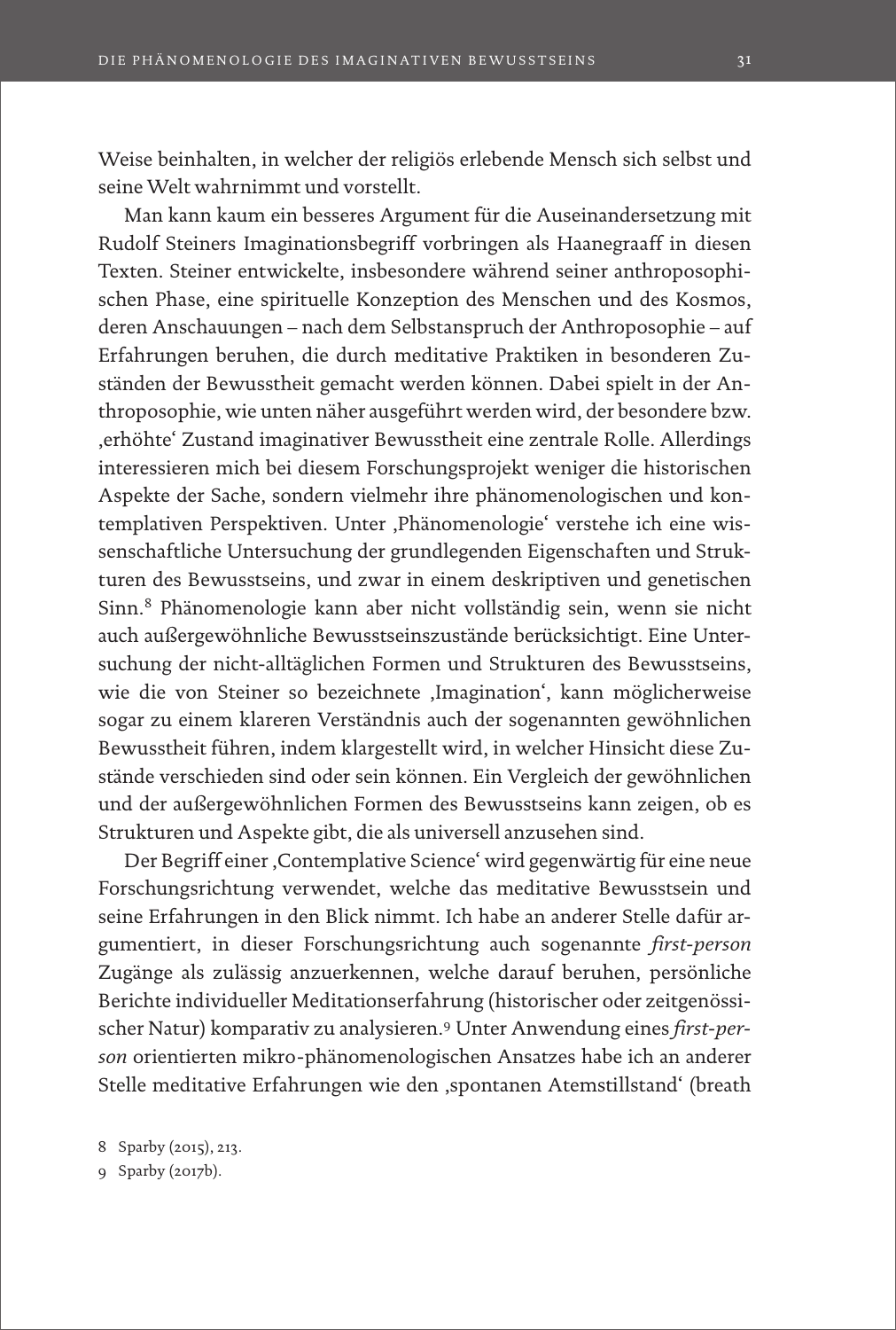Weise beinhalten, in welcher der religiös erlebende Mensch sich selbst und seine Welt wahrnimmt und vorstellt.

Man kann kaum ein besseres Argument für die Auseinandersetzung mit Rudolf Steiners Imaginationsbegriff vorbringen als Haanegraaff in diesen Texten. Steiner entwickelte, insbesondere während seiner anthroposophischen Phase, eine spirituelle Konzeption des Menschen und des Kosmos, deren Anschauungen – nach dem Selbstanspruch der Anthroposophie – auf Erfahrungen beruhen, die durch meditative Praktiken in besonderen Zuständen der Bewusstheit gemacht werden können. Dabei spielt in der Anthroposophie, wie unten näher ausgeführt werden wird, der besondere bzw. ‚erhöhte' Zustand imaginativer Bewusstheit eine zentrale Rolle. Allerdings interessieren mich bei diesem Forschungsprojekt weniger die historischen Aspekte der Sache, sondern vielmehr ihre phänomenologischen und kontemplativen Perspektiven. Unter ‚Phänomenologie' verstehe ich eine wissenschaftliche Untersuchung der grundlegenden Eigenschaften und Strukturen des Bewusstseins, und zwar in einem deskriptiven und genetischen Sinn.[8] Phänomenologie kann aber nicht vollständig sein, wenn sie nicht auch außergewöhnliche Bewusstseinszustände berücksichtigt. Eine Untersuchung der nicht-alltäglichen Formen und Strukturen des Bewusstseins, wie die von Steiner so bezeichnete ‚Imagination', kann möglicherweise sogar zu einem klareren Verständnis auch der sogenannten gewöhnlichen Bewusstheit führen, indem klargestellt wird, in welcher Hinsicht diese Zustände verschieden sind oder sein können. Ein Vergleich der gewöhnlichen und der außergewöhnlichen Formen des Bewusstseins kann zeigen, ob es Strukturen und Aspekte gibt, die als universell anzusehen sind.

Der Begriff einer ‚Contemplative Science' wird gegenwärtig für eine neue Forschungsrichtung verwendet, welche das meditative Bewusstsein und seine Erfahrungen in den Blick nimmt. Ich habe an anderer Stelle dafür argumentiert, in dieser Forschungsrichtung auch sogenannte *first-person* Zugänge als zulässig anzuerkennen, welche darauf beruhen, persönliche Berichte individueller Meditationserfahrung (historischer oder zeitgenössischer Natur) komparativ zu analysieren.[9] Unter Anwendung eines *first-person* orientierten mikro-phänomenologischen Ansatzes habe ich an anderer Stelle meditative Erfahrungen wie den ‚spontanen Atemstillstand' (breath

8 Sparby (2015), 213.

9 Sparby (2017b).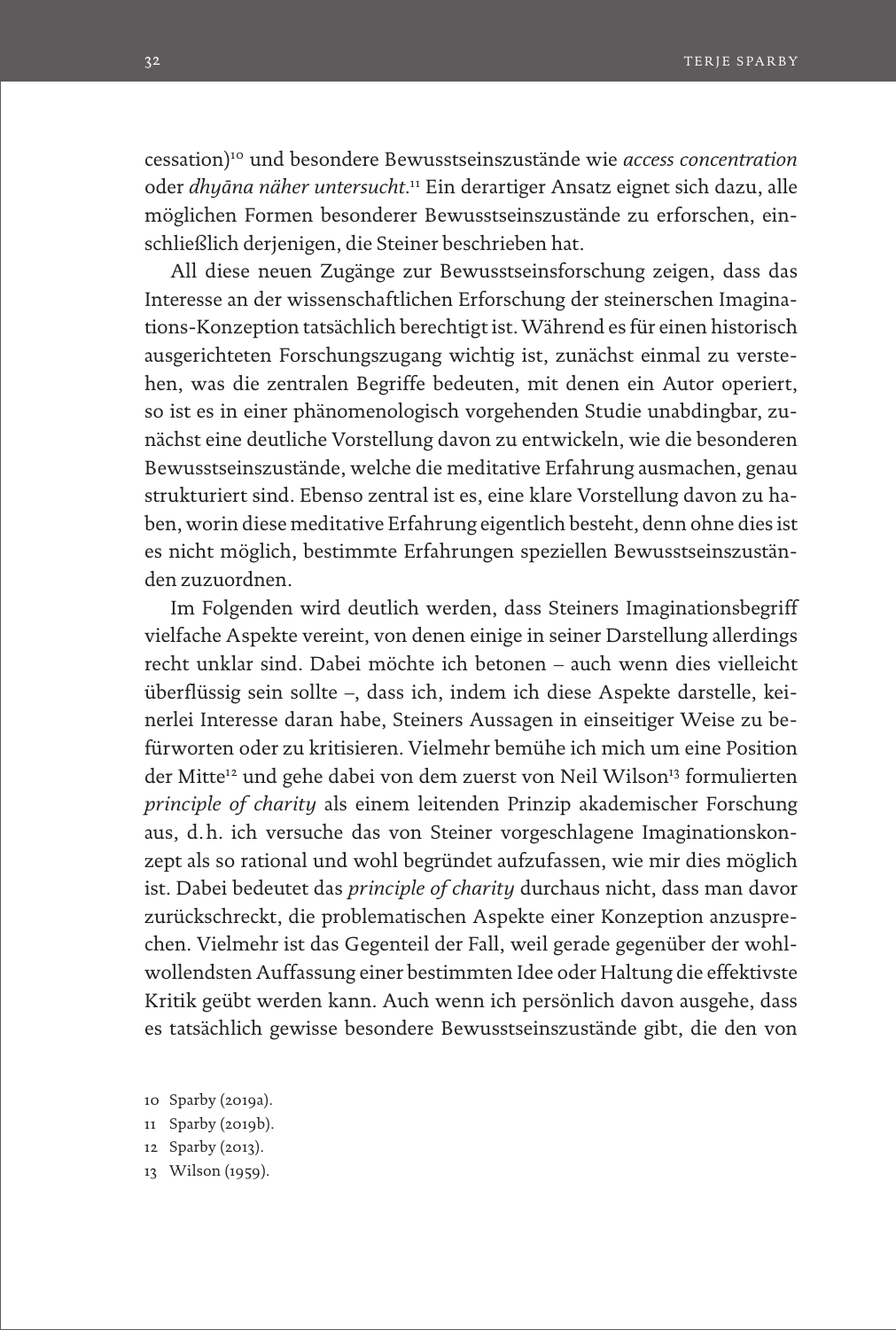cessation)[10] und besondere Bewusstseinszustände wie *access concentration* oder *dhyāna näher untersucht*.[11] Ein derartiger Ansatz eignet sich dazu, alle möglichen Formen besonderer Bewusstseinszustände zu erforschen, einschließlich derjenigen, die Steiner beschrieben hat.

All diese neuen Zugänge zur Bewusstseinsforschung zeigen, dass das Interesse an der wissenschaftlichen Erforschung der steinerschen Imaginations-Konzeption tatsächlich berechtigt ist. Während es für einen historisch ausgerichteten Forschungszugang wichtig ist, zunächst einmal zu verstehen, was die zentralen Begriffe bedeuten, mit denen ein Autor operiert, so ist es in einer phänomenologisch vorgehenden Studie unabdingbar, zunächst eine deutliche Vorstellung davon zu entwickeln, wie die besonderen Bewusstseinszustände, welche die meditative Erfahrung ausmachen, genau strukturiert sind. Ebenso zentral ist es, eine klare Vorstellung davon zu haben, worin diese meditative Erfahrung eigentlich besteht, denn ohne dies ist es nicht möglich, bestimmte Erfahrungen speziellen Bewusstseinszuständen zuzuordnen.

Im Folgenden wird deutlich werden, dass Steiners Imaginationsbegriff vielfache Aspekte vereint, von denen einige in seiner Darstellung allerdings recht unklar sind. Dabei möchte ich betonen – auch wenn dies vielleicht überflüssig sein sollte –, dass ich, indem ich diese Aspekte darstelle, keinerlei Interesse daran habe, Steiners Aussagen in einseitiger Weise zu befürworten oder zu kritisieren. Vielmehr bemühe ich mich um eine Position der Mitte[12] und gehe dabei von dem zuerst von Neil Wilson[13] formulierten *principle of charity* als einem leitenden Prinzip akademischer Forschung aus, d.h. ich versuche das von Steiner vorgeschlagene Imaginationskonzept als so rational und wohl begründet aufzufassen, wie mir dies möglich ist. Dabei bedeutet das *principle of charity* durchaus nicht, dass man davor zurückschreckt, die problematischen Aspekte einer Konzeption anzusprechen. Vielmehr ist das Gegenteil der Fall, weil gerade gegenüber der wohlwollendsten Auffassung einer bestimmten Idee oder Haltung die effektivste Kritik geübt werden kann. Auch wenn ich persönlich davon ausgehe, dass es tatsächlich gewisse besondere Bewusstseinszustände gibt, die den von

10 Sparby (2019a).

11 Sparby (2019b).

12 Sparby (2013).

13 Wilson (1959).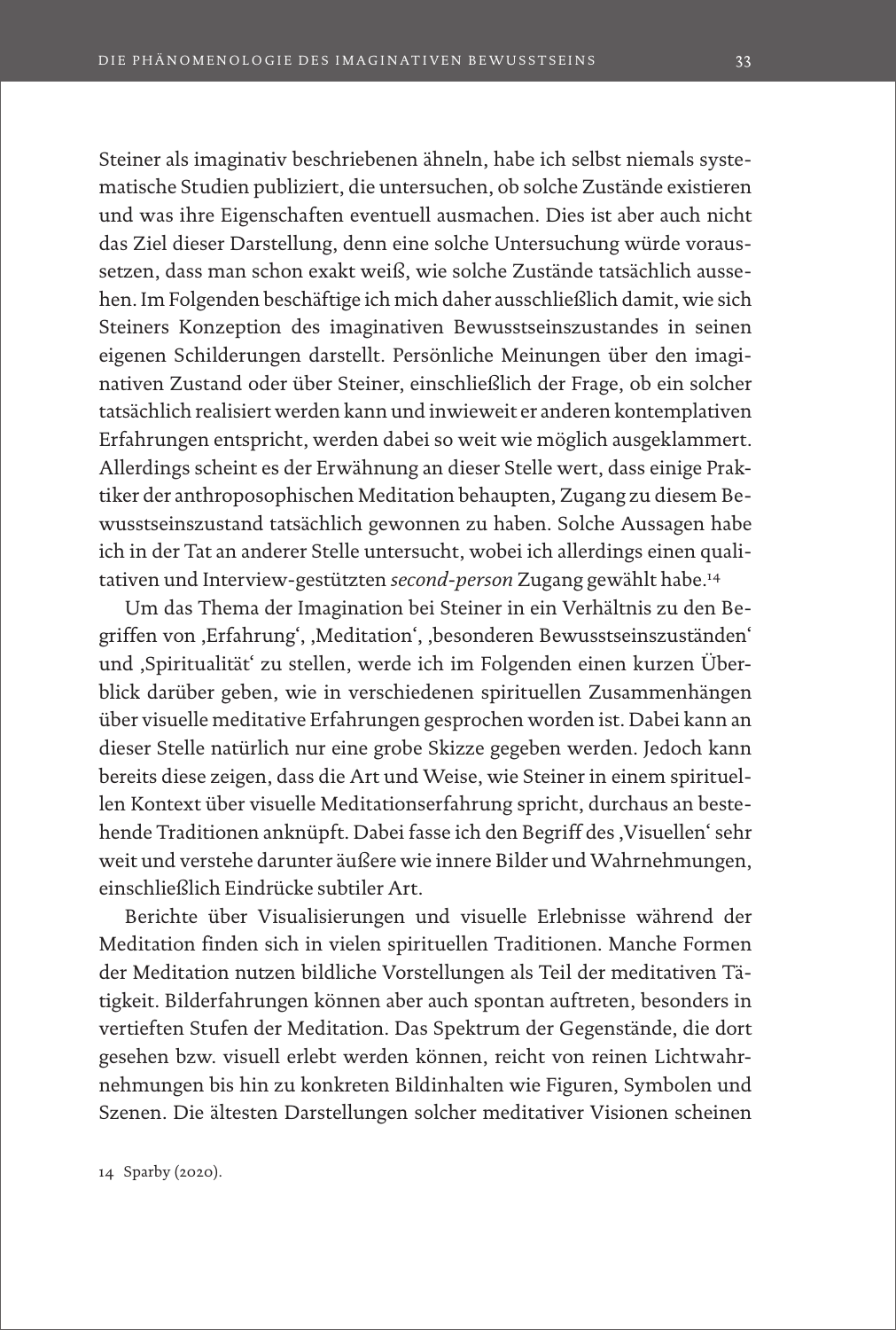Steiner als imaginativ beschriebenen ähneln, habe ich selbst niemals systematische Studien publiziert, die untersuchen, ob solche Zustände existieren und was ihre Eigenschaften eventuell ausmachen. Dies ist aber auch nicht das Ziel dieser Darstellung, denn eine solche Untersuchung würde voraussetzen, dass man schon exakt weiß, wie solche Zustände tatsächlich aussehen. Im Folgenden beschäftige ich mich daher ausschließlich damit, wie sich Steiners Konzeption des imaginativen Bewusstseinszustandes in seinen eigenen Schilderungen darstellt. Persönliche Meinungen über den imaginativen Zustand oder über Steiner, einschließlich der Frage, ob ein solcher tatsächlich realisiert werden kann und inwieweit er anderen kontemplativen Erfahrungen entspricht, werden dabei so weit wie möglich ausgeklammert. Allerdings scheint es der Erwähnung an dieser Stelle wert, dass einige Praktiker der anthroposophischen Meditation behaupten, Zugang zu diesem Bewusstseinszustand tatsächlich gewonnen zu haben. Solche Aussagen habe ich in der Tat an anderer Stelle untersucht, wobei ich allerdings einen qualitativen und Interview-gestützten *second-person* Zugang gewählt habe.[14]

Um das Thema der Imagination bei Steiner in ein Verhältnis zu den Begriffen von ‚Erfahrung', ‚Meditation', ‚besonderen Bewusstseinszuständen' und ‚Spiritualität' zu stellen, werde ich im Folgenden einen kurzen Überblick darüber geben, wie in verschiedenen spirituellen Zusammenhängen über visuelle meditative Erfahrungen gesprochen worden ist. Dabei kann an dieser Stelle natürlich nur eine grobe Skizze gegeben werden. Jedoch kann bereits diese zeigen, dass die Art und Weise, wie Steiner in einem spirituellen Kontext über visuelle Meditationserfahrung spricht, durchaus an bestehende Traditionen anknüpft. Dabei fasse ich den Begriff des ‚Visuellen' sehr weit und verstehe darunter äußere wie innere Bilder und Wahrnehmungen, einschließlich Eindrücke subtiler Art.

Berichte über Visualisierungen und visuelle Erlebnisse während der Meditation finden sich in vielen spirituellen Traditionen. Manche Formen der Meditation nutzen bildliche Vorstellungen als Teil der meditativen Tätigkeit. Bilderfahrungen können aber auch spontan auftreten, besonders in vertieften Stufen der Meditation. Das Spektrum der Gegenstände, die dort gesehen bzw. visuell erlebt werden können, reicht von reinen Lichtwahrnehmungen bis hin zu konkreten Bildinhalten wie Figuren, Symbolen und Szenen. Die ältesten Darstellungen solcher meditativer Visionen scheinen

14 Sparby (2020).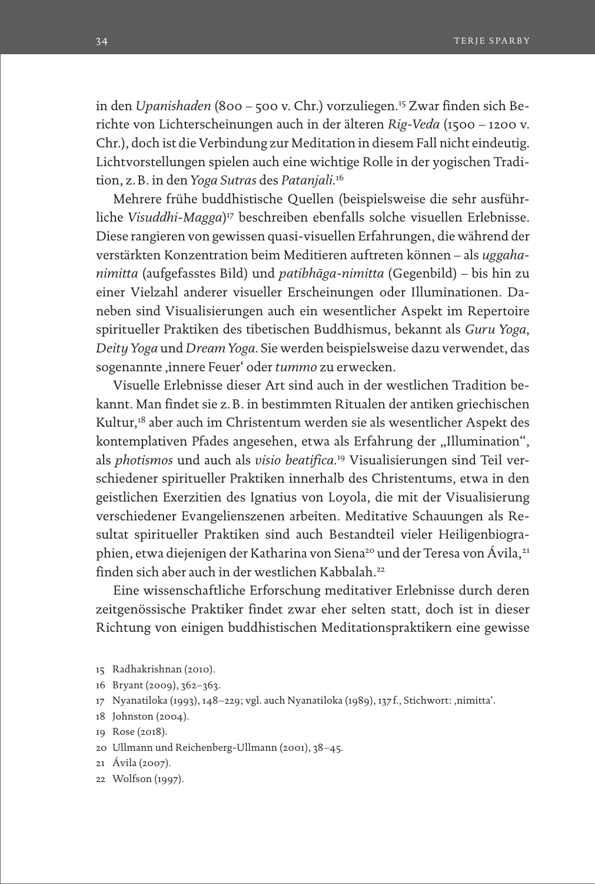in den *Upanishaden* (800 – 500 v. Chr.) vorzuliegen.[15] Zwar finden sich Berichte von Lichterscheinungen auch in der älteren *Rig-Veda* (1500 – 1200 v. Chr.), doch ist die Verbindung zur Meditation in diesem Fall nicht eindeutig. Lichtvorstellungen spielen auch eine wichtige Rolle in der yogischen Tradition, z. B. in den *Yoga Sutras* des *Patanjali*.[16]

Mehrere frühe buddhistische Quellen (beispielsweise die sehr ausführliche *Visuddhi-Magga*)[17] beschreiben ebenfalls solche visuellen Erlebnisse. Diese rangieren von gewissen quasi-visuellen Erfahrungen, die während der verstärkten Konzentration beim Meditieren auftreten können – als *uggahanimitta* (aufgefasstes Bild) und *patibhāga-nimitta* (Gegenbild) – bis hin zu einer Vielzahl anderer visueller Erscheinungen oder Illuminationen. Daneben sind Visualisierungen auch ein wesentlicher Aspekt im Repertoire spiritueller Praktiken des tibetischen Buddhismus, bekannt als *Guru Yoga*, *Deity Yoga* und *Dream Yoga*. Sie werden beispielsweise dazu verwendet, das sogenannte ‚innere Feuer' oder *tummo* zu erwecken.

Visuelle Erlebnisse dieser Art sind auch in der westlichen Tradition bekannt. Man findet sie z. B. in bestimmten Ritualen der antiken griechischen Kultur,[18] aber auch im Christentum werden sie als wesentlicher Aspekt des kontemplativen Pfades angesehen, etwa als Erfahrung der „Illumination", als *photismos* und auch als *visio beatifica*.[19] Visualisierungen sind Teil verschiedener spiritueller Praktiken innerhalb des Christentums, etwa in den geistlichen Exerzitien des Ignatius von Loyola, die mit der Visualisierung verschiedener Evangelienszenen arbeiten. Meditative Schauungen als Resultat spiritueller Praktiken sind auch Bestandteil vieler Heiligenbiographien, etwa diejenigen der Katharina von Siena[20] und der Teresa von Ávila,[21] finden sich aber auch in der westlichen Kabbalah.[22]

Eine wissenschaftliche Erforschung meditativer Erlebnisse durch deren zeitgenössische Praktiker findet zwar eher selten statt, doch ist in dieser Richtung von einigen buddhistischen Meditationspraktikern eine gewisse

15 Radhakrishnan (2010).

16 Bryant (2009), 362–363.

17 Nyanatiloka (1993), 148–229; vgl. auch Nyanatiloka (1989), 137 f., Stichwort: ‚nimitta'.

18 Johnston (2004).

19 Rose (2018).

20 Ullmann und Reichenberg-Ullmann (2001), 38–45.

21 Ávila (2007).

22 Wolfson (1997).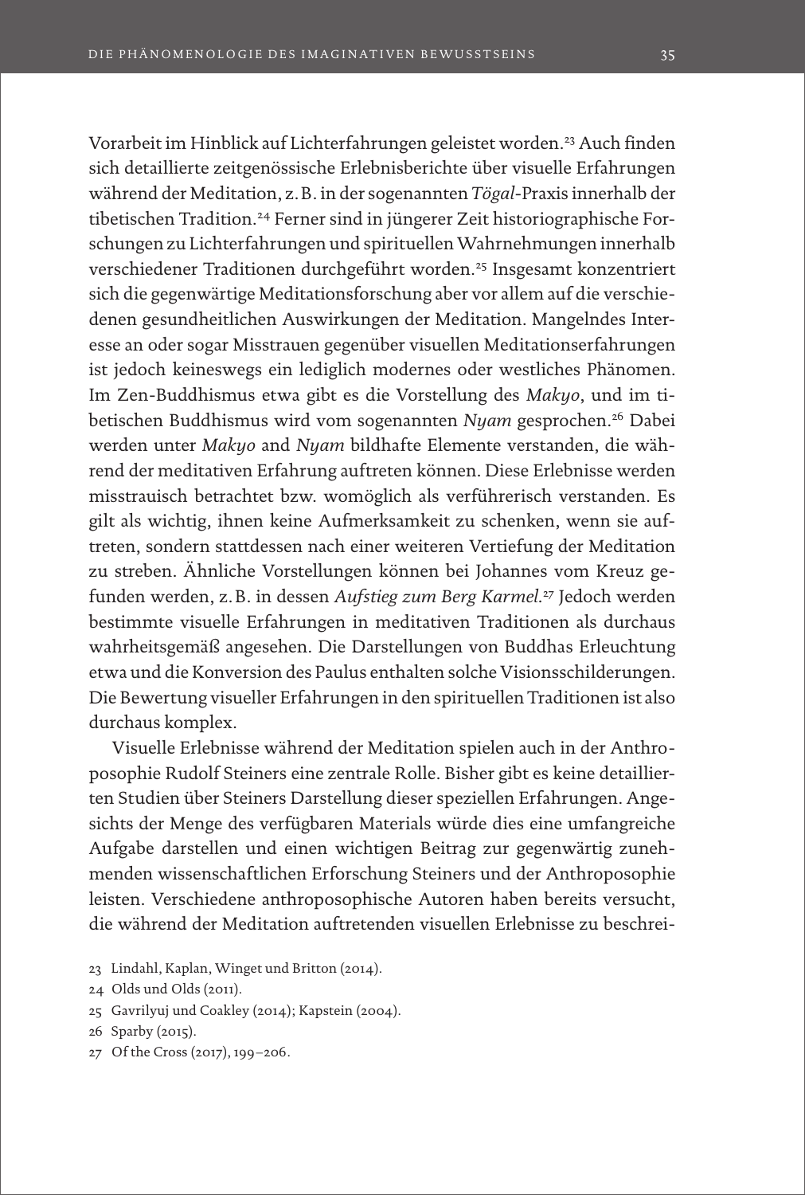Vorarbeit im Hinblick auf Lichterfahrungen geleistet worden.[23] Auch finden sich detaillierte zeitgenössische Erlebnisberichte über visuelle Erfahrungen während der Meditation, z. B. in der sogenannten *Tögal*-Praxis innerhalb der tibetischen Tradition.[24] Ferner sind in jüngerer Zeit historiographische Forschungen zu Lichterfahrungen und spirituellen Wahrnehmungen innerhalb verschiedener Traditionen durchgeführt worden.[25] Insgesamt konzentriert sich die gegenwärtige Meditationsforschung aber vor allem auf die verschiedenen gesundheitlichen Auswirkungen der Meditation. Mangelndes Interesse an oder sogar Misstrauen gegenüber visuellen Meditationserfahrungen ist jedoch keineswegs ein lediglich modernes oder westliches Phänomen. Im Zen-Buddhismus etwa gibt es die Vorstellung des *Makyo*, und im tibetischen Buddhismus wird vom sogenannten *Nyam* gesprochen.[26] Dabei werden unter *Makyo* and *Nyam* bildhafte Elemente verstanden, die während der meditativen Erfahrung auftreten können. Diese Erlebnisse werden misstrauisch betrachtet bzw. womöglich als verführerisch verstanden. Es gilt als wichtig, ihnen keine Aufmerksamkeit zu schenken, wenn sie auftreten, sondern stattdessen nach einer weiteren Vertiefung der Meditation zu streben. Ähnliche Vorstellungen können bei Johannes vom Kreuz gefunden werden, z. B. in dessen *Aufstieg zum Berg Karmel*.[27] Jedoch werden bestimmte visuelle Erfahrungen in meditativen Traditionen als durchaus wahrheitsgemäß angesehen. Die Darstellungen von Buddhas Erleuchtung etwa und die Konversion des Paulus enthalten solche Visionsschilderungen. Die Bewertung visueller Erfahrungen in den spirituellen Traditionen ist also durchaus komplex.

Visuelle Erlebnisse während der Meditation spielen auch in der Anthroposophie Rudolf Steiners eine zentrale Rolle. Bisher gibt es keine detaillierten Studien über Steiners Darstellung dieser speziellen Erfahrungen. Angesichts der Menge des verfügbaren Materials würde dies eine umfangreiche Aufgabe darstellen und einen wichtigen Beitrag zur gegenwärtig zunehmenden wissenschaftlichen Erforschung Steiners und der Anthroposophie leisten. Verschiedene anthroposophische Autoren haben bereits versucht, die während der Meditation auftretenden visuellen Erlebnisse zu beschrei-

23 Lindahl, Kaplan, Winget und Britton (2014).

24 Olds und Olds (2011).

25 Gavrilyuj und Coakley (2014); Kapstein (2004).

26 Sparby (2015).

27 Of the Cross (2017), 199–206.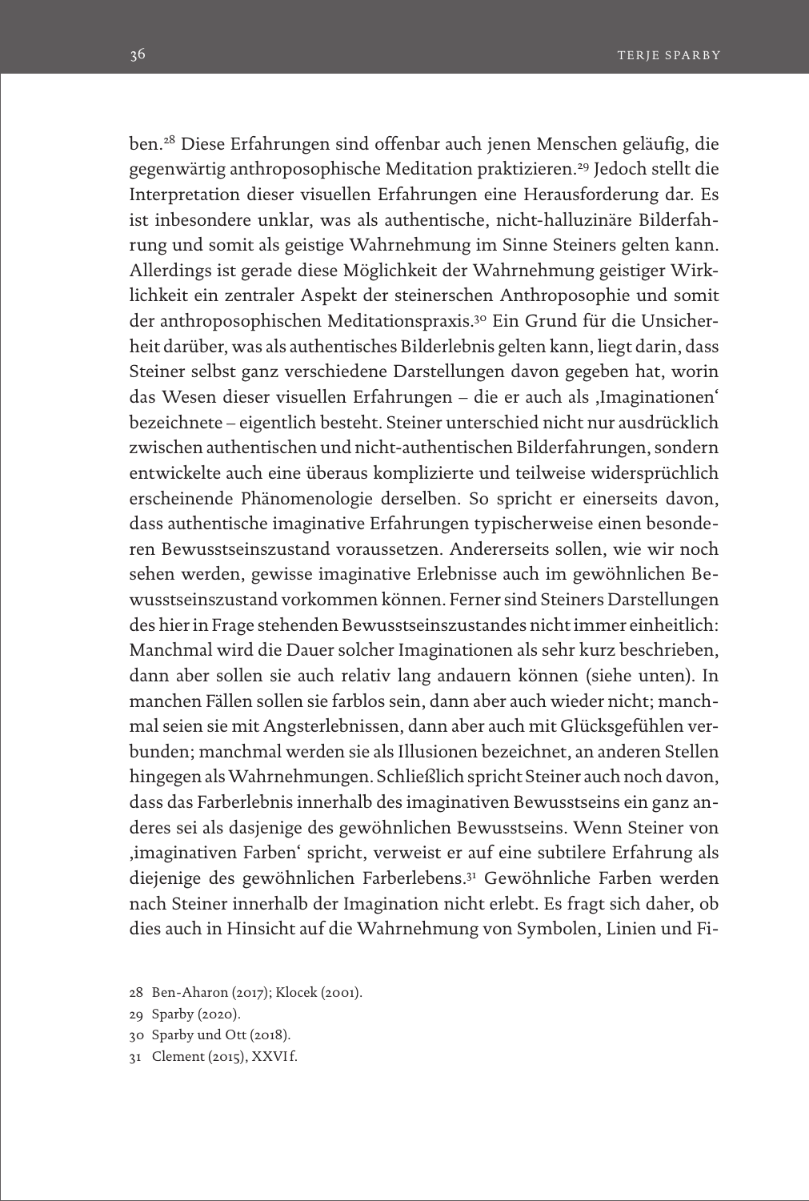ben.[28] Diese Erfahrungen sind offenbar auch jenen Menschen geläufig, die gegenwärtig anthroposophische Meditation praktizieren.[29] Jedoch stellt die Interpretation dieser visuellen Erfahrungen eine Herausforderung dar. Es ist inbesondere unklar, was als authentische, nicht-halluzinäre Bilderfahrung und somit als geistige Wahrnehmung im Sinne Steiners gelten kann. Allerdings ist gerade diese Möglichkeit der Wahrnehmung geistiger Wirklichkeit ein zentraler Aspekt der steinerschen Anthroposophie und somit der anthroposophischen Meditationspraxis.[30] Ein Grund für die Unsicherheit darüber, was als authentisches Bilderlebnis gelten kann, liegt darin, dass Steiner selbst ganz verschiedene Darstellungen davon gegeben hat, worin das Wesen dieser visuellen Erfahrungen – die er auch als ‚Imaginationen' bezeichnete – eigentlich besteht. Steiner unterschied nicht nur ausdrücklich zwischen authentischen und nicht-authentischen Bilderfahrungen, sondern entwickelte auch eine überaus komplizierte und teilweise widersprüchlich erscheinende Phänomenologie derselben. So spricht er einerseits davon, dass authentische imaginative Erfahrungen typischerweise einen besonderen Bewusstseinszustand voraussetzen. Andererseits sollen, wie wir noch sehen werden, gewisse imaginative Erlebnisse auch im gewöhnlichen Bewusstseinszustand vorkommen können. Ferner sind Steiners Darstellungen des hier in Frage stehenden Bewusstseinszustandes nicht immer einheitlich: Manchmal wird die Dauer solcher Imaginationen als sehr kurz beschrieben, dann aber sollen sie auch relativ lang andauern können (siehe unten). In manchen Fällen sollen sie farblos sein, dann aber auch wieder nicht; manchmal seien sie mit Angsterlebnissen, dann aber auch mit Glücksgefühlen verbunden; manchmal werden sie als Illusionen bezeichnet, an anderen Stellen hingegen als Wahrnehmungen. Schließlich spricht Steiner auch noch davon, dass das Farberlebnis innerhalb des imaginativen Bewusstseins ein ganz anderes sei als dasjenige des gewöhnlichen Bewusstseins. Wenn Steiner von ‚imaginativen Farben' spricht, verweist er auf eine subtilere Erfahrung als diejenige des gewöhnlichen Farberlebens.[31] Gewöhnliche Farben werden nach Steiner innerhalb der Imagination nicht erlebt. Es fragt sich daher, ob dies auch in Hinsicht auf die Wahrnehmung von Symbolen, Linien und Fi-

28 Ben-Aharon (2017); Klocek (2001).

29 Sparby (2020).

30 Sparby und Ott (2018).

31 Clement (2015), XXVI f.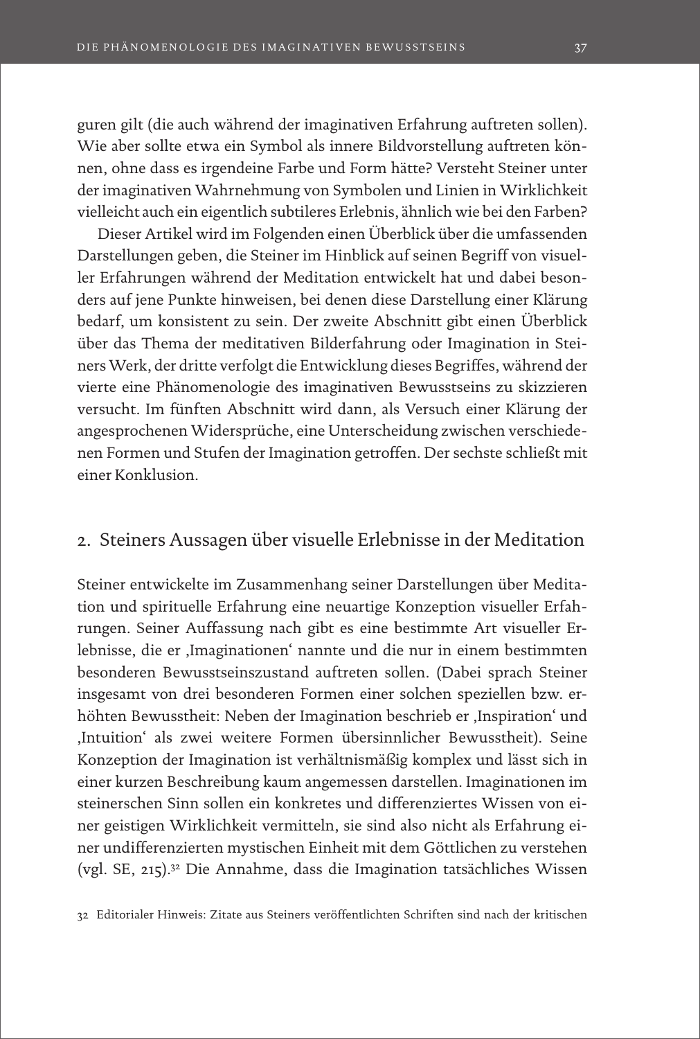guren gilt (die auch während der imaginativen Erfahrung auftreten sollen). Wie aber sollte etwa ein Symbol als innere Bildvorstellung auftreten können, ohne dass es irgendeine Farbe und Form hätte? Versteht Steiner unter der imaginativen Wahrnehmung von Symbolen und Linien in Wirklichkeit vielleicht auch ein eigentlich subtileres Erlebnis, ähnlich wie bei den Farben?

Dieser Artikel wird im Folgenden einen Überblick über die umfassenden Darstellungen geben, die Steiner im Hinblick auf seinen Begriff von visueller Erfahrungen während der Meditation entwickelt hat und dabei besonders auf jene Punkte hinweisen, bei denen diese Darstellung einer Klärung bedarf, um konsistent zu sein. Der zweite Abschnitt gibt einen Überblick über das Thema der meditativen Bilderfahrung oder Imagination in Steiners Werk, der dritte verfolgt die Entwicklung dieses Begriffes, während der vierte eine Phänomenologie des imaginativen Bewusstseins zu skizzieren versucht. Im fünften Abschnitt wird dann, als Versuch einer Klärung der angesprochenen Widersprüche, eine Unterscheidung zwischen verschiedenen Formen und Stufen der Imagination getroffen. Der sechste schließt mit einer Konklusion.

## 2. Steiners Aussagen über visuelle Erlebnisse in der Meditation

Steiner entwickelte im Zusammenhang seiner Darstellungen über Meditation und spirituelle Erfahrung eine neuartige Konzeption visueller Erfahrungen. Seiner Auffassung nach gibt es eine bestimmte Art visueller Erlebnisse, die er ‚Imaginationen' nannte und die nur in einem bestimmten besonderen Bewusstseinszustand auftreten sollen. (Dabei sprach Steiner insgesamt von drei besonderen Formen einer solchen speziellen bzw. erhöhten Bewusstheit: Neben der Imagination beschrieb er ‚Inspiration' und ‚Intuition' als zwei weitere Formen übersinnlicher Bewusstheit). Seine Konzeption der Imagination ist verhältnismäßig komplex und lässt sich in einer kurzen Beschreibung kaum angemessen darstellen. Imaginationen im steinerschen Sinn sollen ein konkretes und differenziertes Wissen von einer geistigen Wirklichkeit vermitteln, sie sind also nicht als Erfahrung einer undifferenzierten mystischen Einheit mit dem Göttlichen zu verstehen (vgl. SE, 215).[32] Die Annahme, dass die Imagination tatsächliches Wissen

32 Editorialer Hinweis: Zitate aus Steiners veröffentlichten Schriften sind nach der kritischen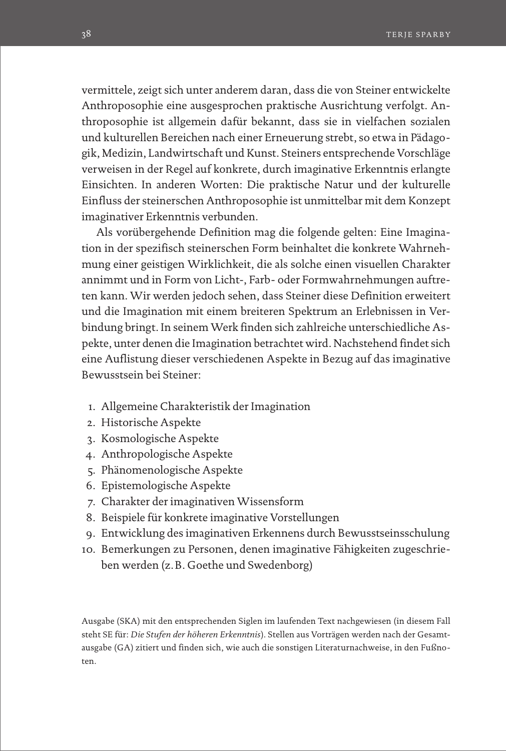vermittele, zeigt sich unter anderem daran, dass die von Steiner entwickelte Anthroposophie eine ausgesprochen praktische Ausrichtung verfolgt. Anthroposophie ist allgemein dafür bekannt, dass sie in vielfachen sozialen und kulturellen Bereichen nach einer Erneuerung strebt, so etwa in Pädagogik, Medizin, Landwirtschaft und Kunst. Steiners entsprechende Vorschläge verweisen in der Regel auf konkrete, durch imaginative Erkenntnis erlangte Einsichten. In anderen Worten: Die praktische Natur und der kulturelle Einfluss der steinerschen Anthroposophie ist unmittelbar mit dem Konzept imaginativer Erkenntnis verbunden.

Als vorübergehende Definition mag die folgende gelten: Eine Imagination in der spezifisch steinerschen Form beinhaltet die konkrete Wahrnehmung einer geistigen Wirklichkeit, die als solche einen visuellen Charakter annimmt und in Form von Licht-, Farb- oder Formwahrnehmungen auftreten kann. Wir werden jedoch sehen, dass Steiner diese Definition erweitert und die Imagination mit einem breiteren Spektrum an Erlebnissen in Verbindung bringt. In seinem Werk finden sich zahlreiche unterschiedliche Aspekte, unter denen die Imagination betrachtet wird. Nachstehend findet sich eine Auflistung dieser verschiedenen Aspekte in Bezug auf das imaginative Bewusstsein bei Steiner:

1. Allgemeine Charakteristik der Imagination
2. Historische Aspekte
3. Kosmologische Aspekte
4. Anthropologische Aspekte
5. Phänomenologische Aspekte
6. Epistemologische Aspekte
7. Charakter der imaginativen Wissensform
8. Beispiele für konkrete imaginative Vorstellungen
9. Entwicklung des imaginativen Erkennens durch Bewusstseinsschulung
10. Bemerkungen zu Personen, denen imaginative Fähigkeiten zugeschrieben werden (z.B. Goethe und Swedenborg)

Ausgabe (SKA) mit den entsprechenden Siglen im laufenden Text nachgewiesen (in diesem Fall steht SE für: *Die Stufen der höheren Erkenntnis*). Stellen aus Vorträgen werden nach der Gesamtausgabe (GA) zitiert und finden sich, wie auch die sonstigen Literaturnachweise, in den Fußnoten.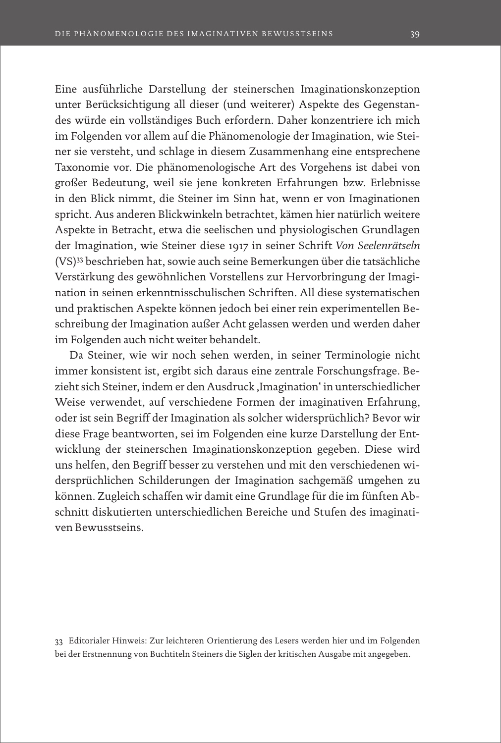Eine ausführliche Darstellung der steinerschen Imaginationskonzeption unter Berücksichtigung all dieser (und weiterer) Aspekte des Gegenstandes würde ein vollständiges Buch erfordern. Daher konzentriere ich mich im Folgenden vor allem auf die Phänomenologie der Imagination, wie Steiner sie versteht, und schlage in diesem Zusammenhang eine entsprechene Taxonomie vor. Die phänomenologische Art des Vorgehens ist dabei von großer Bedeutung, weil sie jene konkreten Erfahrungen bzw. Erlebnisse in den Blick nimmt, die Steiner im Sinn hat, wenn er von Imaginationen spricht. Aus anderen Blickwinkeln betrachtet, kämen hier natürlich weitere Aspekte in Betracht, etwa die seelischen und physiologischen Grundlagen der Imagination, wie Steiner diese 1917 in seiner Schrift *Von Seelenrätseln* (VS)[33] beschrieben hat, sowie auch seine Bemerkungen über die tatsächliche Verstärkung des gewöhnlichen Vorstellens zur Hervorbringung der Imagination in seinen erkenntnisschulischen Schriften. All diese systematischen und praktischen Aspekte können jedoch bei einer rein experimentellen Beschreibung der Imagination außer Acht gelassen werden und werden daher im Folgenden auch nicht weiter behandelt.

Da Steiner, wie wir noch sehen werden, in seiner Terminologie nicht immer konsistent ist, ergibt sich daraus eine zentrale Forschungsfrage. Bezieht sich Steiner, indem er den Ausdruck ‚Imagination' in unterschiedlicher Weise verwendet, auf verschiedene Formen der imaginativen Erfahrung, oder ist sein Begriff der Imagination als solcher widersprüchlich? Bevor wir diese Frage beantworten, sei im Folgenden eine kurze Darstellung der Entwicklung der steinerschen Imaginationskonzeption gegeben. Diese wird uns helfen, den Begriff besser zu verstehen und mit den verschiedenen widersprüchlichen Schilderungen der Imagination sachgemäß umgehen zu können. Zugleich schaffen wir damit eine Grundlage für die im fünften Abschnitt diskutierten unterschiedlichen Bereiche und Stufen des imaginativen Bewusstseins.

33 Editorialer Hinweis: Zur leichteren Orientierung des Lesers werden hier und im Folgenden bei der Erstnennung von Buchtiteln Steiners die Siglen der kritischen Ausgabe mit angegeben.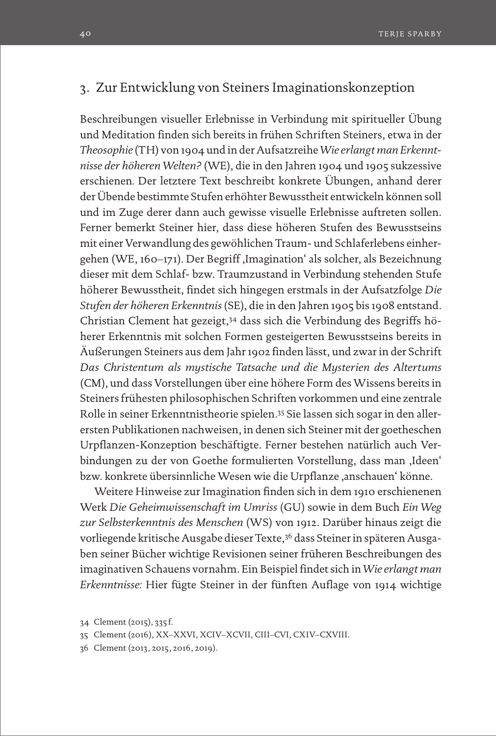## 3. Zur Entwicklung von Steiners Imaginationskonzeption

Beschreibungen visueller Erlebnisse in Verbindung mit spiritueller Übung und Meditation finden sich bereits in frühen Schriften Steiners, etwa in der *Theosophie* (TH) von 1904 und in der Aufsatzreihe *Wie erlangt man Erkenntnisse der höheren Welten?* (WE), die in den Jahren 1904 und 1905 sukzessive erschienen. Der letztere Text beschreibt konkrete Übungen, anhand derer der Übende bestimmte Stufen erhöhter Bewusstheit entwickeln können soll und im Zuge derer dann auch gewisse visuelle Erlebnisse auftreten sollen. Ferner bemerkt Steiner hier, dass diese höheren Stufen des Bewusstseins mit einer Verwandlung des gewöhlichen Traum- und Schlaferlebens einhergehen (WE, 160–171). Der Begriff ‚Imagination' als solcher, als Bezeichnung dieser mit dem Schlaf- bzw. Traumzustand in Verbindung stehenden Stufe höherer Bewusstheit, findet sich hingegen erstmals in der Aufsatzfolge *Die Stufen der höheren Erkenntnis* (SE), die in den Jahren 1905 bis 1908 entstand. Christian Clement hat gezeigt,[34] dass sich die Verbindung des Begriffs höherer Erkenntnis mit solchen Formen gesteigerten Bewusstseins bereits in Äußerungen Steiners aus dem Jahr 1902 finden lässt, und zwar in der Schrift *Das Christentum als mystische Tatsache und die Mysterien des Altertums* (CM), und dass Vorstellungen über eine höhere Form des Wissens bereits in Steiners frühesten philosophischen Schriften vorkommen und eine zentrale Rolle in seiner Erkenntnistheorie spielen.[35] Sie lassen sich sogar in den allerersten Publikationen nachweisen, in denen sich Steiner mit der goetheschen Urpflanzen-Konzeption beschäftigte. Ferner bestehen natürlich auch Verbindungen zu der von Goethe formulierten Vorstellung, dass man ‚Ideen' bzw. konkrete übersinnliche Wesen wie die Urpflanze ‚anschauen' könne.

Weitere Hinweise zur Imagination finden sich in dem 1910 erschienenen Werk *Die Geheimwissenschaft im Umriss* (GU) sowie in dem Buch *Ein Weg zur Selbsterkenntnis des Menschen* (WS) von 1912. Darüber hinaus zeigt die vorliegende kritische Ausgabe dieser Texte,[36] dass Steiner in späteren Ausgaben seiner Bücher wichtige Revisionen seiner früheren Beschreibungen des imaginativen Schauens vornahm. Ein Beispiel findet sich in *Wie erlangt man Erkenntnisse:* Hier fügte Steiner in der fünften Auflage von 1914 wichtige

34 Clement (2015), 335 f.

35 Clement (2016), XX–XXVI, XCIV–XCVII, CIII–CVI, CXIV–CXVIII.

36 Clement (2013, 2015, 2016, 2019).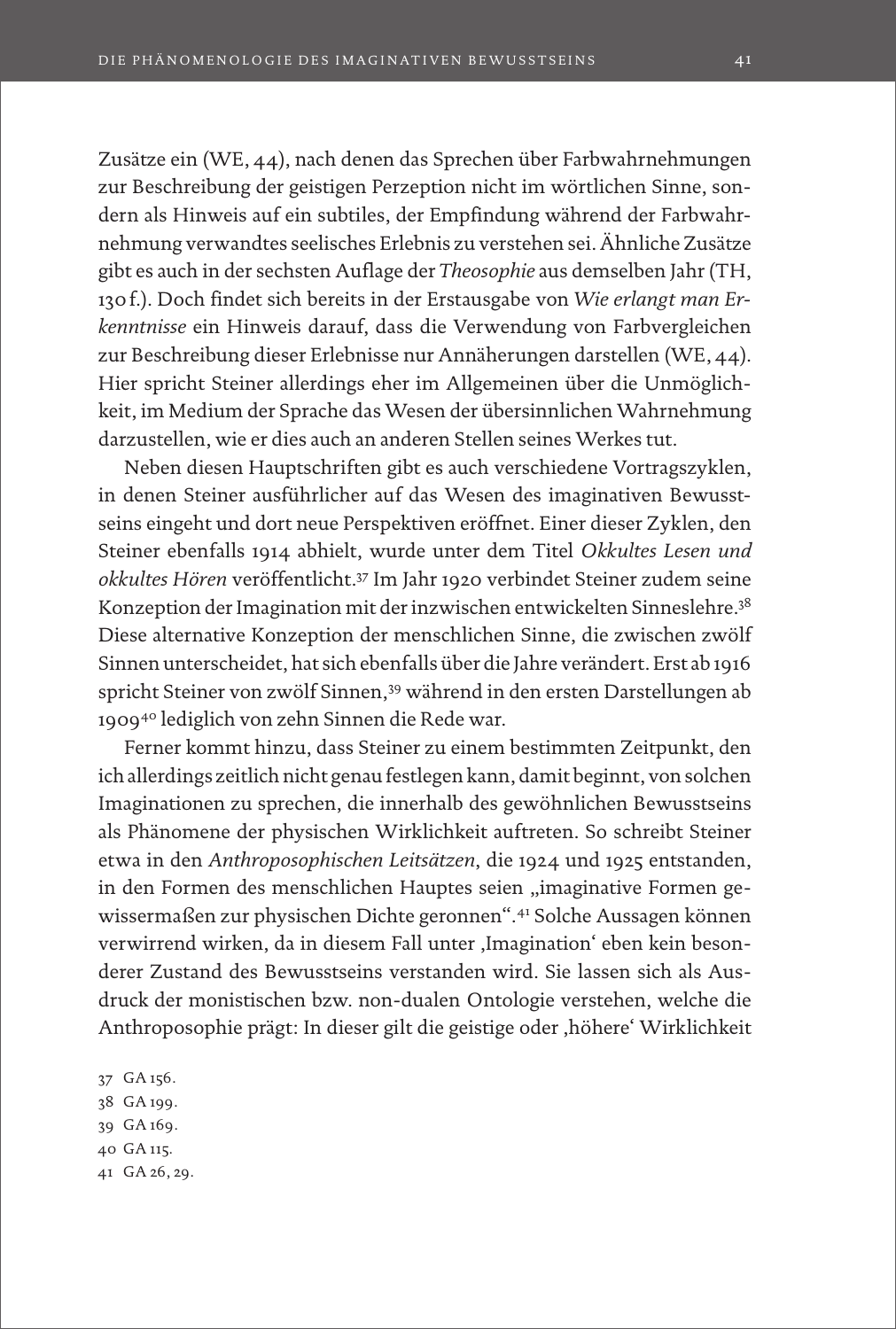Zusätze ein (WE, 44), nach denen das Sprechen über Farbwahrnehmungen zur Beschreibung der geistigen Perzeption nicht im wörtlichen Sinne, sondern als Hinweis auf ein subtiles, der Empfindung während der Farbwahrnehmung verwandtes seelisches Erlebnis zu verstehen sei. Ähnliche Zusätze gibt es auch in der sechsten Auflage der *Theosophie* aus demselben Jahr (TH, 130 f.). Doch findet sich bereits in der Erstausgabe von *Wie erlangt man Erkenntnisse* ein Hinweis darauf, dass die Verwendung von Farbvergleichen zur Beschreibung dieser Erlebnisse nur Annäherungen darstellen (WE, 44). Hier spricht Steiner allerdings eher im Allgemeinen über die Unmöglichkeit, im Medium der Sprache das Wesen der übersinnlichen Wahrnehmung darzustellen, wie er dies auch an anderen Stellen seines Werkes tut.

Neben diesen Hauptschriften gibt es auch verschiedene Vortragszyklen, in denen Steiner ausführlicher auf das Wesen des imaginativen Bewusstseins eingeht und dort neue Perspektiven eröffnet. Einer dieser Zyklen, den Steiner ebenfalls 1914 abhielt, wurde unter dem Titel *Okkultes Lesen und okkultes Hören* veröffentlicht.[37] Im Jahr 1920 verbindet Steiner zudem seine Konzeption der Imagination mit der inzwischen entwickelten Sinneslehre.[38] Diese alternative Konzeption der menschlichen Sinne, die zwischen zwölf Sinnen unterscheidet, hat sich ebenfalls über die Jahre verändert. Erst ab 1916 spricht Steiner von zwölf Sinnen,[39] während in den ersten Darstellungen ab 1909[40] lediglich von zehn Sinnen die Rede war.

Ferner kommt hinzu, dass Steiner zu einem bestimmten Zeitpunkt, den ich allerdings zeitlich nicht genau festlegen kann, damit beginnt, von solchen Imaginationen zu sprechen, die innerhalb des gewöhnlichen Bewusstseins als Phänomene der physischen Wirklichkeit auftreten. So schreibt Steiner etwa in den *Anthroposophischen Leitsätzen*, die 1924 und 1925 entstanden, in den Formen des menschlichen Hauptes seien „imaginative Formen gewissermaßen zur physischen Dichte geronnen".[41] Solche Aussagen können verwirrend wirken, da in diesem Fall unter ‚Imagination' eben kein besonderer Zustand des Bewusstseins verstanden wird. Sie lassen sich als Ausdruck der monistischen bzw. non-dualen Ontologie verstehen, welche die Anthroposophie prägt: In dieser gilt die geistige oder ‚höhere' Wirklichkeit

37 GA 156.
38 GA 199.
39 GA 169.
40 GA 115.
41 GA 26, 29.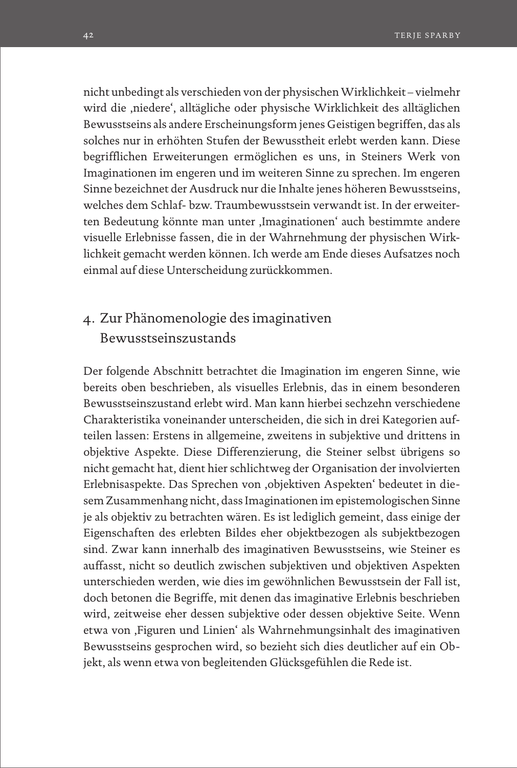nicht unbedingt als verschieden von der physischen Wirklichkeit – vielmehr wird die ‚niedere', alltägliche oder physische Wirklichkeit des alltäglichen Bewusstseins als andere Erscheinungsform jenes Geistigen begriffen, das als solches nur in erhöhten Stufen der Bewusstheit erlebt werden kann. Diese begrifflichen Erweiterungen ermöglichen es uns, in Steiners Werk von Imaginationen im engeren und im weiteren Sinne zu sprechen. Im engeren Sinne bezeichnet der Ausdruck nur die Inhalte jenes höheren Bewusstseins, welches dem Schlaf- bzw. Traumbewusstsein verwandt ist. In der erweiterten Bedeutung könnte man unter ‚Imaginationen' auch bestimmte andere visuelle Erlebnisse fassen, die in der Wahrnehmung der physischen Wirklichkeit gemacht werden können. Ich werde am Ende dieses Aufsatzes noch einmal auf diese Unterscheidung zurückkommen.

## 4. Zur Phänomenologie des imaginativen Bewusstseinszustands

Der folgende Abschnitt betrachtet die Imagination im engeren Sinne, wie bereits oben beschrieben, als visuelles Erlebnis, das in einem besonderen Bewusstseinszustand erlebt wird. Man kann hierbei sechzehn verschiedene Charakteristika voneinander unterscheiden, die sich in drei Kategorien aufteilen lassen: Erstens in allgemeine, zweitens in subjektive und drittens in objektive Aspekte. Diese Differenzierung, die Steiner selbst übrigens so nicht gemacht hat, dient hier schlichtweg der Organisation der involvierten Erlebnisaspekte. Das Sprechen von ‚objektiven Aspekten' bedeutet in diesem Zusammenhang nicht, dass Imaginationen im epistemologischen Sinne je als objektiv zu betrachten wären. Es ist lediglich gemeint, dass einige der Eigenschaften des erlebten Bildes eher objektbezogen als subjektbezogen sind. Zwar kann innerhalb des imaginativen Bewusstseins, wie Steiner es auffasst, nicht so deutlich zwischen subjektiven und objektiven Aspekten unterschieden werden, wie dies im gewöhnlichen Bewusstsein der Fall ist, doch betonen die Begriffe, mit denen das imaginative Erlebnis beschrieben wird, zeitweise eher dessen subjektive oder dessen objektive Seite. Wenn etwa von ‚Figuren und Linien' als Wahrnehmungsinhalt des imaginativen Bewusstseins gesprochen wird, so bezieht sich dies deutlicher auf ein Objekt, als wenn etwa von begleitenden Glücksgefühlen die Rede ist.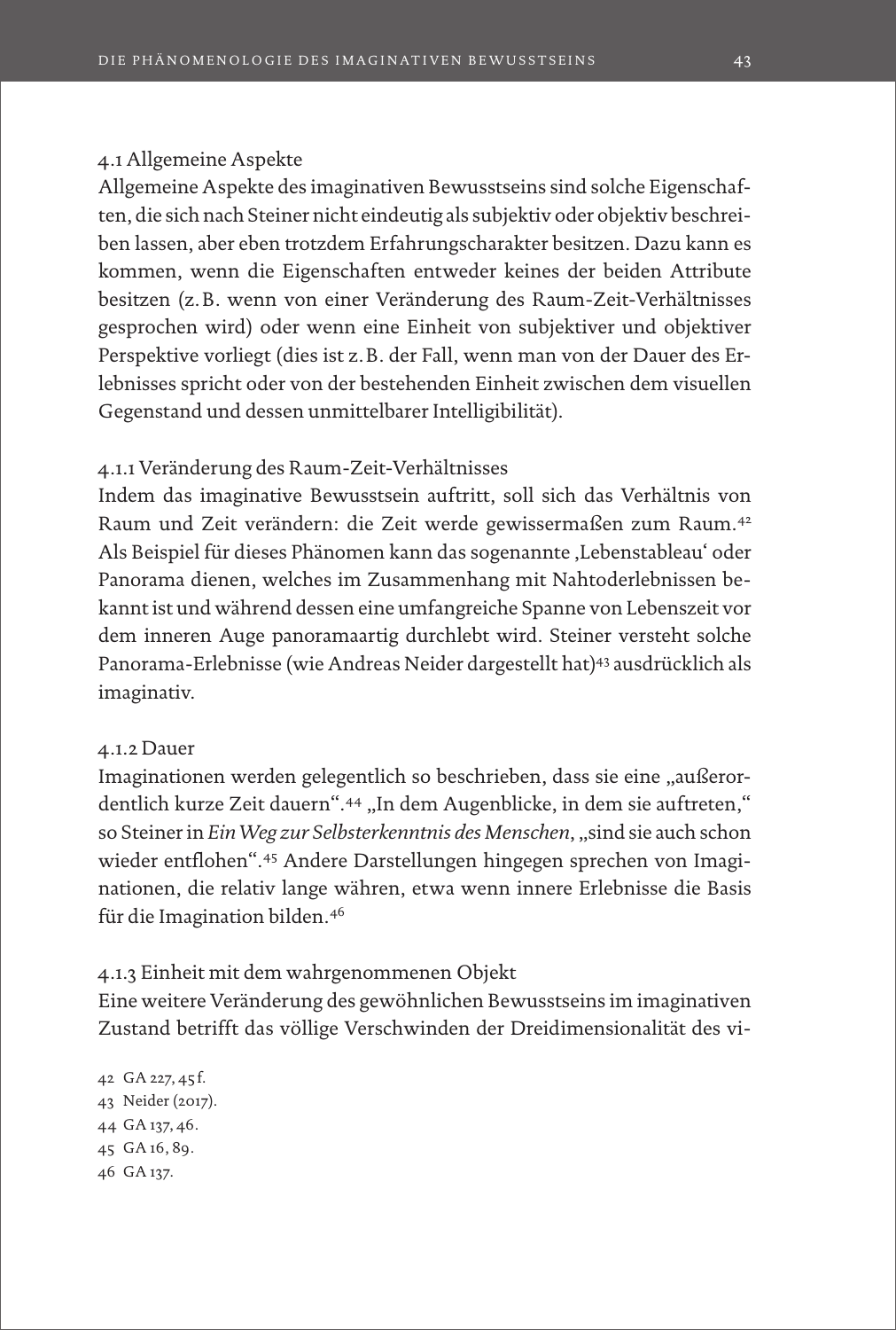### 4.1 Allgemeine Aspekte

Allgemeine Aspekte des imaginativen Bewusstseins sind solche Eigenschaften, die sich nach Steiner nicht eindeutig als subjektiv oder objektiv beschreiben lassen, aber eben trotzdem Erfahrungscharakter besitzen. Dazu kann es kommen, wenn die Eigenschaften entweder keines der beiden Attribute besitzen (z. B. wenn von einer Veränderung des Raum-Zeit-Verhältnisses gesprochen wird) oder wenn eine Einheit von subjektiver und objektiver Perspektive vorliegt (dies ist z. B. der Fall, wenn man von der Dauer des Erlebnisses spricht oder von der bestehenden Einheit zwischen dem visuellen Gegenstand und dessen unmittelbarer Intelligibilität).

#### 4.1.1 Veränderung des Raum-Zeit-Verhältnisses

Indem das imaginative Bewusstsein auftritt, soll sich das Verhältnis von Raum und Zeit verändern: die Zeit werde gewissermaßen zum Raum.[42] Als Beispiel für dieses Phänomen kann das sogenannte ‚Lebenstableau' oder Panorama dienen, welches im Zusammenhang mit Nahtoderlebnissen bekannt ist und während dessen eine umfangreiche Spanne von Lebenszeit vor dem inneren Auge panoramaartig durchlebt wird. Steiner versteht solche Panorama-Erlebnisse (wie Andreas Neider dargestellt hat)[43] ausdrücklich als imaginativ.

#### 4.1.2 Dauer

Imaginationen werden gelegentlich so beschrieben, dass sie eine „außerordentlich kurze Zeit dauern".[44] „In dem Augenblicke, in dem sie auftreten," so Steiner in *Ein Weg zur Selbsterkenntnis des Menschen*, „sind sie auch schon wieder entflohen".[45] Andere Darstellungen hingegen sprechen von Imaginationen, die relativ lange währen, etwa wenn innere Erlebnisse die Basis für die Imagination bilden.[46]

#### 4.1.3 Einheit mit dem wahrgenommenen Objekt

Eine weitere Veränderung des gewöhnlichen Bewusstseins im imaginativen Zustand betrifft das völlige Verschwinden der Dreidimensionalität des vi-

42 GA 227, 45 f.
43 Neider (2017).
44 GA 137, 46.
45 GA 16, 89.
46 GA 137.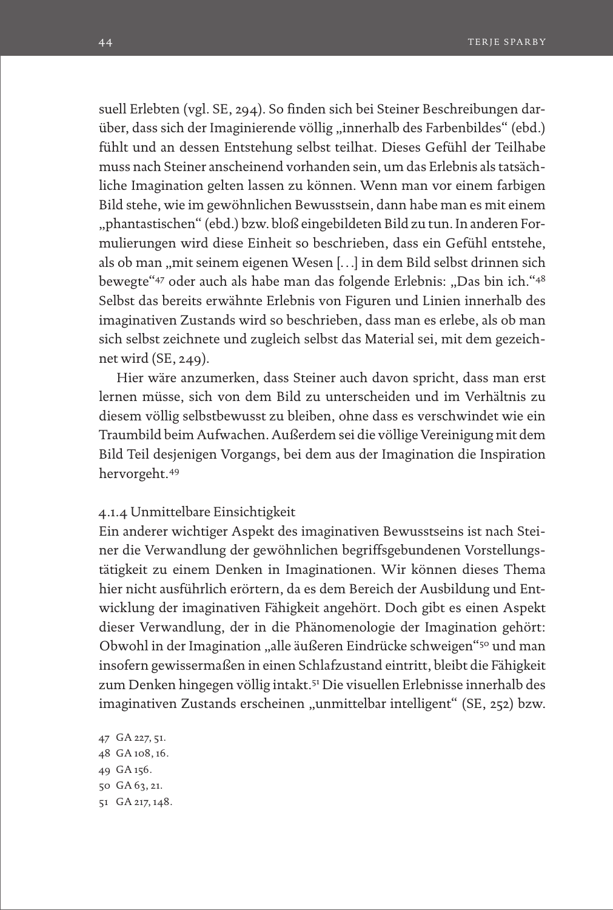suell Erlebten (vgl. SE, 294). So finden sich bei Steiner Beschreibungen darüber, dass sich der Imaginierende völlig „innerhalb des Farbenbildes" (ebd.) fühlt und an dessen Entstehung selbst teilhat. Dieses Gefühl der Teilhabe muss nach Steiner anscheinend vorhanden sein, um das Erlebnis als tatsächliche Imagination gelten lassen zu können. Wenn man vor einem farbigen Bild stehe, wie im gewöhnlichen Bewusstsein, dann habe man es mit einem „phantastischen" (ebd.) bzw. bloß eingebildeten Bild zu tun. In anderen Formulierungen wird diese Einheit so beschrieben, dass ein Gefühl entstehe, als ob man „mit seinem eigenen Wesen [...] in dem Bild selbst drinnen sich bewegte"[47] oder auch als habe man das folgende Erlebnis: „Das bin ich."[48] Selbst das bereits erwähnte Erlebnis von Figuren und Linien innerhalb des imaginativen Zustands wird so beschrieben, dass man es erlebe, als ob man sich selbst zeichnete und zugleich selbst das Material sei, mit dem gezeichnet wird (SE, 249).

Hier wäre anzumerken, dass Steiner auch davon spricht, dass man erst lernen müsse, sich von dem Bild zu unterscheiden und im Verhältnis zu diesem völlig selbstbewusst zu bleiben, ohne dass es verschwindet wie ein Traumbild beim Aufwachen. Außerdem sei die völlige Vereinigung mit dem Bild Teil desjenigen Vorgangs, bei dem aus der Imagination die Inspiration hervorgeht.[49]

#### 4.1.4 Unmittelbare Einsichtigkeit

Ein anderer wichtiger Aspekt des imaginativen Bewusstseins ist nach Steiner die Verwandlung der gewöhnlichen begriffsgebundenen Vorstellungstätigkeit zu einem Denken in Imaginationen. Wir können dieses Thema hier nicht ausführlich erörtern, da es dem Bereich der Ausbildung und Entwicklung der imaginativen Fähigkeit angehört. Doch gibt es einen Aspekt dieser Verwandlung, der in die Phänomenologie der Imagination gehört: Obwohl in der Imagination „alle äußeren Eindrücke schweigen"[50] und man insofern gewissermaßen in einen Schlafzustand eintritt, bleibt die Fähigkeit zum Denken hingegen völlig intakt.[51] Die visuellen Erlebnisse innerhalb des imaginativen Zustands erscheinen „unmittelbar intelligent" (SE, 252) bzw.

47 GA 227, 51.
48 GA 108, 16.
49 GA 156.
50 GA 63, 21.
51 GA 217, 148.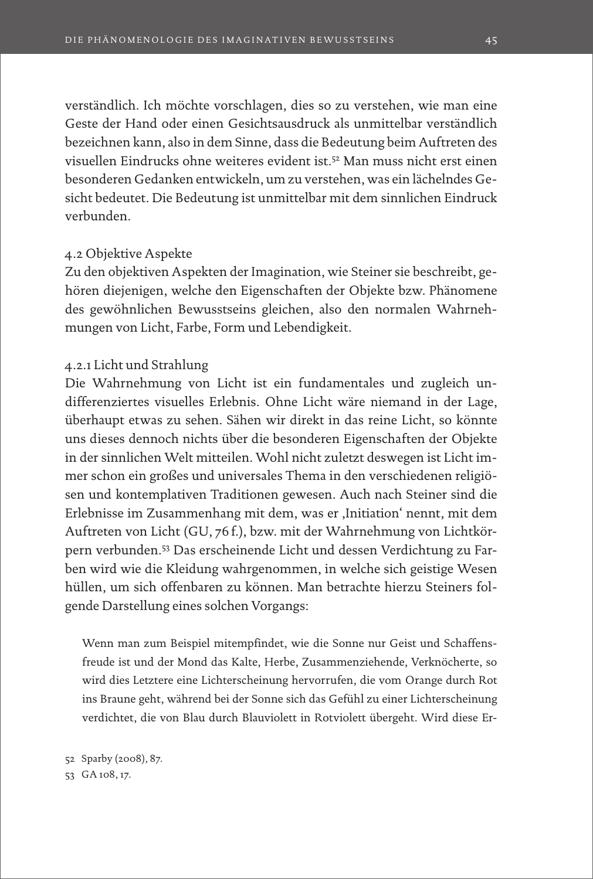verständlich. Ich möchte vorschlagen, dies so zu verstehen, wie man eine Geste der Hand oder einen Gesichtsausdruck als unmittelbar verständlich bezeichnen kann, also in dem Sinne, dass die Bedeutung beim Auftreten des visuellen Eindrucks ohne weiteres evident ist.[52] Man muss nicht erst einen besonderen Gedanken entwickeln, um zu verstehen, was ein lächelndes Gesicht bedeutet. Die Bedeutung ist unmittelbar mit dem sinnlichen Eindruck verbunden.

### 4.2 Objektive Aspekte

Zu den objektiven Aspekten der Imagination, wie Steiner sie beschreibt, gehören diejenigen, welche den Eigenschaften der Objekte bzw. Phänomene des gewöhnlichen Bewusstseins gleichen, also den normalen Wahrnehmungen von Licht, Farbe, Form und Lebendigkeit.

#### 4.2.1 Licht und Strahlung

Die Wahrnehmung von Licht ist ein fundamentales und zugleich undifferenziertes visuelles Erlebnis. Ohne Licht wäre niemand in der Lage, überhaupt etwas zu sehen. Sähen wir direkt in das reine Licht, so könnte uns dieses dennoch nichts über die besonderen Eigenschaften der Objekte in der sinnlichen Welt mitteilen. Wohl nicht zuletzt deswegen ist Licht immer schon ein großes und universales Thema in den verschiedenen religiösen und kontemplativen Traditionen gewesen. Auch nach Steiner sind die Erlebnisse im Zusammenhang mit dem, was er ‚Initiation' nennt, mit dem Auftreten von Licht (GU, 76 f.), bzw. mit der Wahrnehmung von Lichtkörpern verbunden.[53] Das erscheinende Licht und dessen Verdichtung zu Farben wird wie die Kleidung wahrgenommen, in welche sich geistige Wesen hüllen, um sich offenbaren zu können. Man betrachte hierzu Steiners folgende Darstellung eines solchen Vorgangs:

> Wenn man zum Beispiel mitempfindet, wie die Sonne nur Geist und Schaffensfreude ist und der Mond das Kalte, Herbe, Zusammenziehende, Verknöcherte, so wird dies Letztere eine Lichterscheinung hervorrufen, die vom Orange durch Rot ins Braune geht, während bei der Sonne sich das Gefühl zu einer Lichterscheinung verdichtet, die von Blau durch Blauviolett in Rotviolett übergeht. Wird diese Er-

52 Sparby (2008), 87.

53 GA 108, 17.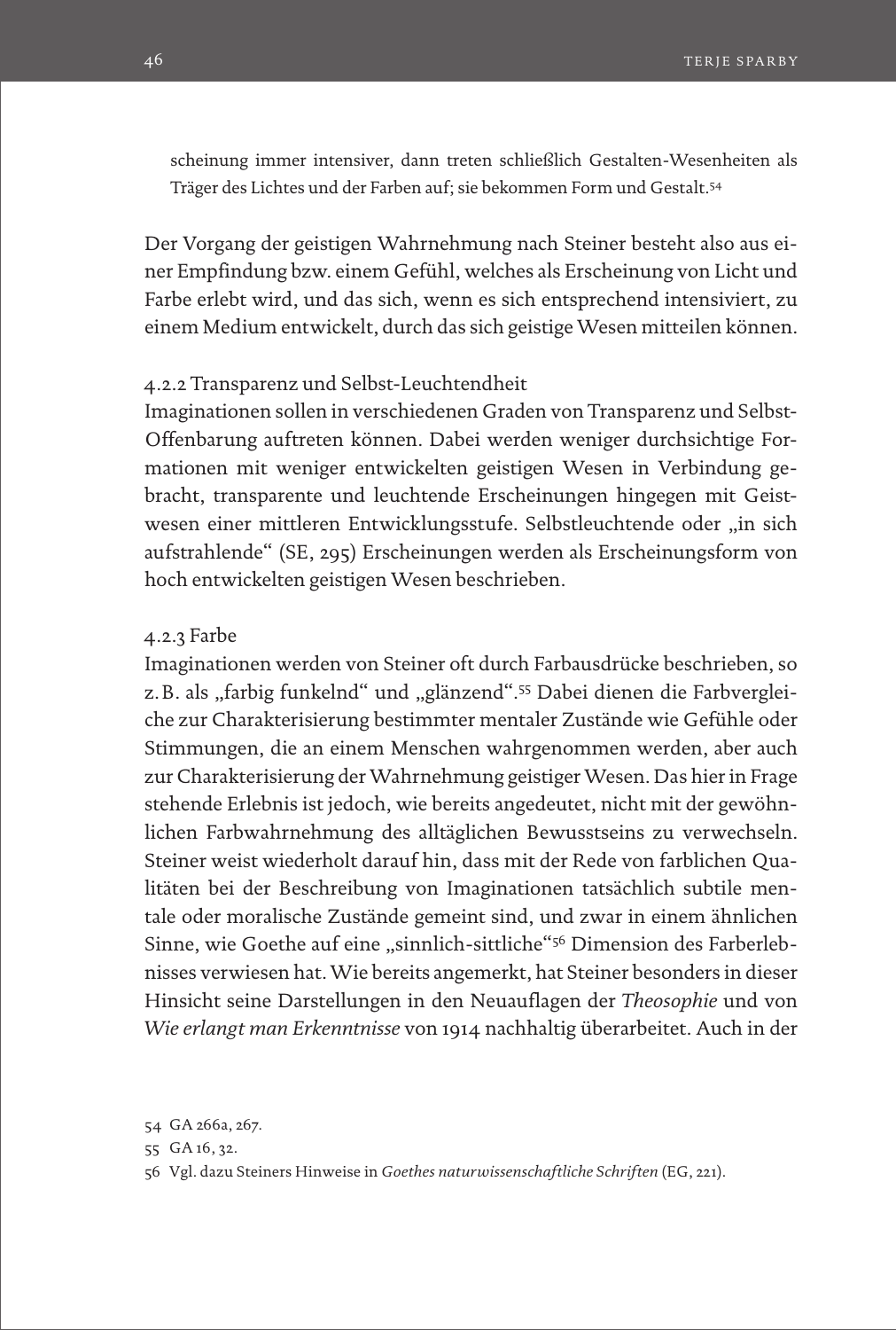> scheinung immer intensiver, dann treten schließlich Gestalten-Wesenheiten als Träger des Lichtes und der Farben auf; sie bekommen Form und Gestalt.[54]

Der Vorgang der geistigen Wahrnehmung nach Steiner besteht also aus einer Empfindung bzw. einem Gefühl, welches als Erscheinung von Licht und Farbe erlebt wird, und das sich, wenn es sich entsprechend intensiviert, zu einem Medium entwickelt, durch das sich geistige Wesen mitteilen können.

#### 4.2.2 Transparenz und Selbst-Leuchtendheit

Imaginationen sollen in verschiedenen Graden von Transparenz und Selbst-Offenbarung auftreten können. Dabei werden weniger durchsichtige Formationen mit weniger entwickelten geistigen Wesen in Verbindung gebracht, transparente und leuchtende Erscheinungen hingegen mit Geistwesen einer mittleren Entwicklungsstufe. Selbstleuchtende oder „in sich aufstrahlende" (SE, 295) Erscheinungen werden als Erscheinungsform von hoch entwickelten geistigen Wesen beschrieben.

#### 4.2.3 Farbe

Imaginationen werden von Steiner oft durch Farbausdrücke beschrieben, so z. B. als „farbig funkelnd" und „glänzend".[55] Dabei dienen die Farbvergleiche zur Charakterisierung bestimmter mentaler Zustände wie Gefühle oder Stimmungen, die an einem Menschen wahrgenommen werden, aber auch zur Charakterisierung der Wahrnehmung geistiger Wesen. Das hier in Frage stehende Erlebnis ist jedoch, wie bereits angedeutet, nicht mit der gewöhnlichen Farbwahrnehmung des alltäglichen Bewusstseins zu verwechseln. Steiner weist wiederholt darauf hin, dass mit der Rede von farblichen Qualitäten bei der Beschreibung von Imaginationen tatsächlich subtile mentale oder moralische Zustände gemeint sind, und zwar in einem ähnlichen Sinne, wie Goethe auf eine „sinnlich-sittliche"[56] Dimension des Farberlebnisses verwiesen hat. Wie bereits angemerkt, hat Steiner besonders in dieser Hinsicht seine Darstellungen in den Neuauflagen der *Theosophie* und von *Wie erlangt man Erkenntnisse* von 1914 nachhaltig überarbeitet. Auch in der

---

54 GA 266a, 267.

55 GA 16, 32.

56 Vgl. dazu Steiners Hinweise in *Goethes naturwissenschaftliche Schriften* (EG, 221).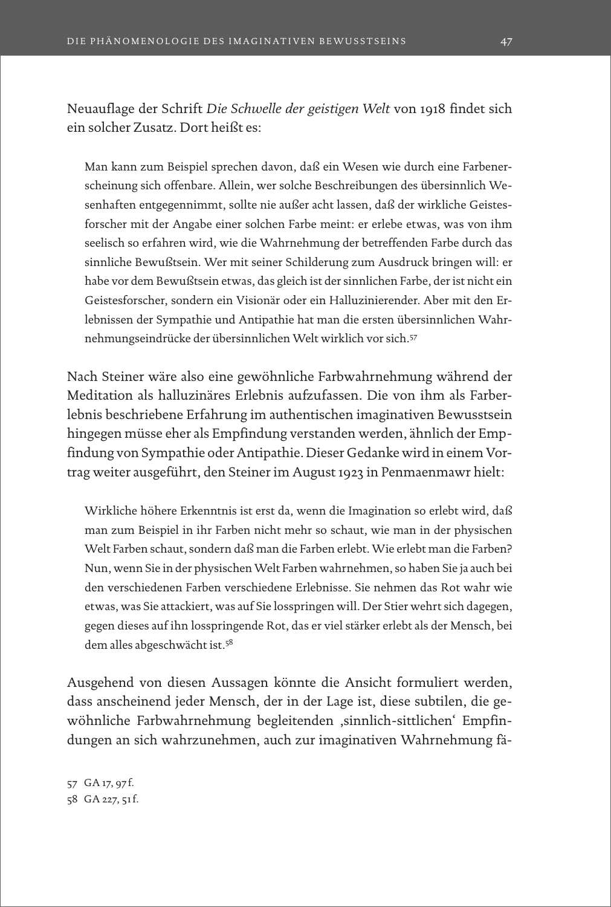Neuauflage der Schrift *Die Schwelle der geistigen Welt* von 1918 findet sich ein solcher Zusatz. Dort heißt es:

> Man kann zum Beispiel sprechen davon, daß ein Wesen wie durch eine Farbenerscheinung sich offenbare. Allein, wer solche Beschreibungen des übersinnlich Wesenhaften entgegennimmt, sollte nie außer acht lassen, daß der wirkliche Geistesforscher mit der Angabe einer solchen Farbe meint: er erlebe etwas, was von ihm seelisch so erfahren wird, wie die Wahrnehmung der betreffenden Farbe durch das sinnliche Bewußtsein. Wer mit seiner Schilderung zum Ausdruck bringen will: er habe vor dem Bewußtsein etwas, das gleich ist der sinnlichen Farbe, der ist nicht ein Geistesforscher, sondern ein Visionär oder ein Halluzinierender. Aber mit den Erlebnissen der Sympathie und Antipathie hat man die ersten übersinnlichen Wahrnehmungseindrücke der übersinnlichen Welt wirklich vor sich.[57]

Nach Steiner wäre also eine gewöhnliche Farbwahrnehmung während der Meditation als halluzinäres Erlebnis aufzufassen. Die von ihm als Farberlebnis beschriebene Erfahrung im authentischen imaginativen Bewusstsein hingegen müsse eher als Empfindung verstanden werden, ähnlich der Empfindung von Sympathie oder Antipathie. Dieser Gedanke wird in einem Vortrag weiter ausgeführt, den Steiner im August 1923 in Penmaenmawr hielt:

> Wirkliche höhere Erkenntnis ist erst da, wenn die Imagination so erlebt wird, daß man zum Beispiel in ihr Farben nicht mehr so schaut, wie man in der physischen Welt Farben schaut, sondern daß man die Farben erlebt. Wie erlebt man die Farben? Nun, wenn Sie in der physischen Welt Farben wahrnehmen, so haben Sie ja auch bei den verschiedenen Farben verschiedene Erlebnisse. Sie nehmen das Rot wahr wie etwas, was Sie attackiert, was auf Sie losspringen will. Der Stier wehrt sich dagegen, gegen dieses auf ihn losspringende Rot, das er viel stärker erlebt als der Mensch, bei dem alles abgeschwächt ist.[58]

Ausgehend von diesen Aussagen könnte die Ansicht formuliert werden, dass anscheinend jeder Mensch, der in der Lage ist, diese subtilen, die gewöhnliche Farbwahrnehmung begleitenden ‚sinnlich-sittlichen' Empfindungen an sich wahrzunehmen, auch zur imaginativen Wahrnehmung fä-

57 GA 17, 97 f.

58 GA 227, 51 f.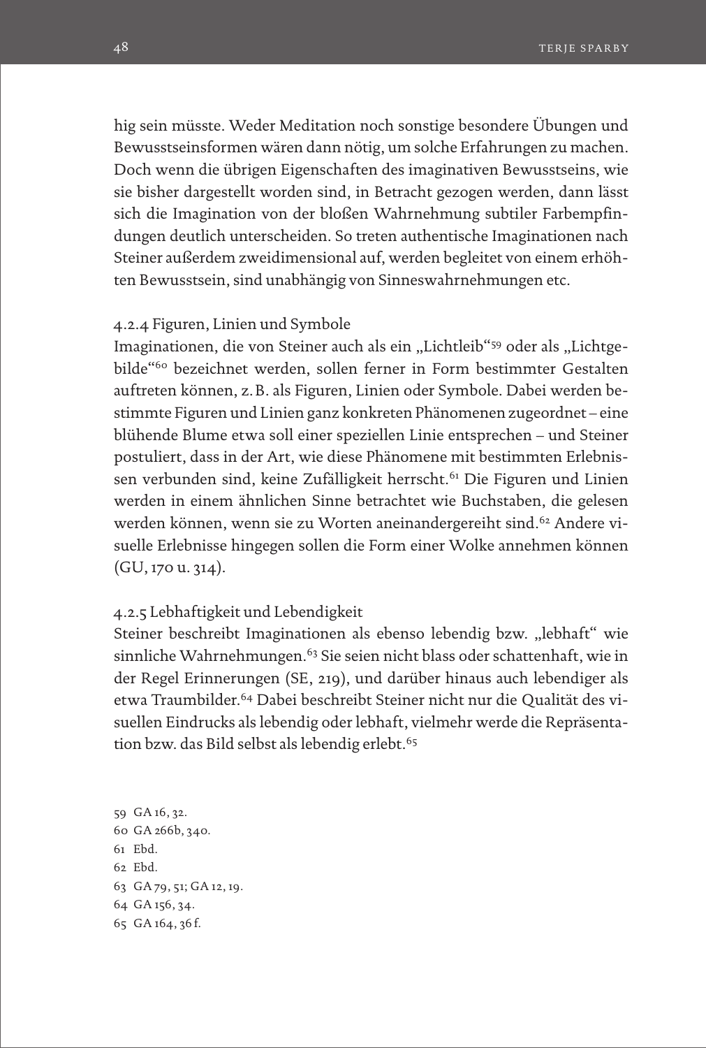hig sein müsste. Weder Meditation noch sonstige besondere Übungen und Bewusstseinsformen wären dann nötig, um solche Erfahrungen zu machen. Doch wenn die übrigen Eigenschaften des imaginativen Bewusstseins, wie sie bisher dargestellt worden sind, in Betracht gezogen werden, dann lässt sich die Imagination von der bloßen Wahrnehmung subtiler Farbempfindungen deutlich unterscheiden. So treten authentische Imaginationen nach Steiner außerdem zweidimensional auf, werden begleitet von einem erhöhten Bewusstsein, sind unabhängig von Sinneswahrnehmungen etc.

### 4.2.4 Figuren, Linien und Symbole

Imaginationen, die von Steiner auch als ein „Lichtleib“[59] oder als „Lichtgebilde“[60] bezeichnet werden, sollen ferner in Form bestimmter Gestalten auftreten können, z. B. als Figuren, Linien oder Symbole. Dabei werden bestimmte Figuren und Linien ganz konkreten Phänomenen zugeordnet – eine blühende Blume etwa soll einer speziellen Linie entsprechen – und Steiner postuliert, dass in der Art, wie diese Phänomene mit bestimmten Erlebnissen verbunden sind, keine Zufälligkeit herrscht.[61] Die Figuren und Linien werden in einem ähnlichen Sinne betrachtet wie Buchstaben, die gelesen werden können, wenn sie zu Worten aneinandergereiht sind.[62] Andere visuelle Erlebnisse hingegen sollen die Form einer Wolke annehmen können (GU, 170 u. 314).

### 4.2.5 Lebhaftigkeit und Lebendigkeit

Steiner beschreibt Imaginationen als ebenso lebendig bzw. „lebhaft“ wie sinnliche Wahrnehmungen.[63] Sie seien nicht blass oder schattenhaft, wie in der Regel Erinnerungen (SE, 219), und darüber hinaus auch lebendiger als etwa Traumbilder.[64] Dabei beschreibt Steiner nicht nur die Qualität des visuellen Eindrucks als lebendig oder lebhaft, vielmehr werde die Repräsentation bzw. das Bild selbst als lebendig erlebt.[65]

59 GA 16, 32.
60 GA 266b, 340.
61 Ebd.
62 Ebd.
63 GA 79, 51; GA 12, 19.
64 GA 156, 34.
65 GA 164, 36 f.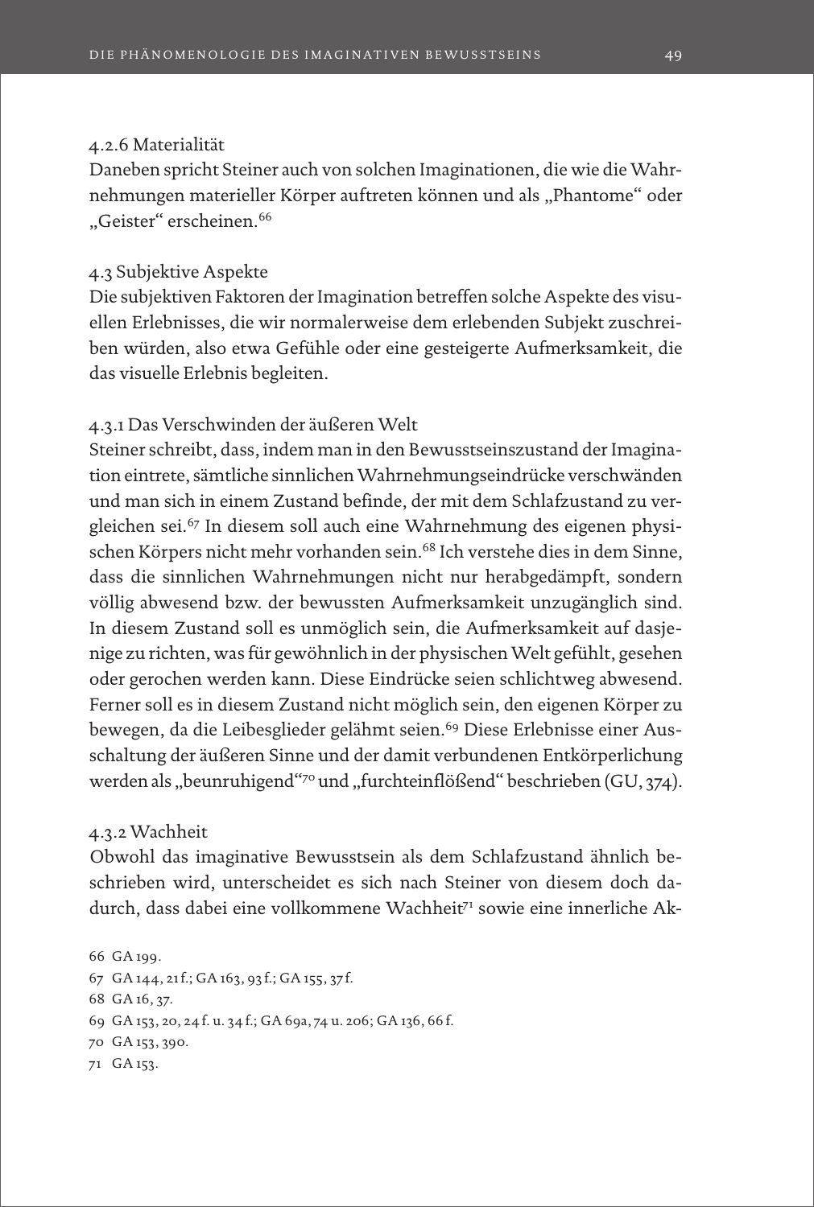#### 4.2.6 Materialität

Daneben spricht Steiner auch von solchen Imaginationen, die wie die Wahrnehmungen materieller Körper auftreten können und als „Phantome“ oder „Geister“ erscheinen.[66]

### 4.3 Subjektive Aspekte

Die subjektiven Faktoren der Imagination betreffen solche Aspekte des visuellen Erlebnisses, die wir normalerweise dem erlebenden Subjekt zuschreiben würden, also etwa Gefühle oder eine gesteigerte Aufmerksamkeit, die das visuelle Erlebnis begleiten.

#### 4.3.1 Das Verschwinden der äußeren Welt

Steiner schreibt, dass, indem man in den Bewusstseinszustand der Imagination eintrete, sämtliche sinnlichen Wahrnehmungseindrücke verschwänden und man sich in einem Zustand befinde, der mit dem Schlafzustand zu vergleichen sei.[67] In diesem soll auch eine Wahrnehmung des eigenen physischen Körpers nicht mehr vorhanden sein.[68] Ich verstehe dies in dem Sinne, dass die sinnlichen Wahrnehmungen nicht nur herabgedämpft, sondern völlig abwesend bzw. der bewussten Aufmerksamkeit unzugänglich sind. In diesem Zustand soll es unmöglich sein, die Aufmerksamkeit auf dasjenige zu richten, was für gewöhnlich in der physischen Welt gefühlt, gesehen oder gerochen werden kann. Diese Eindrücke seien schlichtweg abwesend. Ferner soll es in diesem Zustand nicht möglich sein, den eigenen Körper zu bewegen, da die Leibesglieder gelähmt seien.[69] Diese Erlebnisse einer Ausschaltung der äußeren Sinne und der damit verbundenen Entkörperlichung werden als „beunruhigend“[70] und „furchteinflößend“ beschrieben (GU, 374).

#### 4.3.2 Wachheit

Obwohl das imaginative Bewusstsein als dem Schlafzustand ähnlich beschrieben wird, unterscheidet es sich nach Steiner von diesem doch dadurch, dass dabei eine vollkommene Wachheit[71] sowie eine innerliche Ak-

---

66 GA 199.

67 GA 144, 21 f.; GA 163, 93 f.; GA 155, 37 f.

68 GA 16, 37.

69 GA 153, 20, 24 f. u. 34 f.; GA 69a, 74 u. 206; GA 136, 66 f.

70 GA 153, 390.

71 GA 153.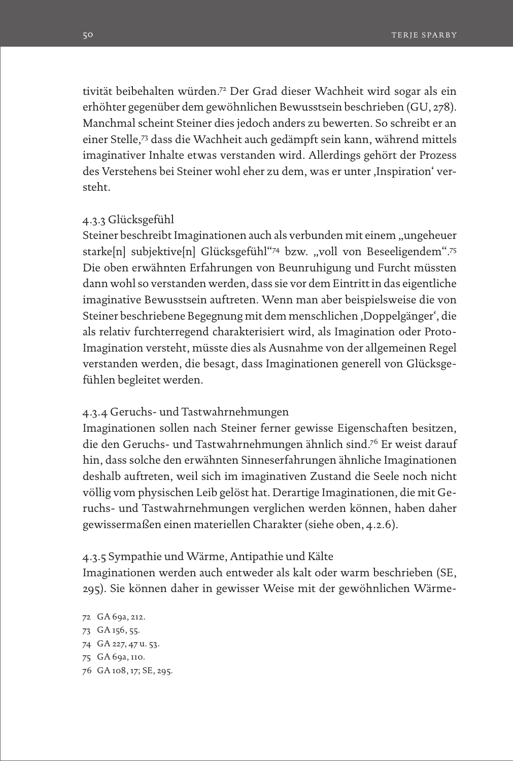tivität beibehalten würden.[72] Der Grad dieser Wachheit wird sogar als ein erhöhter gegenüber dem gewöhnlichen Bewusstsein beschrieben (GU, 278). Manchmal scheint Steiner dies jedoch anders zu bewerten. So schreibt er an einer Stelle,[73] dass die Wachheit auch gedämpft sein kann, während mittels imaginativer Inhalte etwas verstanden wird. Allerdings gehört der Prozess des Verstehens bei Steiner wohl eher zu dem, was er unter ‚Inspiration' versteht.

#### 4.3.3 Glücksgefühl

Steiner beschreibt Imaginationen auch als verbunden mit einem „ungeheuer starke[n] subjektive[n] Glücksgefühl"[74] bzw. „voll von Beseeligendem".[75] Die oben erwähnten Erfahrungen von Beunruhigung und Furcht müssten dann wohl so verstanden werden, dass sie vor dem Eintritt in das eigentliche imaginative Bewusstsein auftreten. Wenn man aber beispielsweise die von Steiner beschriebene Begegnung mit dem menschlichen ‚Doppelgänger', die als relativ furchterregend charakterisiert wird, als Imagination oder Proto-Imagination versteht, müsste dies als Ausnahme von der allgemeinen Regel verstanden werden, die besagt, dass Imaginationen generell von Glücksgefühlen begleitet werden.

#### 4.3.4 Geruchs- und Tastwahrnehmungen

Imaginationen sollen nach Steiner ferner gewisse Eigenschaften besitzen, die den Geruchs- und Tastwahrnehmungen ähnlich sind.[76] Er weist darauf hin, dass solche den erwähnten Sinneserfahrungen ähnliche Imaginationen deshalb auftreten, weil sich im imaginativen Zustand die Seele noch nicht völlig vom physischen Leib gelöst hat. Derartige Imaginationen, die mit Geruchs- und Tastwahrnehmungen verglichen werden können, haben daher gewissermaßen einen materiellen Charakter (siehe oben, 4.2.6).

#### 4.3.5 Sympathie und Wärme, Antipathie und Kälte

Imaginationen werden auch entweder als kalt oder warm beschrieben (SE, 295). Sie können daher in gewisser Weise mit der gewöhnlichen Wärme-

---

72 GA 69a, 212.
73 GA 156, 55.
74 GA 227, 47 u. 53.
75 GA 69a, 110.
76 GA 108, 17; SE, 295.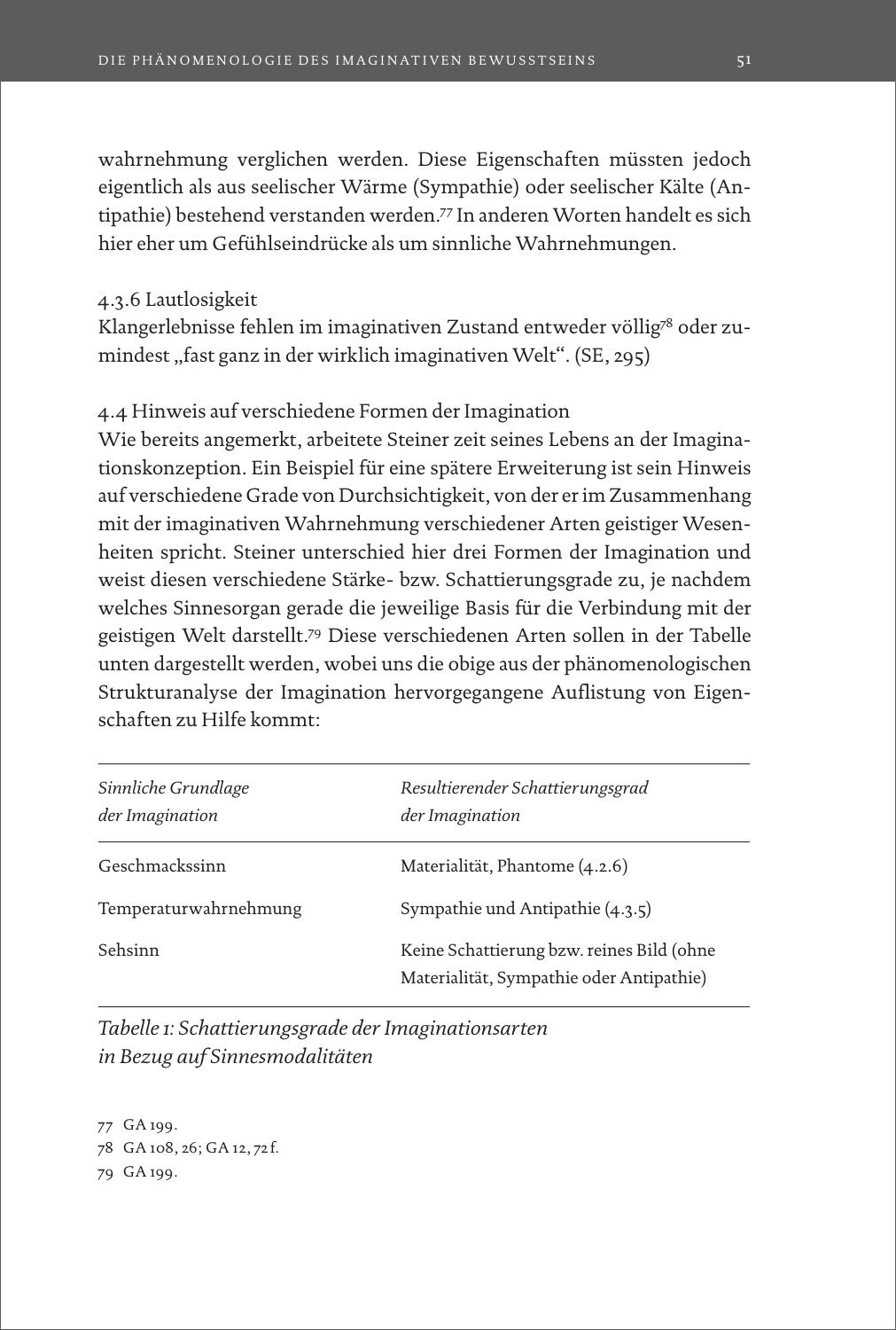wahrnehmung verglichen werden. Diese Eigenschaften müssten jedoch eigentlich als aus seelischer Wärme (Sympathie) oder seelischer Kälte (Antipathie) bestehend verstanden werden.[77] In anderen Worten handelt es sich hier eher um Gefühlseindrücke als um sinnliche Wahrnehmungen.

### 4.3.6 Lautlosigkeit

Klangerlebnisse fehlen im imaginativen Zustand entweder völlig[78] oder zumindest „fast ganz in der wirklich imaginativen Welt". (SE, 295)

### 4.4 Hinweis auf verschiedene Formen der Imagination

Wie bereits angemerkt, arbeitete Steiner zeit seines Lebens an der Imaginationskonzeption. Ein Beispiel für eine spätere Erweiterung ist sein Hinweis auf verschiedene Grade von Durchsichtigkeit, von der er im Zusammenhang mit der imaginativen Wahrnehmung verschiedener Arten geistiger Wesenheiten spricht. Steiner unterschied hier drei Formen der Imagination und weist diesen verschiedene Stärke- bzw. Schattierungsgrade zu, je nachdem welches Sinnesorgan gerade die jeweilige Basis für die Verbindung mit der geistigen Welt darstellt.[79] Diese verschiedenen Arten sollen in der Tabelle unten dargestellt werden, wobei uns die obige aus der phänomenologischen Strukturanalyse der Imagination hervorgegangene Auflistung von Eigenschaften zu Hilfe kommt:

| *Sinnliche Grundlage der Imagination* | *Resultierender Schattierungsgrad der Imagination* |
|---|---|
| Geschmackssinn | Materialität, Phantome (4.2.6) |
| Temperaturwahrnehmung | Sympathie und Antipathie (4.3.5) |
| Sehsinn | Keine Schattierung bzw. reines Bild (ohne Materialität, Sympathie oder Antipathie) |

*Tabelle 1: Schattierungsgrade der Imaginationsarten in Bezug auf Sinnesmodalitäten*

77 GA 199.
78 GA 108, 26; GA 12, 72 f.
79 GA 199.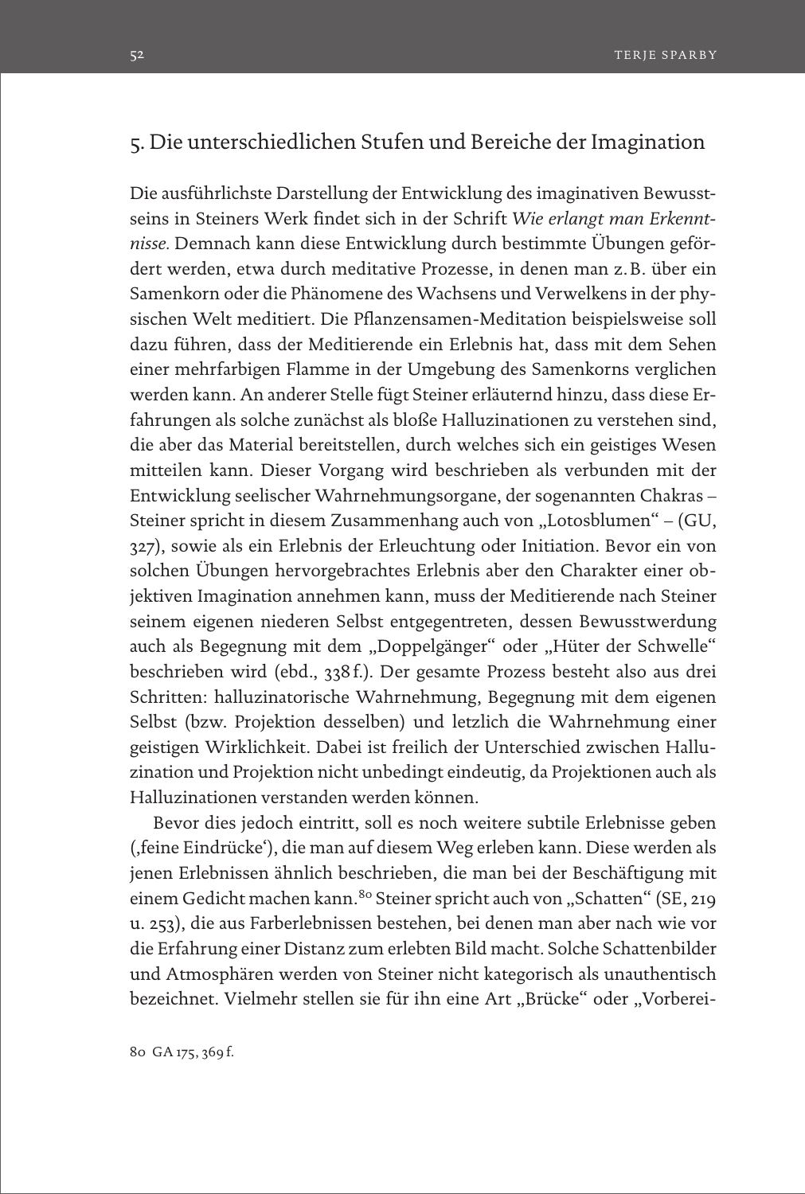## 5. Die unterschiedlichen Stufen und Bereiche der Imagination

Die ausführlichste Darstellung der Entwicklung des imaginativen Bewusstseins in Steiners Werk findet sich in der Schrift *Wie erlangt man Erkenntnisse.* Demnach kann diese Entwicklung durch bestimmte Übungen gefördert werden, etwa durch meditative Prozesse, in denen man z. B. über ein Samenkorn oder die Phänomene des Wachsens und Verwelkens in der physischen Welt meditiert. Die Pflanzensamen-Meditation beispielsweise soll dazu führen, dass der Meditierende ein Erlebnis hat, dass mit dem Sehen einer mehrfarbigen Flamme in der Umgebung des Samenkorns verglichen werden kann. An anderer Stelle fügt Steiner erläuternd hinzu, dass diese Erfahrungen als solche zunächst als bloße Halluzinationen zu verstehen sind, die aber das Material bereitstellen, durch welches sich ein geistiges Wesen mitteilen kann. Dieser Vorgang wird beschrieben als verbunden mit der Entwicklung seelischer Wahrnehmungsorgane, der sogenannten Chakras – Steiner spricht in diesem Zusammenhang auch von „Lotosblumen" – (GU, 327), sowie als ein Erlebnis der Erleuchtung oder Initiation. Bevor ein von solchen Übungen hervorgebrachtes Erlebnis aber den Charakter einer objektiven Imagination annehmen kann, muss der Meditierende nach Steiner seinem eigenen niederen Selbst entgegentreten, dessen Bewusstwerdung auch als Begegnung mit dem „Doppelgänger" oder „Hüter der Schwelle" beschrieben wird (ebd., 338 f.). Der gesamte Prozess besteht also aus drei Schritten: halluzinatorische Wahrnehmung, Begegnung mit dem eigenen Selbst (bzw. Projektion desselben) und letzlich die Wahrnehmung einer geistigen Wirklichkeit. Dabei ist freilich der Unterschied zwischen Halluzination und Projektion nicht unbedingt eindeutig, da Projektionen auch als Halluzinationen verstanden werden können.

Bevor dies jedoch eintritt, soll es noch weitere subtile Erlebnisse geben (‚feine Eindrücke'), die man auf diesem Weg erleben kann. Diese werden als jenen Erlebnissen ähnlich beschrieben, die man bei der Beschäftigung mit einem Gedicht machen kann.[80] Steiner spricht auch von „Schatten" (SE, 219 u. 253), die aus Farberlebnissen bestehen, bei denen man aber nach wie vor die Erfahrung einer Distanz zum erlebten Bild macht. Solche Schattenbilder und Atmosphären werden von Steiner nicht kategorisch als unauthentisch bezeichnet. Vielmehr stellen sie für ihn eine Art „Brücke" oder „Vorberei-

80 GA 175, 369 f.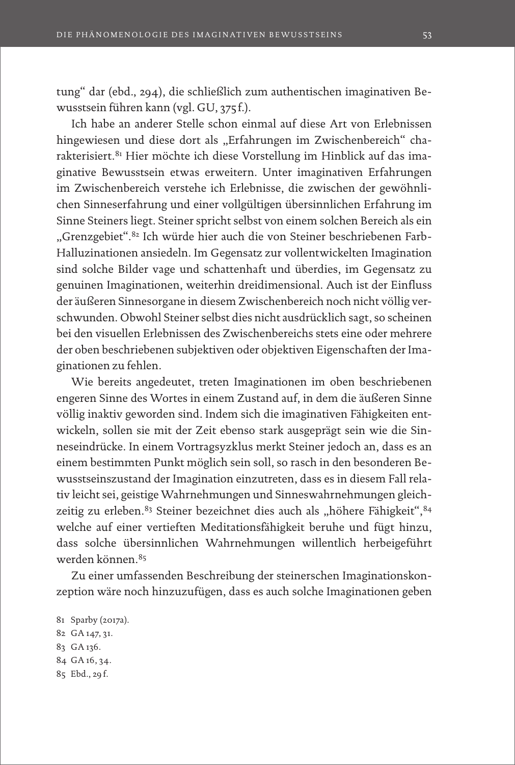tung“ dar (ebd., 294), die schließlich zum authentischen imaginativen Bewusstsein führen kann (vgl. GU, 375 f.).

Ich habe an anderer Stelle schon einmal auf diese Art von Erlebnissen hingewiesen und diese dort als „Erfahrungen im Zwischenbereich“ charakterisiert.[81] Hier möchte ich diese Vorstellung im Hinblick auf das imaginative Bewusstsein etwas erweitern. Unter imaginativen Erfahrungen im Zwischenbereich verstehe ich Erlebnisse, die zwischen der gewöhnlichen Sinneserfahrung und einer vollgültigen übersinnlichen Erfahrung im Sinne Steiners liegt. Steiner spricht selbst von einem solchen Bereich als ein „Grenzgebiet“.[82] Ich würde hier auch die von Steiner beschriebenen Farb-Halluzinationen ansiedeln. Im Gegensatz zur vollentwickelten Imagination sind solche Bilder vage und schattenhaft und überdies, im Gegensatz zu genuinen Imaginationen, weiterhin dreidimensional. Auch ist der Einfluss der äußeren Sinnesorgane in diesem Zwischenbereich noch nicht völlig verschwunden. Obwohl Steiner selbst dies nicht ausdrücklich sagt, so scheinen bei den visuellen Erlebnissen des Zwischenbereichs stets eine oder mehrere der oben beschriebenen subjektiven oder objektiven Eigenschaften der Imaginationen zu fehlen.

Wie bereits angedeutet, treten Imaginationen im oben beschriebenen engeren Sinne des Wortes in einem Zustand auf, in dem die äußeren Sinne völlig inaktiv geworden sind. Indem sich die imaginativen Fähigkeiten entwickeln, sollen sie mit der Zeit ebenso stark ausgeprägt sein wie die Sinneseindrücke. In einem Vortragszyklus merkt Steiner jedoch an, dass es an einem bestimmten Punkt möglich sein soll, so rasch in den besonderen Bewusstseinszustand der Imagination einzutreten, dass es in diesem Fall relativ leicht sei, geistige Wahrnehmungen und Sinneswahrnehmungen gleichzeitig zu erleben.[83] Steiner bezeichnet dies auch als „höhere Fähigkeit“,[84] welche auf einer vertieften Meditationsfähigkeit beruhe und fügt hinzu, dass solche übersinnlichen Wahrnehmungen willentlich herbeigeführt werden können.[85]

Zu einer umfassenden Beschreibung der steinerschen Imaginationskonzeption wäre noch hinzuzufügen, dass es auch solche Imaginationen geben

81 Sparby (2017a).
82 GA 147, 31.
83 GA 136.
84 GA 16, 34.
85 Ebd., 29 f.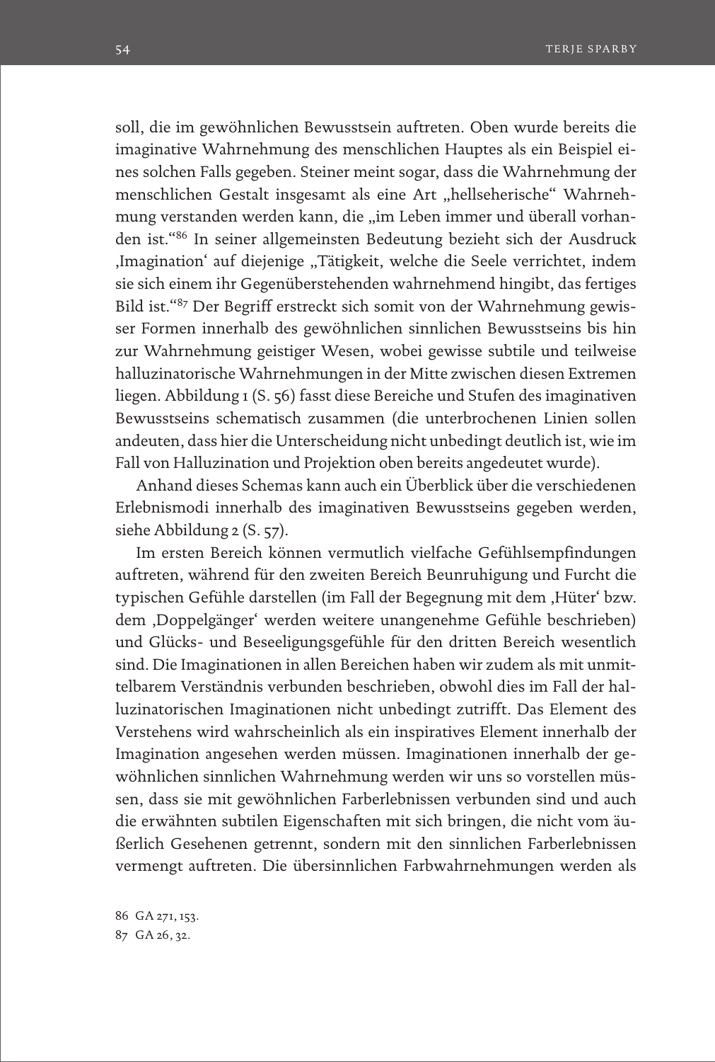soll, die im gewöhnlichen Bewusstsein auftreten. Oben wurde bereits die imaginative Wahrnehmung des menschlichen Hauptes als ein Beispiel eines solchen Falls gegeben. Steiner meint sogar, dass die Wahrnehmung der menschlichen Gestalt insgesamt als eine Art „hellseherische" Wahrnehmung verstanden werden kann, die „im Leben immer und überall vorhanden ist."[86] In seiner allgemeinsten Bedeutung bezieht sich der Ausdruck ‚Imagination' auf diejenige „Tätigkeit, welche die Seele verrichtet, indem sie sich einem ihr Gegenüberstehenden wahrnehmend hingibt, das fertiges Bild ist."[87] Der Begriff erstreckt sich somit von der Wahrnehmung gewisser Formen innerhalb des gewöhnlichen sinnlichen Bewusstseins bis hin zur Wahrnehmung geistiger Wesen, wobei gewisse subtile und teilweise halluzinatorische Wahrnehmungen in der Mitte zwischen diesen Extremen liegen. Abbildung 1 (S. 56) fasst diese Bereiche und Stufen des imaginativen Bewusstseins schematisch zusammen (die unterbrochenen Linien sollen andeuten, dass hier die Unterscheidung nicht unbedingt deutlich ist, wie im Fall von Halluzination und Projektion oben bereits angedeutet wurde).

Anhand dieses Schemas kann auch ein Überblick über die verschiedenen Erlebnismodi innerhalb des imaginativen Bewusstseins gegeben werden, siehe Abbildung 2 (S. 57).

Im ersten Bereich können vermutlich vielfache Gefühlsempfindungen auftreten, während für den zweiten Bereich Beunruhigung und Furcht die typischen Gefühle darstellen (im Fall der Begegnung mit dem ‚Hüter' bzw. dem ‚Doppelgänger' werden weitere unangenehme Gefühle beschrieben) und Glücks- und Beseeligungsgefühle für den dritten Bereich wesentlich sind. Die Imaginationen in allen Bereichen haben wir zudem als mit unmittelbarem Verständnis verbunden beschrieben, obwohl dies im Fall der halluzinatorischen Imaginationen nicht unbedingt zutrifft. Das Element des Verstehens wird wahrscheinlich als ein inspiratives Element innerhalb der Imagination angesehen werden müssen. Imaginationen innerhalb der gewöhnlichen sinnlichen Wahrnehmung werden wir uns so vorstellen müssen, dass sie mit gewöhnlichen Farberlebnissen verbunden sind und auch die erwähnten subtilen Eigenschaften mit sich bringen, die nicht vom äußerlich Gesehenen getrennt, sondern mit den sinnlichen Farberlebnissen vermengt auftreten. Die übersinnlichen Farbwahrnehmungen werden als

86 GA 271, 153.

87 GA 26, 32.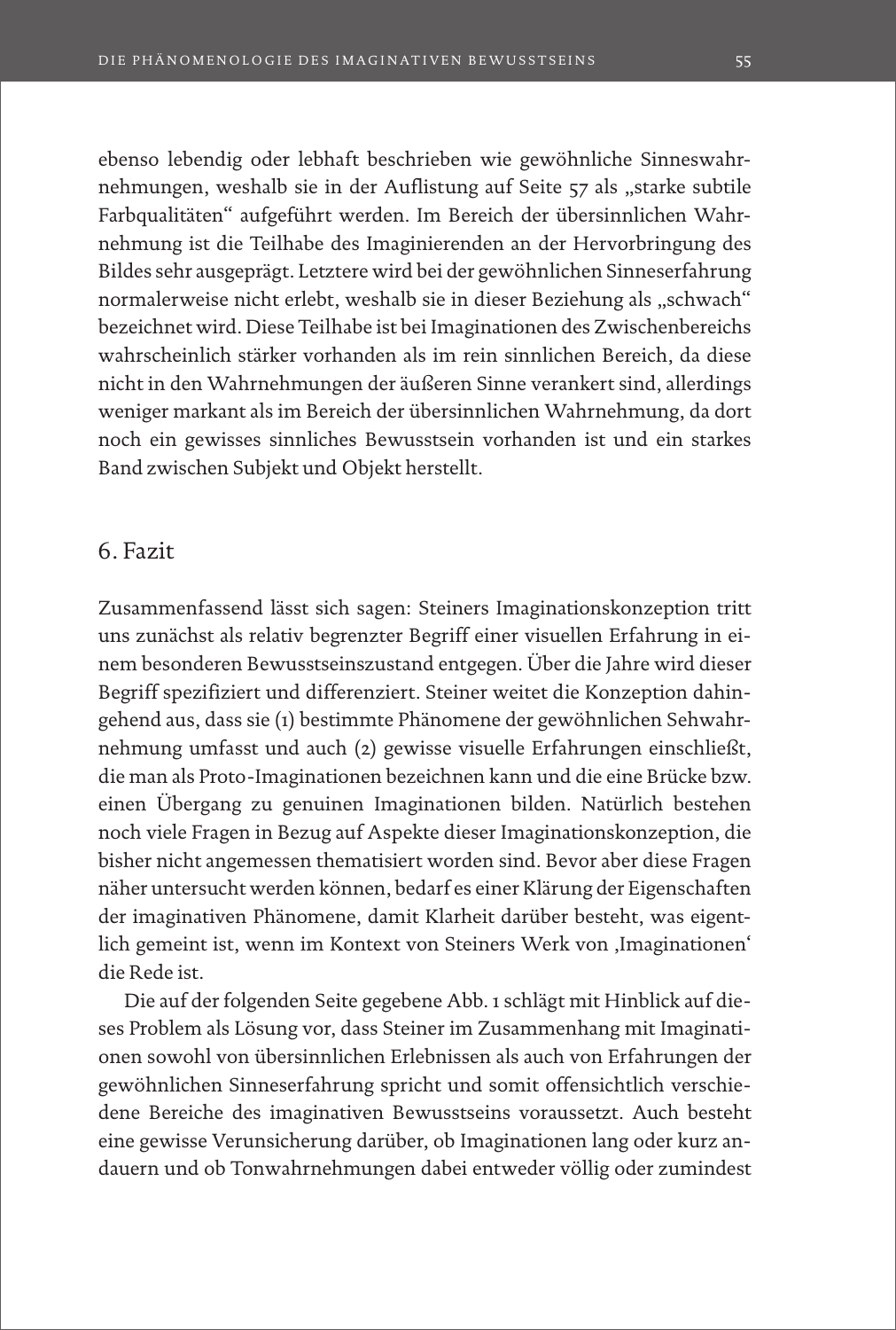ebenso lebendig oder lebhaft beschrieben wie gewöhnliche Sinneswahrnehmungen, weshalb sie in der Auflistung auf Seite 57 als „starke subtile Farbqualitäten“ aufgeführt werden. Im Bereich der übersinnlichen Wahrnehmung ist die Teilhabe des Imaginierenden an der Hervorbringung des Bildes sehr ausgeprägt. Letztere wird bei der gewöhnlichen Sinneserfahrung normalerweise nicht erlebt, weshalb sie in dieser Beziehung als „schwach“ bezeichnet wird. Diese Teilhabe ist bei Imaginationen des Zwischenbereichs wahrscheinlich stärker vorhanden als im rein sinnlichen Bereich, da diese nicht in den Wahrnehmungen der äußeren Sinne verankert sind, allerdings weniger markant als im Bereich der übersinnlichen Wahrnehmung, da dort noch ein gewisses sinnliches Bewusstsein vorhanden ist und ein starkes Band zwischen Subjekt und Objekt herstellt.

## 6. Fazit

Zusammenfassend lässt sich sagen: Steiners Imaginationskonzeption tritt uns zunächst als relativ begrenzter Begriff einer visuellen Erfahrung in einem besonderen Bewusstseinszustand entgegen. Über die Jahre wird dieser Begriff spezifiziert und differenziert. Steiner weitet die Konzeption dahingehend aus, dass sie (1) bestimmte Phänomene der gewöhnlichen Sehwahrnehmung umfasst und auch (2) gewisse visuelle Erfahrungen einschließt, die man als Proto-Imaginationen bezeichnen kann und die eine Brücke bzw. einen Übergang zu genuinen Imaginationen bilden. Natürlich bestehen noch viele Fragen in Bezug auf Aspekte dieser Imaginationskonzeption, die bisher nicht angemessen thematisiert worden sind. Bevor aber diese Fragen näher untersucht werden können, bedarf es einer Klärung der Eigenschaften der imaginativen Phänomene, damit Klarheit darüber besteht, was eigentlich gemeint ist, wenn im Kontext von Steiners Werk von ‚Imaginationen‘ die Rede ist.

Die auf der folgenden Seite gegebene Abb. 1 schlägt mit Hinblick auf dieses Problem als Lösung vor, dass Steiner im Zusammenhang mit Imaginationen sowohl von übersinnlichen Erlebnissen als auch von Erfahrungen der gewöhnlichen Sinneserfahrung spricht und somit offensichtlich verschiedene Bereiche des imaginativen Bewusstseins voraussetzt. Auch besteht eine gewisse Verunsicherung darüber, ob Imaginationen lang oder kurz andauern und ob Tonwahrnehmungen dabei entweder völlig oder zumindest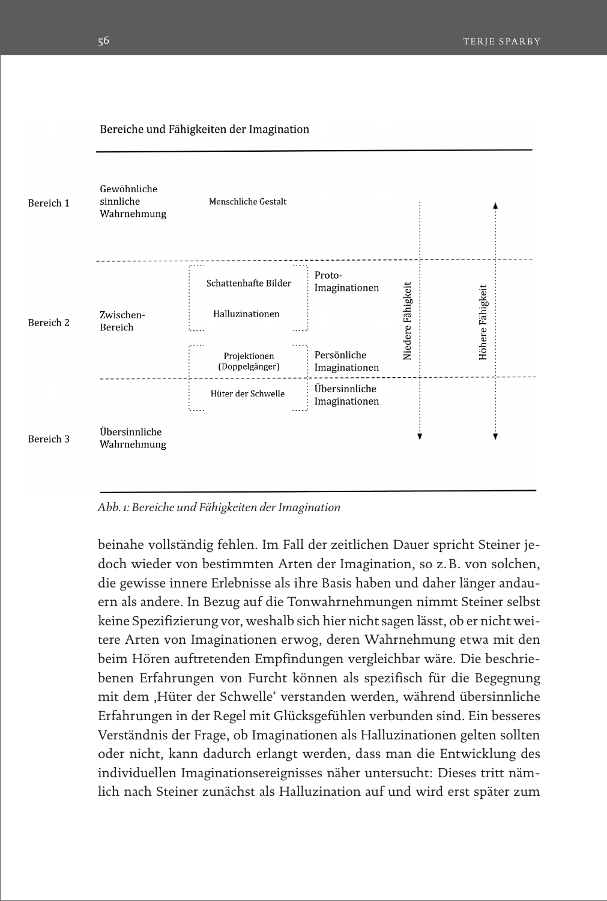Bereiche und Fähigkeiten der Imagination

| Bereich | | | | Niedere Fähigkeit | Höhere Fähigkeit |
|---|---|---|---|---|---|
| Bereich 1 | Gewöhnliche sinnliche Wahrnehmung | Menschliche Gestalt | | | |
| Bereich 2 | Zwischen-Bereich | Schattenhafte Bilder<br>Halluzinationen | Proto-Imaginationen | | |
| | | Projektionen (Doppelgänger) | Persönliche Imaginationen | | |
| | | Hüter der Schwelle | Übersinnliche Imaginationen | | |
| Bereich 3 | Übersinnliche Wahrnehmung | | | | |

*Abb. 1: Bereiche und Fähigkeiten der Imagination*

beinahe vollständig fehlen. Im Fall der zeitlichen Dauer spricht Steiner jedoch wieder von bestimmten Arten der Imagination, so z. B. von solchen, die gewisse innere Erlebnisse als ihre Basis haben und daher länger andauern als andere. In Bezug auf die Tonwahrnehmungen nimmt Steiner selbst keine Spezifizierung vor, weshalb sich hier nicht sagen lässt, ob er nicht weitere Arten von Imaginationen erwog, deren Wahrnehmung etwa mit den beim Hören auftretenden Empfindungen vergleichbar wäre. Die beschriebenen Erfahrungen von Furcht können als spezifisch für die Begegnung mit dem ‚Hüter der Schwelle' verstanden werden, während übersinnliche Erfahrungen in der Regel mit Glücksgefühlen verbunden sind. Ein besseres Verständnis der Frage, ob Imaginationen als Halluzinationen gelten sollten oder nicht, kann dadurch erlangt werden, dass man die Entwicklung des individuellen Imaginationsereignisses näher untersucht: Dieses tritt nämlich nach Steiner zunächst als Halluzination auf und wird erst später zum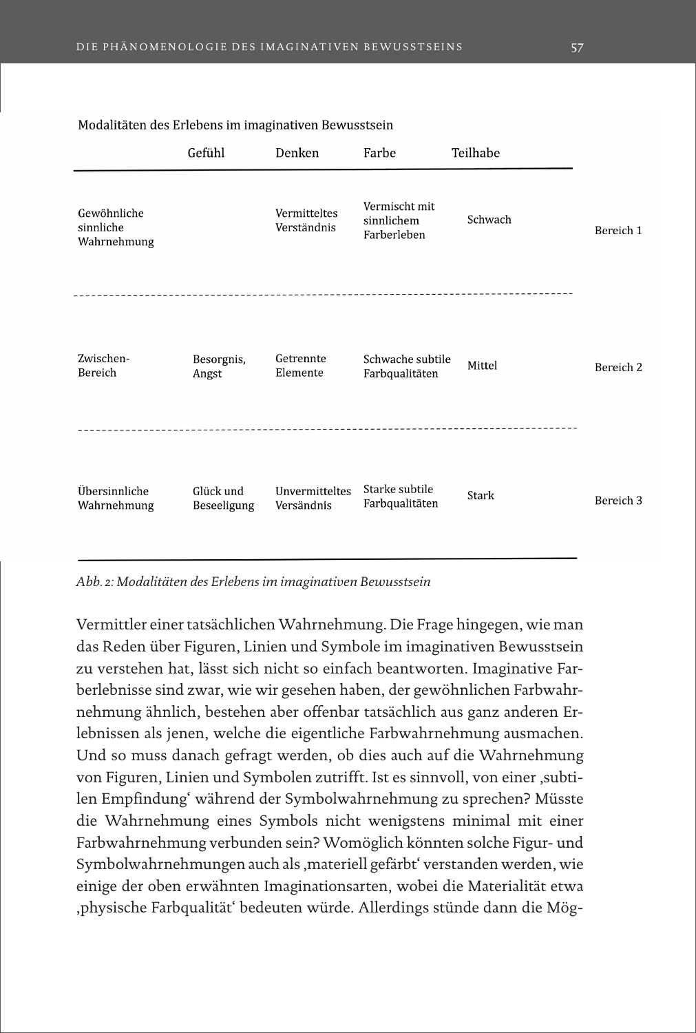Modalitäten des Erlebens im imaginativen Bewusstsein

| | Gefühl | Denken | Farbe | Teilhabe | |
|---|---|---|---|---|---|
| Gewöhnliche sinnliche Wahrnehmung | | Vermitteltes Verständnis | Vermischt mit sinnlichem Farberleben | Schwach | Bereich 1 |
| Zwischen-Bereich | Besorgnis, Angst | Getrennte Elemente | Schwache subtile Farbqualitäten | Mittel | Bereich 2 |
| Übersinnliche Wahrnehmung | Glück und Beseeligung | Unvermitteltes Versändnis | Starke subtile Farbqualitäten | Stark | Bereich 3 |

*Abb. 2: Modalitäten des Erlebens im imaginativen Bewusstsein*

Vermittler einer tatsächlichen Wahrnehmung. Die Frage hingegen, wie man das Reden über Figuren, Linien und Symbole im imaginativen Bewusstsein zu verstehen hat, lässt sich nicht so einfach beantworten. Imaginative Farberlebnisse sind zwar, wie wir gesehen haben, der gewöhnlichen Farbwahrnehmung ähnlich, bestehen aber offenbar tatsächlich aus ganz anderen Erlebnissen als jenen, welche die eigentliche Farbwahrnehmung ausmachen. Und so muss danach gefragt werden, ob dies auch auf die Wahrnehmung von Figuren, Linien und Symbolen zutrifft. Ist es sinnvoll, von einer ‚subtilen Empfindung' während der Symbolwahrnehmung zu sprechen? Müsste die Wahrnehmung eines Symbols nicht wenigstens minimal mit einer Farbwahrnehmung verbunden sein? Womöglich könnten solche Figur- und Symbolwahrnehmungen auch als ‚materiell gefärbt' verstanden werden, wie einige der oben erwähnten Imaginationsarten, wobei die Materialität etwa ‚physische Farbqualität' bedeuten würde. Allerdings stünde dann die Mög-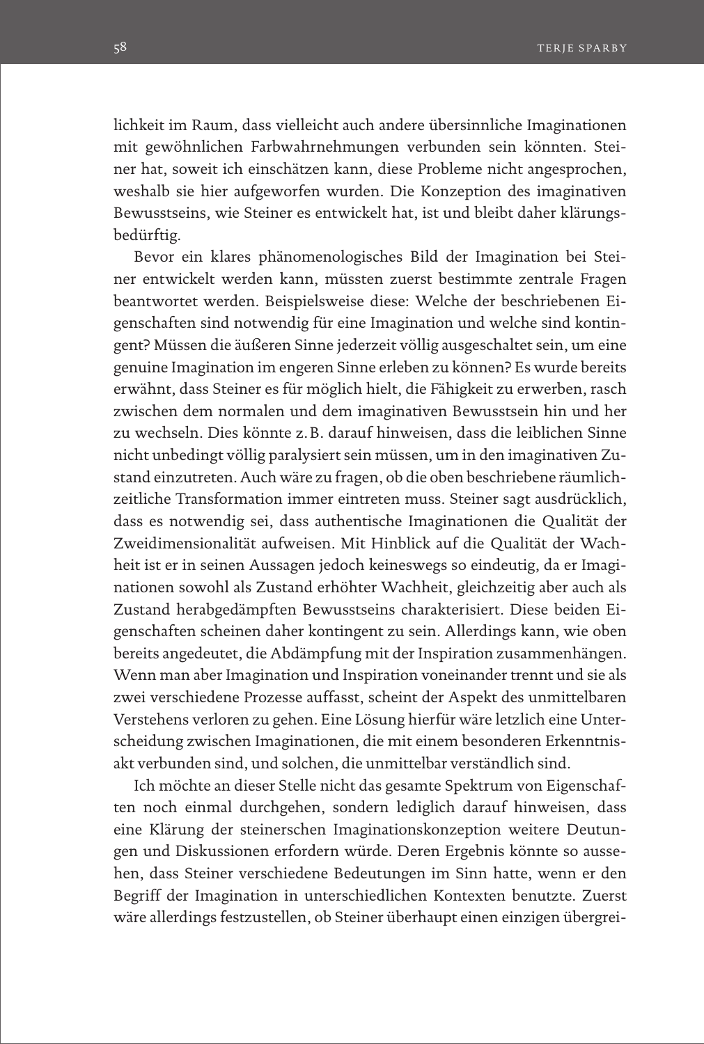lichkeit im Raum, dass vielleicht auch andere übersinnliche Imaginationen mit gewöhnlichen Farbwahrnehmungen verbunden sein könnten. Steiner hat, soweit ich einschätzen kann, diese Probleme nicht angesprochen, weshalb sie hier aufgeworfen wurden. Die Konzeption des imaginativen Bewusstseins, wie Steiner es entwickelt hat, ist und bleibt daher klärungsbedürftig.

Bevor ein klares phänomenologisches Bild der Imagination bei Steiner entwickelt werden kann, müssten zuerst bestimmte zentrale Fragen beantwortet werden. Beispielsweise diese: Welche der beschriebenen Eigenschaften sind notwendig für eine Imagination und welche sind kontingent? Müssen die äußeren Sinne jederzeit völlig ausgeschaltet sein, um eine genuine Imagination im engeren Sinne erleben zu können? Es wurde bereits erwähnt, dass Steiner es für möglich hielt, die Fähigkeit zu erwerben, rasch zwischen dem normalen und dem imaginativen Bewusstsein hin und her zu wechseln. Dies könnte z. B. darauf hinweisen, dass die leiblichen Sinne nicht unbedingt völlig paralysiert sein müssen, um in den imaginativen Zustand einzutreten. Auch wäre zu fragen, ob die oben beschriebene räumlich-zeitliche Transformation immer eintreten muss. Steiner sagt ausdrücklich, dass es notwendig sei, dass authentische Imaginationen die Qualität der Zweidimensionalität aufweisen. Mit Hinblick auf die Qualität der Wachheit ist er in seinen Aussagen jedoch keineswegs so eindeutig, da er Imaginationen sowohl als Zustand erhöhter Wachheit, gleichzeitig aber auch als Zustand herabgedämpften Bewusstseins charakterisiert. Diese beiden Eigenschaften scheinen daher kontingent zu sein. Allerdings kann, wie oben bereits angedeutet, die Abdämpfung mit der Inspiration zusammenhängen. Wenn man aber Imagination und Inspiration voneinander trennt und sie als zwei verschiedene Prozesse auffasst, scheint der Aspekt des unmittelbaren Verstehens verloren zu gehen. Eine Lösung hierfür wäre letzlich eine Unterscheidung zwischen Imaginationen, die mit einem besonderen Erkenntnisakt verbunden sind, und solchen, die unmittelbar verständlich sind.

Ich möchte an dieser Stelle nicht das gesamte Spektrum von Eigenschaften noch einmal durchgehen, sondern lediglich darauf hinweisen, dass eine Klärung der steinerschen Imaginationskonzeption weitere Deutungen und Diskussionen erfordern würde. Deren Ergebnis könnte so aussehen, dass Steiner verschiedene Bedeutungen im Sinn hatte, wenn er den Begriff der Imagination in unterschiedlichen Kontexten benutzte. Zuerst wäre allerdings festzustellen, ob Steiner überhaupt einen einzigen übergrei-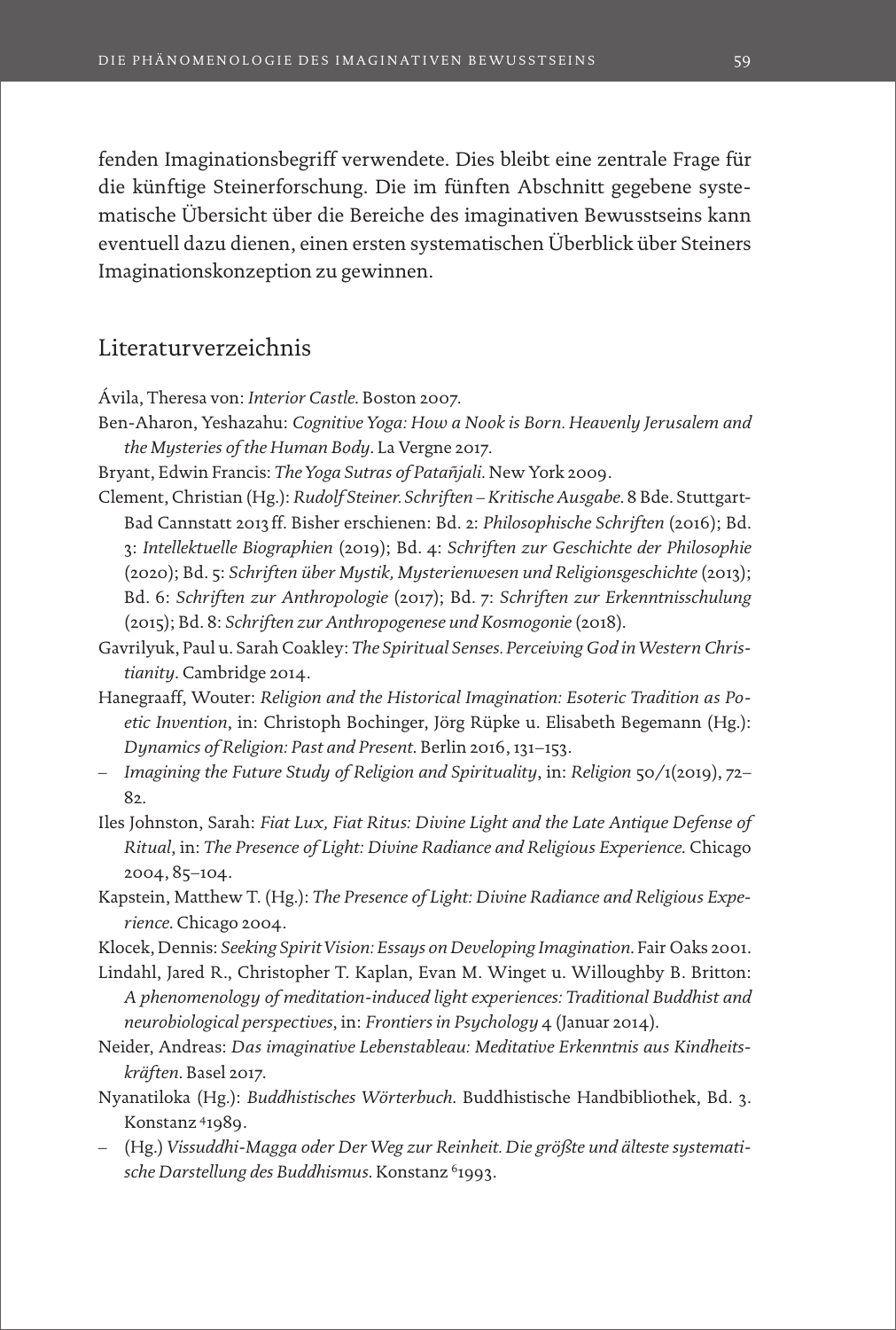fenden Imaginationsbegriff verwendete. Dies bleibt eine zentrale Frage für die künftige Steinerforschung. Die im fünften Abschnitt gegebene systematische Übersicht über die Bereiche des imaginativen Bewusstseins kann eventuell dazu dienen, einen ersten systematischen Überblick über Steiners Imaginationskonzeption zu gewinnen.

## Literaturverzeichnis

Ávila, Theresa von: *Interior Castle.* Boston 2007.

Ben-Aharon, Yeshazahu: *Cognitive Yoga: How a Nook is Born. Heavenly Jerusalem and the Mysteries of the Human Body.* La Vergne 2017.

Bryant, Edwin Francis: *The Yoga Sutras of Patañjali.* New York 2009.

Clement, Christian (Hg.): *Rudolf Steiner. Schriften – Kritische Ausgabe.* 8 Bde. Stuttgart-Bad Cannstatt 2013 ff. Bisher erschienen: Bd. 2: *Philosophische Schriften* (2016); Bd. 3: *Intellektuelle Biographien* (2019); Bd. 4: *Schriften zur Geschichte der Philosophie* (2020); Bd. 5: *Schriften über Mystik, Mysterienwesen und Religionsgeschichte* (2013); Bd. 6: *Schriften zur Anthropologie* (2017); Bd. 7: *Schriften zur Erkenntnisschulung* (2015); Bd. 8: *Schriften zur Anthropogenese und Kosmogonie* (2018).

Gavrilyuk, Paul u. Sarah Coakley: *The Spiritual Senses. Perceiving God in Western Christianity.* Cambridge 2014.

Hanegraaff, Wouter: *Religion and the Historical Imagination: Esoteric Tradition as Poetic Invention*, in: Christoph Bochinger, Jörg Rüpke u. Elisabeth Begemann (Hg.): *Dynamics of Religion: Past and Present.* Berlin 2016, 131–153.

– *Imagining the Future Study of Religion and Spirituality*, in: *Religion* 50/1(2019), 72–82.

Iles Johnston, Sarah: *Fiat Lux, Fiat Ritus: Divine Light and the Late Antique Defense of Ritual*, in: *The Presence of Light: Divine Radiance and Religious Experience.* Chicago 2004, 85–104.

Kapstein, Matthew T. (Hg.): *The Presence of Light: Divine Radiance and Religious Experience.* Chicago 2004.

Klocek, Dennis: *Seeking Spirit Vision: Essays on Developing Imagination.* Fair Oaks 2001.

Lindahl, Jared R., Christopher T. Kaplan, Evan M. Winget u. Willoughby B. Britton: *A phenomenology of meditation-induced light experiences: Traditional Buddhist and neurobiological perspectives*, in: *Frontiers in Psychology* 4 (Januar 2014).

Neider, Andreas: *Das imaginative Lebenstableau: Meditative Erkenntnis aus Kindheitskräften.* Basel 2017.

Nyanatiloka (Hg.): *Buddhistisches Wörterbuch.* Buddhistische Handbibliothek, Bd. 3. Konstanz [4]1989.

– (Hg.) *Vissuddhi-Magga oder Der Weg zur Reinheit. Die größte und älteste systematische Darstellung des Buddhismus.* Konstanz [6]1993.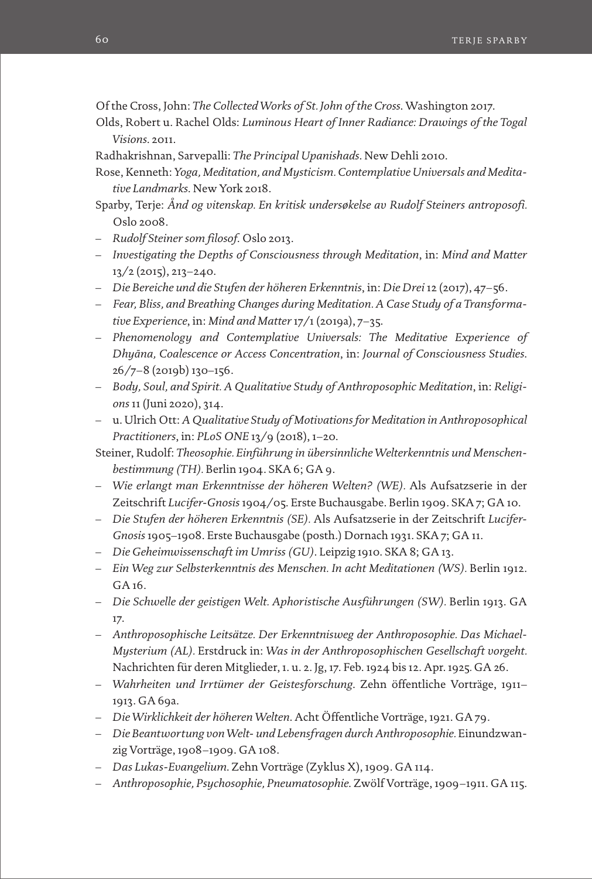Of the Cross, John: *The Collected Works of St. John of the Cross*. Washington 2017.

Olds, Robert u. Rachel Olds: *Luminous Heart of Inner Radiance: Drawings of the Togal Visions*. 2011.

Radhakrishnan, Sarvepalli: *The Principal Upanishads*. New Dehli 2010.

Rose, Kenneth: *Yoga, Meditation, and Mysticism. Contemplative Universals and Meditative Landmarks*. New York 2018.

Sparby, Terje: *Ånd og vitenskap. En kritisk undersøkelse av Rudolf Steiners antroposofi*. Oslo 2008.

– *Rudolf Steiner som filosof*. Oslo 2013.

– *Investigating the Depths of Consciousness through Meditation*, in: *Mind and Matter* 13/2 (2015), 213–240.

– *Die Bereiche und die Stufen der höheren Erkenntnis*, in: *Die Drei* 12 (2017), 47–56.

– *Fear, Bliss, and Breathing Changes during Meditation. A Case Study of a Transformative Experience*, in: *Mind and Matter* 17/1 (2019a), 7–35.

– *Phenomenology and Contemplative Universals: The Meditative Experience of Dhyāna, Coalescence or Access Concentration*, in: *Journal of Consciousness Studies*. 26/7–8 (2019b) 130–156.

– *Body, Soul, and Spirit. A Qualitative Study of Anthroposophic Meditation*, in: *Religions* 11 (Juni 2020), 314.

– u. Ulrich Ott: *A Qualitative Study of Motivations for Meditation in Anthroposophical Practitioners*, in: *PLoS ONE* 13/9 (2018), 1–20.

Steiner, Rudolf: *Theosophie. Einführung in übersinnliche Welterkenntnis und Menschenbestimmung (TH)*. Berlin 1904. SKA 6; GA 9.

– *Wie erlangt man Erkenntnisse der höheren Welten? (WE)*. Als Aufsatzserie in der Zeitschrift *Lucifer-Gnosis* 1904/05. Erste Buchausgabe. Berlin 1909. SKA 7; GA 10.

– *Die Stufen der höheren Erkenntnis (SE)*. Als Aufsatzserie in der Zeitschrift *Lucifer-Gnosis* 1905–1908. Erste Buchausgabe (posth.) Dornach 1931. SKA 7; GA 11.

– *Die Geheimwissenschaft im Umriss (GU)*. Leipzig 1910. SKA 8; GA 13.

– *Ein Weg zur Selbsterkenntnis des Menschen. In acht Meditationen (WS)*. Berlin 1912. GA 16.

– *Die Schwelle der geistigen Welt. Aphoristische Ausführungen (SW)*. Berlin 1913. GA 17.

– *Anthroposophische Leitsätze. Der Erkenntnisweg der Anthroposophie. Das Michael-Mysterium (AL)*. Erstdruck in: *Was in der Anthroposophischen Gesellschaft vorgeht.* Nachrichten für deren Mitglieder, 1. u. 2. Jg, 17. Feb. 1924 bis 12. Apr. 1925. GA 26.

– *Wahrheiten und Irrtümer der Geistesforschung*. Zehn öffentliche Vorträge, 1911–1913. GA 69a.

– *Die Wirklichkeit der höheren Welten*. Acht Öffentliche Vorträge, 1921. GA 79.

– *Die Beantwortung von Welt- und Lebensfragen durch Anthroposophie.* Einundzwanzig Vorträge, 1908–1909. GA 108.

– *Das Lukas-Evangelium*. Zehn Vorträge (Zyklus X), 1909. GA 114.

– *Anthroposophie, Psychosophie, Pneumatosophie*. Zwölf Vorträge, 1909–1911. GA 115.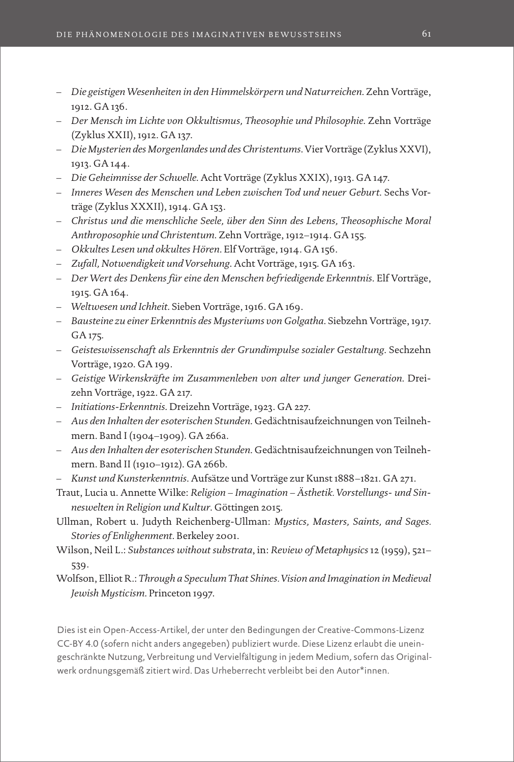- *Die geistigen Wesenheiten in den Himmelskörpern und Naturreichen*. Zehn Vorträge, 1912. GA 136.
- *Der Mensch im Lichte von Okkultismus, Theosophie und Philosophie*. Zehn Vorträge (Zyklus XXII), 1912. GA 137.
- *Die Mysterien des Morgenlandes und des Christentums*. Vier Vorträge (Zyklus XXVI), 1913. GA 144.
- *Die Geheimnisse der Schwelle*. Acht Vorträge (Zyklus XXIX), 1913. GA 147.
- *Inneres Wesen des Menschen und Leben zwischen Tod und neuer Geburt*. Sechs Vorträge (Zyklus XXXII), 1914. GA 153.
- *Christus und die menschliche Seele, über den Sinn des Lebens, Theosophische Moral Anthroposophie und Christentum*. Zehn Vorträge, 1912–1914. GA 155.
- *Okkultes Lesen und okkultes Hören*. Elf Vorträge, 1914. GA 156.
- *Zufall, Notwendigkeit und Vorsehung*. Acht Vorträge, 1915. GA 163.
- *Der Wert des Denkens für eine den Menschen befriedigende Erkenntnis*. Elf Vorträge, 1915. GA 164.
- *Weltwesen und Ichheit*. Sieben Vorträge, 1916. GA 169.
- *Bausteine zu einer Erkenntnis des Mysteriums von Golgatha*. Siebzehn Vorträge, 1917. GA 175.
- *Geisteswissenschaft als Erkenntnis der Grundimpulse sozialer Gestaltung*. Sechzehn Vorträge, 1920. GA 199.
- *Geistige Wirkenskräfte im Zusammenleben von alter und junger Generation*. Dreizehn Vorträge, 1922. GA 217.
- *Initiations-Erkenntnis*. Dreizehn Vorträge, 1923. GA 227.
- *Aus den Inhalten der esoterischen Stunden*. Gedächtnisaufzeichnungen von Teilnehmern. Band I (1904–1909). GA 266a.
- *Aus den Inhalten der esoterischen Stunden*. Gedächtnisaufzeichnungen von Teilnehmern. Band II (1910–1912). GA 266b.
- *Kunst und Kunsterkenntnis*. Aufsätze und Vorträge zur Kunst 1888–1821. GA 271.

Traut, Lucia u. Annette Wilke: *Religion – Imagination – Ästhetik. Vorstellungs- und Sinneswelten in Religion und Kultur*. Göttingen 2015.

Ullman, Robert u. Judyth Reichenberg-Ullman: *Mystics, Masters, Saints, and Sages. Stories of Enlighenment*. Berkeley 2001.

Wilson, Neil L.: *Substances without substrata*, in: *Review of Metaphysics* 12 (1959), 521–539.

Wolfson, Elliot R.: *Through a Speculum That Shines. Vision and Imagination in Medieval Jewish Mysticism*. Princeton 1997.

Dies ist ein Open-Access-Artikel, der unter den Bedingungen der Creative-Commons-Lizenz CC-BY 4.0 (sofern nicht anders angegeben) publiziert wurde. Diese Lizenz erlaubt die uneingeschränkte Nutzung, Verbreitung und Vervielfältigung in jedem Medium, sofern das Originalwerk ordnungsgemäß zitiert wird. Das Urheberrecht verbleibt bei den Autor*innen.